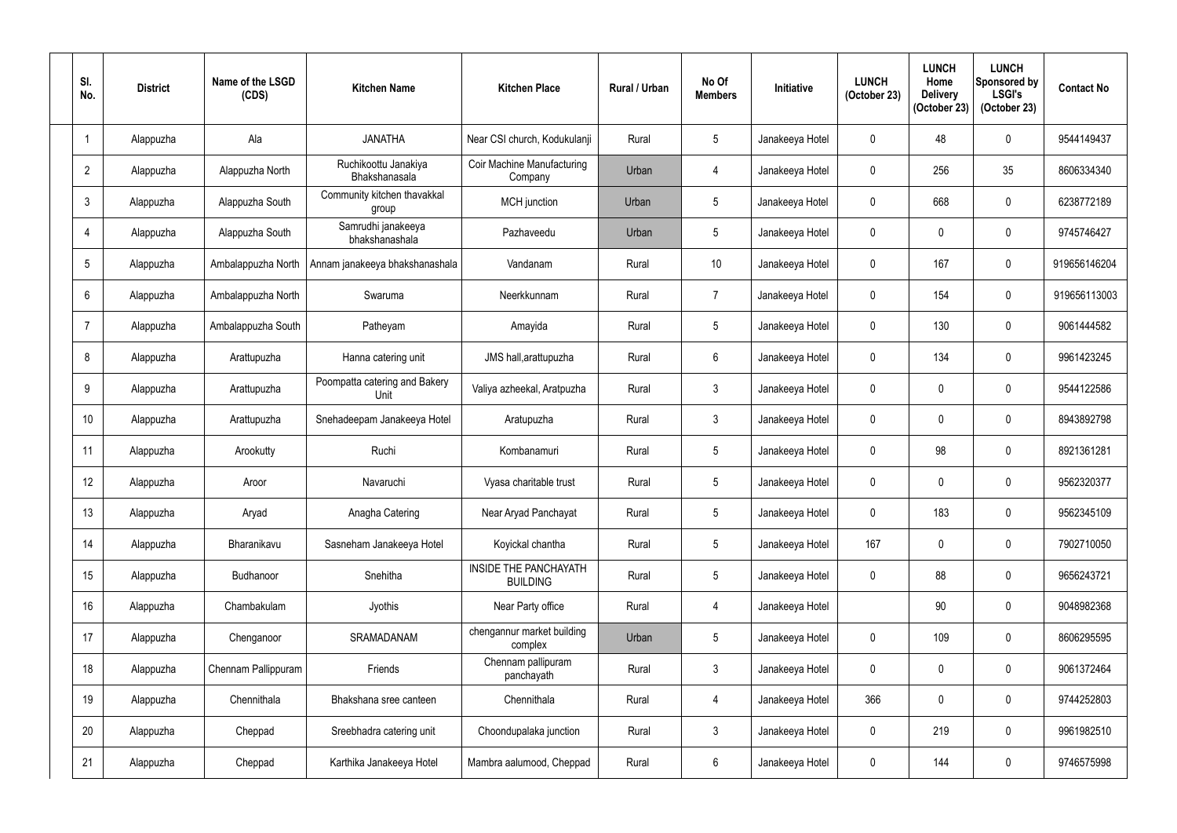| Sl. No. | District | Name of the LSGD (CDS) | Kitchen Name | Kitchen Place | Rural / Urban | No Of Members | Initiative | LUNCH (October 23) | LUNCH Home Delivery (October 23) | LUNCH Sponsored by LSGI's (October 23) | Contact No |
|---|---|---|---|---|---|---|---|---|---|---|---|
| 1 | Alappuzha | Ala | JANATHA | Near CSI church, Kodukulanji | Rural | 5 | Janakeeya Hotel | 0 | 48 | 0 | 9544149437 |
| 2 | Alappuzha | Alappuzha North | Ruchikoottu Janakiya Bhakshanasala | Coir Machine Manufacturing Company | Urban | 4 | Janakeeya Hotel | 0 | 256 | 35 | 8606334340 |
| 3 | Alappuzha | Alappuzha South | Community kitchen thavakkal group | MCH junction | Urban | 5 | Janakeeya Hotel | 0 | 668 | 0 | 6238772189 |
| 4 | Alappuzha | Alappuzha South | Samrudhi janakeeya bhakshanashala | Pazhaveedu | Urban | 5 | Janakeeya Hotel | 0 | 0 | 0 | 9745746427 |
| 5 | Alappuzha | Ambalappuzha North | Annam janakeeya bhakshanashala | Vandanam | Rural | 10 | Janakeeya Hotel | 0 | 167 | 0 | 919656146204 |
| 6 | Alappuzha | Ambalappuzha North | Swaruma | Neerkkunnam | Rural | 7 | Janakeeya Hotel | 0 | 154 | 0 | 919656113003 |
| 7 | Alappuzha | Ambalappuzha South | Patheyam | Amayida | Rural | 5 | Janakeeya Hotel | 0 | 130 | 0 | 9061444582 |
| 8 | Alappuzha | Arattupuzha | Hanna catering unit | JMS hall,arattupuzha | Rural | 6 | Janakeeya Hotel | 0 | 134 | 0 | 9961423245 |
| 9 | Alappuzha | Arattupuzha | Poompatta catering and Bakery Unit | Valiya azheekal, Aratpuzha | Rural | 3 | Janakeeya Hotel | 0 | 0 | 0 | 9544122586 |
| 10 | Alappuzha | Arattupuzha | Snehadeepam Janakeeya Hotel | Aratupuzha | Rural | 3 | Janakeeya Hotel | 0 | 0 | 0 | 8943892798 |
| 11 | Alappuzha | Arookutty | Ruchi | Kombanamuri | Rural | 5 | Janakeeya Hotel | 0 | 98 | 0 | 8921361281 |
| 12 | Alappuzha | Aroor | Navaruchi | Vyasa charitable trust | Rural | 5 | Janakeeya Hotel | 0 | 0 | 0 | 9562320377 |
| 13 | Alappuzha | Aryad | Anagha Catering | Near Aryad Panchayat | Rural | 5 | Janakeeya Hotel | 0 | 183 | 0 | 9562345109 |
| 14 | Alappuzha | Bharanikavu | Sasneham Janakeeya Hotel | Koyickal chantha | Rural | 5 | Janakeeya Hotel | 167 | 0 | 0 | 7902710050 |
| 15 | Alappuzha | Budhanoor | Snehitha | INSIDE THE PANCHAYATH BUILDING | Rural | 5 | Janakeeya Hotel | 0 | 88 | 0 | 9656243721 |
| 16 | Alappuzha | Chambakulam | Jyothis | Near Party office | Rural | 4 | Janakeeya Hotel | | 90 | 0 | 9048982368 |
| 17 | Alappuzha | Chenganoor | SRAMADANAM | chengannur market building complex | Urban | 5 | Janakeeya Hotel | 0 | 109 | 0 | 8606295595 |
| 18 | Alappuzha | Chennam Pallippuram | Friends | Chennam pallipuram panchayath | Rural | 3 | Janakeeya Hotel | 0 | 0 | 0 | 9061372464 |
| 19 | Alappuzha | Chennithala | Bhakshana sree canteen | Chennithala | Rural | 4 | Janakeeya Hotel | 366 | 0 | 0 | 9744252803 |
| 20 | Alappuzha | Cheppad | Sreebhadra catering unit | Choondupalaka junction | Rural | 3 | Janakeeya Hotel | 0 | 219 | 0 | 9961982510 |
| 21 | Alappuzha | Cheppad | Karthika Janakeeya Hotel | Mambra aalumood, Cheppad | Rural | 6 | Janakeeya Hotel | 0 | 144 | 0 | 9746575998 |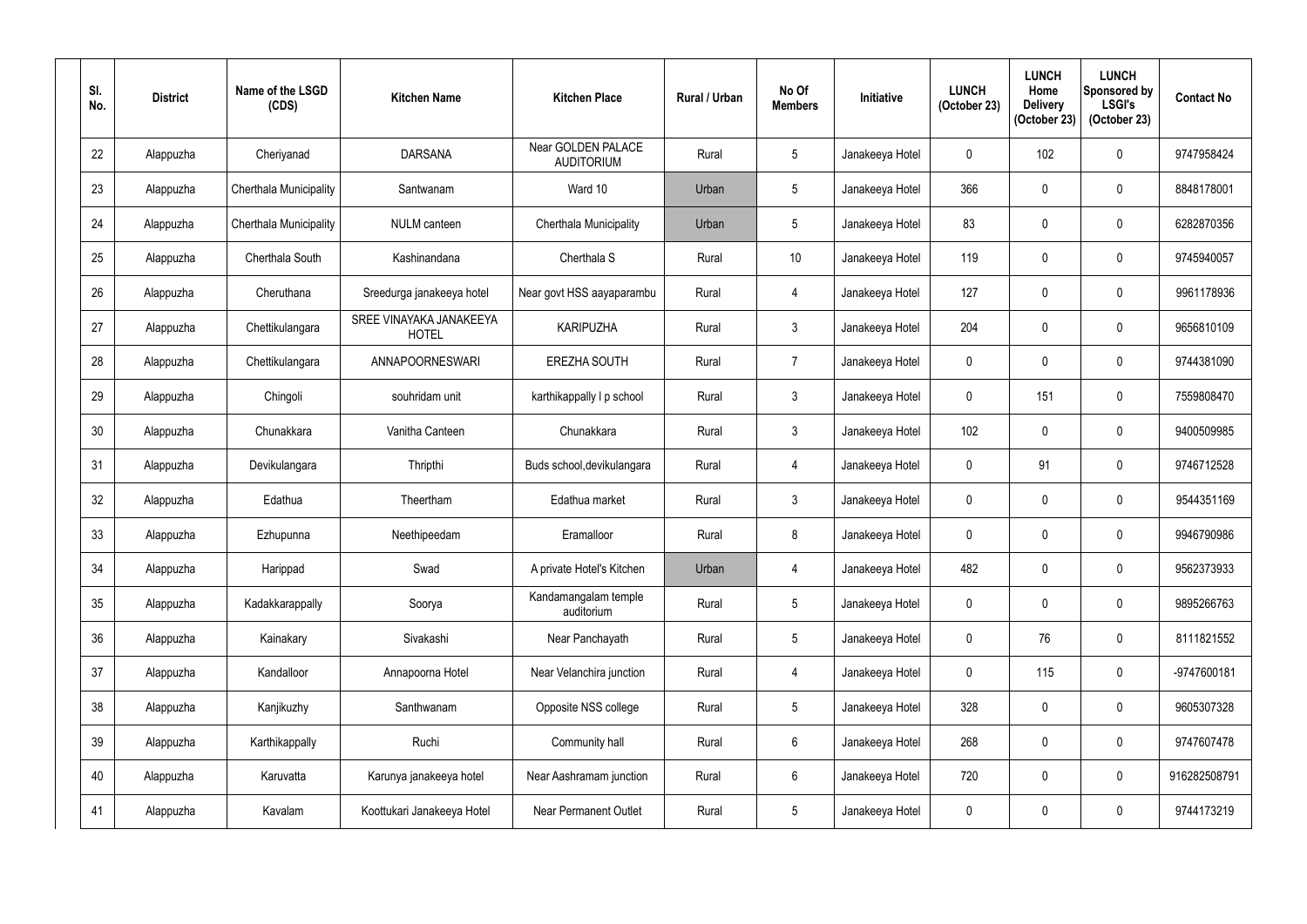| Sl. No. | District | Name of the LSGD (CDS) | Kitchen Name | Kitchen Place | Rural / Urban | No Of Members | Initiative | LUNCH (October 23) | LUNCH Home Delivery (October 23) | LUNCH Sponsored by LSGI's (October 23) | Contact No |
|---|---|---|---|---|---|---|---|---|---|---|---|
| 22 | Alappuzha | Cheriyanad | DARSANA | Near GOLDEN PALACE AUDITORIUM | Rural | 5 | Janakeeya Hotel | 0 | 102 | 0 | 9747958424 |
| 23 | Alappuzha | Cherthala Municipality | Santwanam | Ward 10 | Urban | 5 | Janakeeya Hotel | 366 | 0 | 0 | 8848178001 |
| 24 | Alappuzha | Cherthala Municipality | NULM canteen | Cherthala Municipality | Urban | 5 | Janakeeya Hotel | 83 | 0 | 0 | 6282870356 |
| 25 | Alappuzha | Cherthala South | Kashinandana | Cherthala S | Rural | 10 | Janakeeya Hotel | 119 | 0 | 0 | 9745940057 |
| 26 | Alappuzha | Cheruthana | Sreedurga janakeeya hotel | Near govt HSS aayaparambu | Rural | 4 | Janakeeya Hotel | 127 | 0 | 0 | 9961178936 |
| 27 | Alappuzha | Chettikulangara | SREE VINAYAKA JANAKEEYA HOTEL | KARIPUZHA | Rural | 3 | Janakeeya Hotel | 204 | 0 | 0 | 9656810109 |
| 28 | Alappuzha | Chettikulangara | ANNAPOORNESWARI | EREZHA SOUTH | Rural | 7 | Janakeeya Hotel | 0 | 0 | 0 | 9744381090 |
| 29 | Alappuzha | Chingoli | souhridam unit | karthikappally l p school | Rural | 3 | Janakeeya Hotel | 0 | 151 | 0 | 7559808470 |
| 30 | Alappuzha | Chunakkara | Vanitha Canteen | Chunakkara | Rural | 3 | Janakeeya Hotel | 102 | 0 | 0 | 9400509985 |
| 31 | Alappuzha | Devikulangara | Thripthi | Buds school,devikulangara | Rural | 4 | Janakeeya Hotel | 0 | 91 | 0 | 9746712528 |
| 32 | Alappuzha | Edathua | Theertham | Edathua market | Rural | 3 | Janakeeya Hotel | 0 | 0 | 0 | 9544351169 |
| 33 | Alappuzha | Ezhupunna | Neethipeedam | Eramalloor | Rural | 8 | Janakeeya Hotel | 0 | 0 | 0 | 9946790986 |
| 34 | Alappuzha | Harippad | Swad | A private Hotel's Kitchen | Urban | 4 | Janakeeya Hotel | 482 | 0 | 0 | 9562373933 |
| 35 | Alappuzha | Kadakkarappally | Soorya | Kandamangalam temple auditorium | Rural | 5 | Janakeeya Hotel | 0 | 0 | 0 | 9895266763 |
| 36 | Alappuzha | Kainakary | Sivakashi | Near Panchayath | Rural | 5 | Janakeeya Hotel | 0 | 76 | 0 | 8111821552 |
| 37 | Alappuzha | Kandalloor | Annapoorna Hotel | Near Velanchira junction | Rural | 4 | Janakeeya Hotel | 0 | 115 | 0 | -9747600181 |
| 38 | Alappuzha | Kanjikuzhy | Santhwanam | Opposite NSS college | Rural | 5 | Janakeeya Hotel | 328 | 0 | 0 | 9605307328 |
| 39 | Alappuzha | Karthikappally | Ruchi | Community hall | Rural | 6 | Janakeeya Hotel | 268 | 0 | 0 | 9747607478 |
| 40 | Alappuzha | Karuvatta | Karunya janakeeya hotel | Near Aashramam junction | Rural | 6 | Janakeeya Hotel | 720 | 0 | 0 | 916282508791 |
| 41 | Alappuzha | Kavalam | Koottukari Janakeeya Hotel | Near Permanent Outlet | Rural | 5 | Janakeeya Hotel | 0 | 0 | 0 | 9744173219 |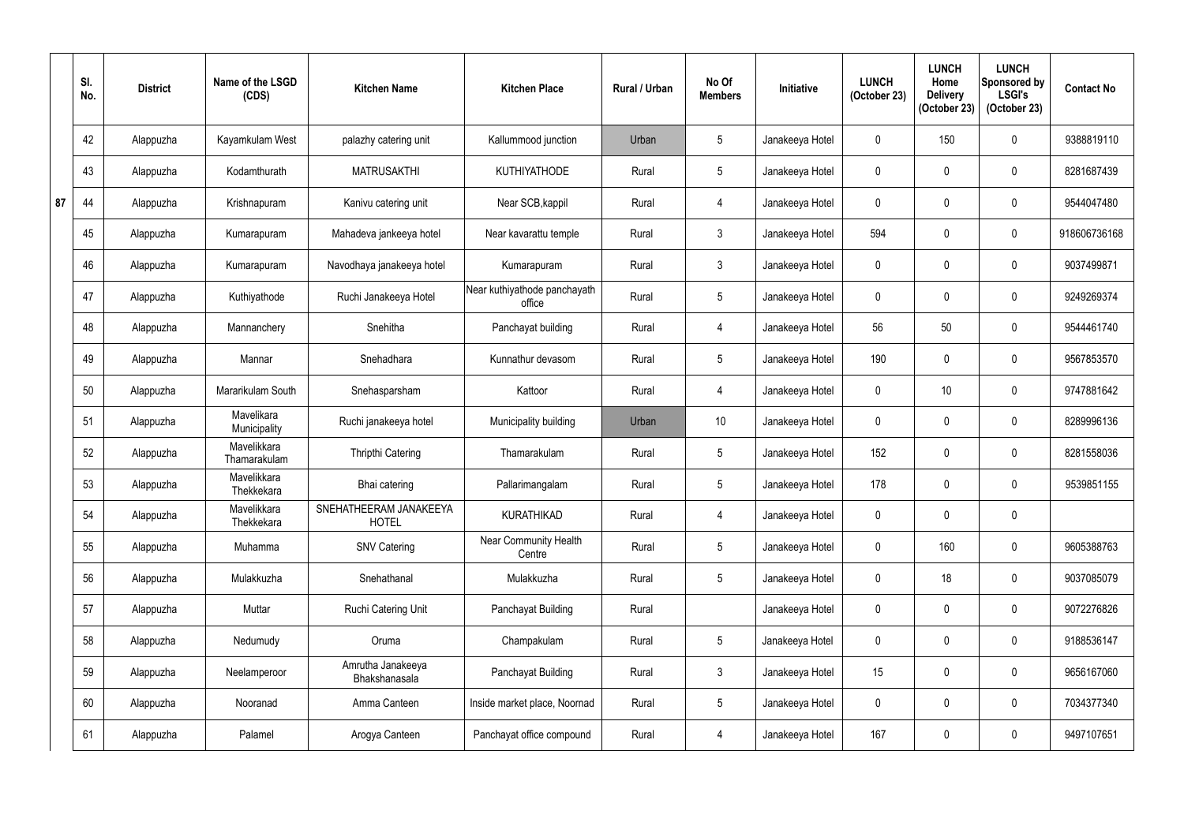| Sl. No. | District | Name of the LSGD (CDS) | Kitchen Name | Kitchen Place | Rural / Urban | No Of Members | Initiative | LUNCH (October 23) | LUNCH Home Delivery (October 23) | LUNCH Sponsored by LSGI's (October 23) | Contact No |
|---|---|---|---|---|---|---|---|---|---|---|---|
| 42 | Alappuzha | Kayamkulam West | palazhy catering unit | Kallummood junction | Urban | 5 | Janakeeya Hotel | 0 | 150 | 0 | 9388819110 |
| 43 | Alappuzha | Kodamthurath | MATRUSAKTHI | KUTHIYATHODE | Rural | 5 | Janakeeya Hotel | 0 | 0 | 0 | 8281687439 |
| 44 | Alappuzha | Krishnapuram | Kanivu catering unit | Near SCB,kappil | Rural | 4 | Janakeeya Hotel | 0 | 0 | 0 | 9544047480 |
| 45 | Alappuzha | Kumarapuram | Mahadeva jankeeya hotel | Near kavarattu temple | Rural | 3 | Janakeeya Hotel | 594 | 0 | 0 | 918606736168 |
| 46 | Alappuzha | Kumarapuram | Navodhaya janakeeya hotel | Kumarapuram | Rural | 3 | Janakeeya Hotel | 0 | 0 | 0 | 9037499871 |
| 47 | Alappuzha | Kuthiyathode | Ruchi Janakeeya Hotel | Near kuthiyathode panchayath office | Rural | 5 | Janakeeya Hotel | 0 | 0 | 0 | 9249269374 |
| 48 | Alappuzha | Mannanchery | Snehitha | Panchayat building | Rural | 4 | Janakeeya Hotel | 56 | 50 | 0 | 9544461740 |
| 49 | Alappuzha | Mannar | Snehadhara | Kunnathur devasom | Rural | 5 | Janakeeya Hotel | 190 | 0 | 0 | 9567853570 |
| 50 | Alappuzha | Mararikulam South | Snehasparsham | Kattoor | Rural | 4 | Janakeeya Hotel | 0 | 10 | 0 | 9747881642 |
| 51 | Alappuzha | Mavelikara Municipality | Ruchi janakeeya hotel | Municipality building | Urban | 10 | Janakeeya Hotel | 0 | 0 | 0 | 8289996136 |
| 52 | Alappuzha | Mavelikkara Thamarakulam | Thripthi Catering | Thamarakulam | Rural | 5 | Janakeeya Hotel | 152 | 0 | 0 | 8281558036 |
| 53 | Alappuzha | Mavelikkara Thekkekara | Bhai catering | Pallarimangalam | Rural | 5 | Janakeeya Hotel | 178 | 0 | 0 | 9539851155 |
| 54 | Alappuzha | Mavelikkara Thekkekara | SNEHATHEERAM JANAKEEYA HOTEL | KURATHIKAD | Rural | 4 | Janakeeya Hotel | 0 | 0 | 0 | |
| 55 | Alappuzha | Muhamma | SNV Catering | Near Community Health Centre | Rural | 5 | Janakeeya Hotel | 0 | 160 | 0 | 9605388763 |
| 56 | Alappuzha | Mulakkuzha | Snehathanal | Mulakkuzha | Rural | 5 | Janakeeya Hotel | 0 | 18 | 0 | 9037085079 |
| 57 | Alappuzha | Muttar | Ruchi Catering Unit | Panchayat Building | Rural | | Janakeeya Hotel | 0 | 0 | 0 | 9072276826 |
| 58 | Alappuzha | Nedumudy | Oruma | Champakulam | Rural | 5 | Janakeeya Hotel | 0 | 0 | 0 | 9188536147 |
| 59 | Alappuzha | Neelamperoor | Amrutha Janakeeya Bhakshanasala | Panchayat Building | Rural | 3 | Janakeeya Hotel | 15 | 0 | 0 | 9656167060 |
| 60 | Alappuzha | Nooranad | Amma Canteen | Inside market place, Noornad | Rural | 5 | Janakeeya Hotel | 0 | 0 | 0 | 7034377340 |
| 61 | Alappuzha | Palamel | Arogya Canteen | Panchayat office compound | Rural | 4 | Janakeeya Hotel | 167 | 0 | 0 | 9497107651 |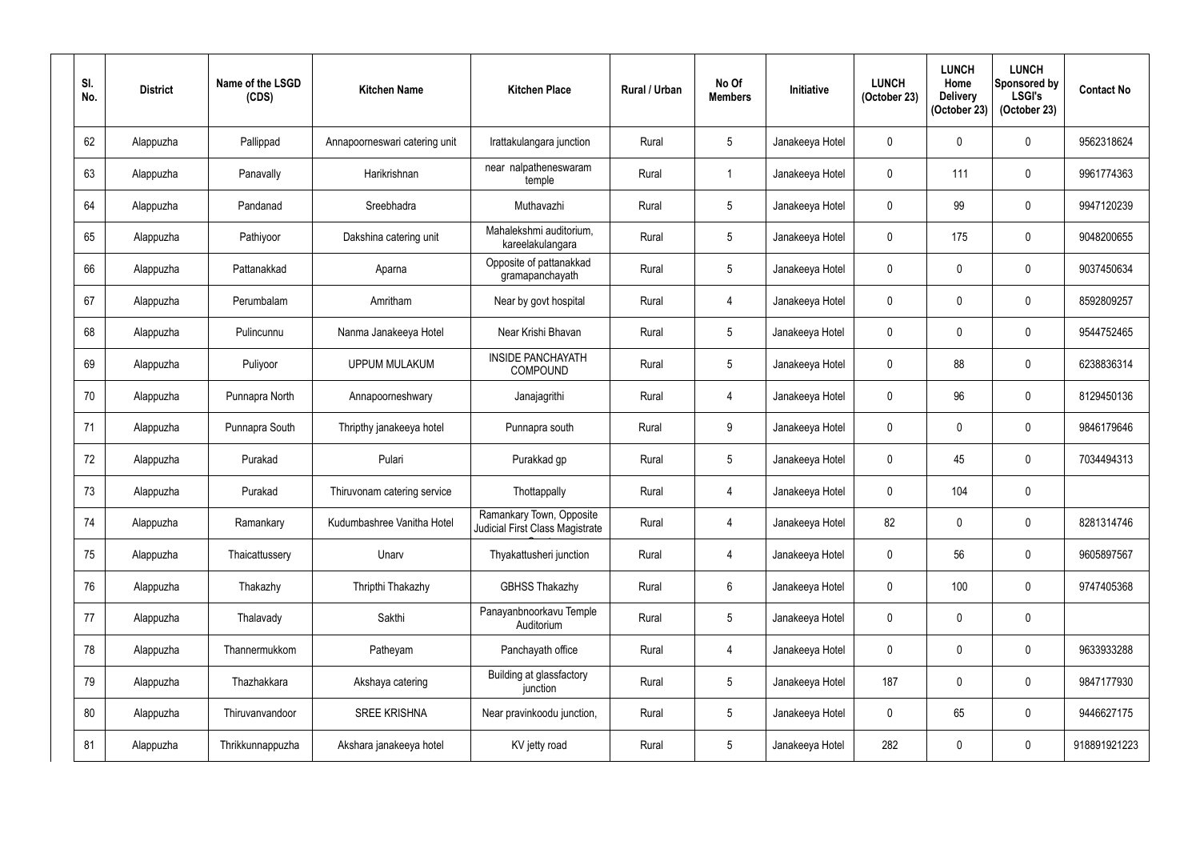| Sl. No. | District | Name of the LSGD (CDS) | Kitchen Name | Kitchen Place | Rural / Urban | No Of Members | Initiative | LUNCH (October 23) | LUNCH Home Delivery (October 23) | LUNCH Sponsored by LSGI's (October 23) | Contact No |
|---|---|---|---|---|---|---|---|---|---|---|---|
| 62 | Alappuzha | Pallippad | Annapoorneswari catering unit | Irattakulangara junction | Rural | 5 | Janakeeya Hotel | 0 | 0 | 0 | 9562318624 |
| 63 | Alappuzha | Panavally | Harikrishnan | near nalpatheneswaram temple | Rural | 1 | Janakeeya Hotel | 0 | 111 | 0 | 9961774363 |
| 64 | Alappuzha | Pandanad | Sreebhadra | Muthavazhi | Rural | 5 | Janakeeya Hotel | 0 | 99 | 0 | 9947120239 |
| 65 | Alappuzha | Pathiyoor | Dakshina catering unit | Mahalekshmi auditorium, kareelakulangara | Rural | 5 | Janakeeya Hotel | 0 | 175 | 0 | 9048200655 |
| 66 | Alappuzha | Pattanakkad | Aparna | Opposite of pattanakkad gramapanchayath | Rural | 5 | Janakeeya Hotel | 0 | 0 | 0 | 9037450634 |
| 67 | Alappuzha | Perumbalam | Amritham | Near by govt hospital | Rural | 4 | Janakeeya Hotel | 0 | 0 | 0 | 8592809257 |
| 68 | Alappuzha | Pulincunnu | Nanma Janakeeya Hotel | Near Krishi Bhavan | Rural | 5 | Janakeeya Hotel | 0 | 0 | 0 | 9544752465 |
| 69 | Alappuzha | Puliyoor | UPPUM MULAKUM | INSIDE PANCHAYATH COMPOUND | Rural | 5 | Janakeeya Hotel | 0 | 88 | 0 | 6238836314 |
| 70 | Alappuzha | Punnapra North | Annapoorneshwary | Janajagrithi | Rural | 4 | Janakeeya Hotel | 0 | 96 | 0 | 8129450136 |
| 71 | Alappuzha | Punnapra South | Thripthy janakeeya hotel | Punnapra south | Rural | 9 | Janakeeya Hotel | 0 | 0 | 0 | 9846179646 |
| 72 | Alappuzha | Purakad | Pulari | Purakkad gp | Rural | 5 | Janakeeya Hotel | 0 | 45 | 0 | 7034494313 |
| 73 | Alappuzha | Purakad | Thiruvonam catering service | Thottappally | Rural | 4 | Janakeeya Hotel | 0 | 104 | 0 | |
| 74 | Alappuzha | Ramankary | Kudumbashree Vanitha Hotel | Ramankary Town, Opposite Judicial First Class Magistrate Court | Rural | 4 | Janakeeya Hotel | 82 | 0 | 0 | 8281314746 |
| 75 | Alappuzha | Thaicattussery | Unarv | Thyakattusheri junction | Rural | 4 | Janakeeya Hotel | 0 | 56 | 0 | 9605897567 |
| 76 | Alappuzha | Thakazhy | Thripthi Thakazhy | GBHSS Thakazhy | Rural | 6 | Janakeeya Hotel | 0 | 100 | 0 | 9747405368 |
| 77 | Alappuzha | Thalavady | Sakthi | Panayanbnoorkavu Temple Auditorium | Rural | 5 | Janakeeya Hotel | 0 | 0 | 0 | |
| 78 | Alappuzha | Thannermukkom | Patheyam | Panchayath office | Rural | 4 | Janakeeya Hotel | 0 | 0 | 0 | 9633933288 |
| 79 | Alappuzha | Thazhakkara | Akshaya catering | Building at glassfactory junction | Rural | 5 | Janakeeya Hotel | 187 | 0 | 0 | 9847177930 |
| 80 | Alappuzha | Thiruvanvandoor | SREE KRISHNA | Near pravinkoodu junction, | Rural | 5 | Janakeeya Hotel | 0 | 65 | 0 | 9446627175 |
| 81 | Alappuzha | Thrikkunnappuzha | Akshara janakeeya hotel | KV jetty road | Rural | 5 | Janakeeya Hotel | 282 | 0 | 0 | 918891921223 |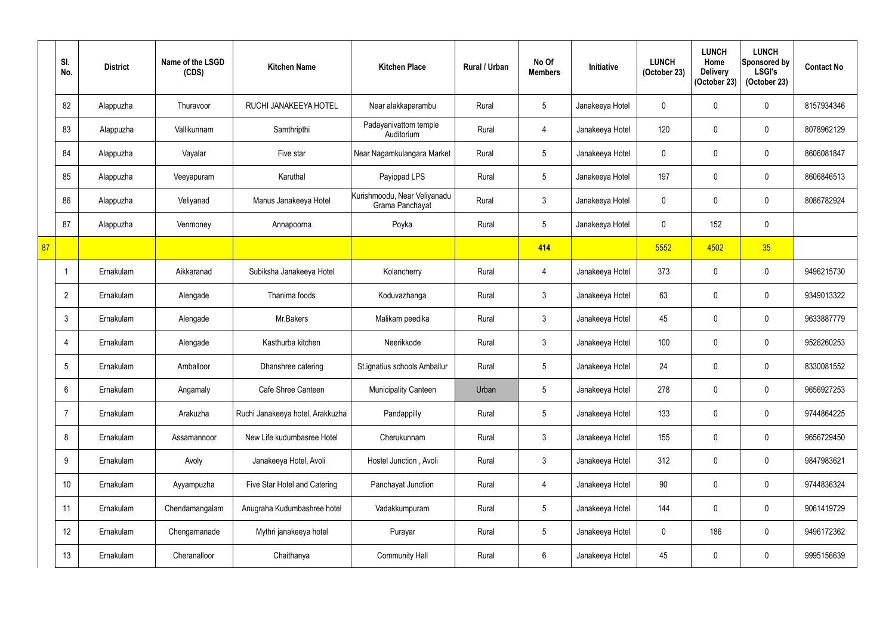| | Sl. No. | District | Name of the LSGD (CDS) | Kitchen Name | Kitchen Place | Rural / Urban | No Of Members | Initiative | LUNCH (October 23) | LUNCH Home Delivery (October 23) | LUNCH Sponsored by LSGI's (October 23) | Contact No |
|---|---|---|---|---|---|---|---|---|---|---|---|---|
| | 82 | Alappuzha | Thuravoor | RUCHI JANAKEEYA HOTEL | Near alakkaparambu | Rural | 5 | Janakeeya Hotel | 0 | 0 | 0 | 8157934346 |
| | 83 | Alappuzha | Vallikunnam | Samthripthi | Padayanivattom temple Auditorium | Rural | 4 | Janakeeya Hotel | 120 | 0 | 0 | 8078962129 |
| | 84 | Alappuzha | Vayalar | Five star | Near Nagamkulangara Market | Rural | 5 | Janakeeya Hotel | 0 | 0 | 0 | 8606081847 |
| | 85 | Alappuzha | Veeyapuram | Karuthal | Payippad LPS | Rural | 5 | Janakeeya Hotel | 197 | 0 | 0 | 8606846513 |
| | 86 | Alappuzha | Veliyanad | Manus Janakeeya Hotel | Kurishmoodu, Near Veliyanadu Grama Panchayat | Rural | 3 | Janakeeya Hotel | 0 | 0 | 0 | 8086782924 |
| | 87 | Alappuzha | Venmoney | Annapoorna | Poyka | Rural | 5 | Janakeeya Hotel | 0 | 152 | 0 | |
| 87 | | | | | | | 414 | | 5552 | 4502 | 35 | |
| | 1 | Ernakulam | Aikkaranad | Subiksha Janakeeya Hotel | Kolancherry | Rural | 4 | Janakeeya Hotel | 373 | 0 | 0 | 9496215730 |
| | 2 | Ernakulam | Alengade | Thanima foods | Koduvazhanga | Rural | 3 | Janakeeya Hotel | 63 | 0 | 0 | 9349013322 |
| | 3 | Ernakulam | Alengade | Mr.Bakers | Malikam peedika | Rural | 3 | Janakeeya Hotel | 45 | 0 | 0 | 9633887779 |
| | 4 | Ernakulam | Alengade | Kasthurba kitchen | Neerikkode | Rural | 3 | Janakeeya Hotel | 100 | 0 | 0 | 9526260253 |
| | 5 | Ernakulam | Amballoor | Dhanshree catering | St.ignatius schools Amballur | Rural | 5 | Janakeeya Hotel | 24 | 0 | 0 | 8330081552 |
| | 6 | Ernakulam | Angamaly | Cafe Shree Canteen | Municipality Canteen | Urban | 5 | Janakeeya Hotel | 278 | 0 | 0 | 9656927253 |
| | 7 | Ernakulam | Arakuzha | Ruchi Janakeeya hotel, Arakkuzha | Pandappilly | Rural | 5 | Janakeeya Hotel | 133 | 0 | 0 | 9744864225 |
| | 8 | Ernakulam | Assamannoor | New Life kudumbasree Hotel | Cherukunnam | Rural | 3 | Janakeeya Hotel | 155 | 0 | 0 | 9656729450 |
| | 9 | Ernakulam | Avoly | Janakeeya Hotel, Avoli | Hostel Junction , Avoli | Rural | 3 | Janakeeya Hotel | 312 | 0 | 0 | 9847983621 |
| | 10 | Ernakulam | Ayyampuzha | Five Star Hotel and Catering | Panchayat Junction | Rural | 4 | Janakeeya Hotel | 90 | 0 | 0 | 9744836324 |
| | 11 | Ernakulam | Chendamangalam | Anugraha Kudumbashree hotel | Vadakkumpuram | Rural | 5 | Janakeeya Hotel | 144 | 0 | 0 | 9061419729 |
| | 12 | Ernakulam | Chengamanade | Mythri janakeeya hotel | Purayar | Rural | 5 | Janakeeya Hotel | 0 | 186 | 0 | 9496172362 |
| | 13 | Ernakulam | Cheranalloor | Chaithanya | Community Hall | Rural | 6 | Janakeeya Hotel | 45 | 0 | 0 | 9995156639 |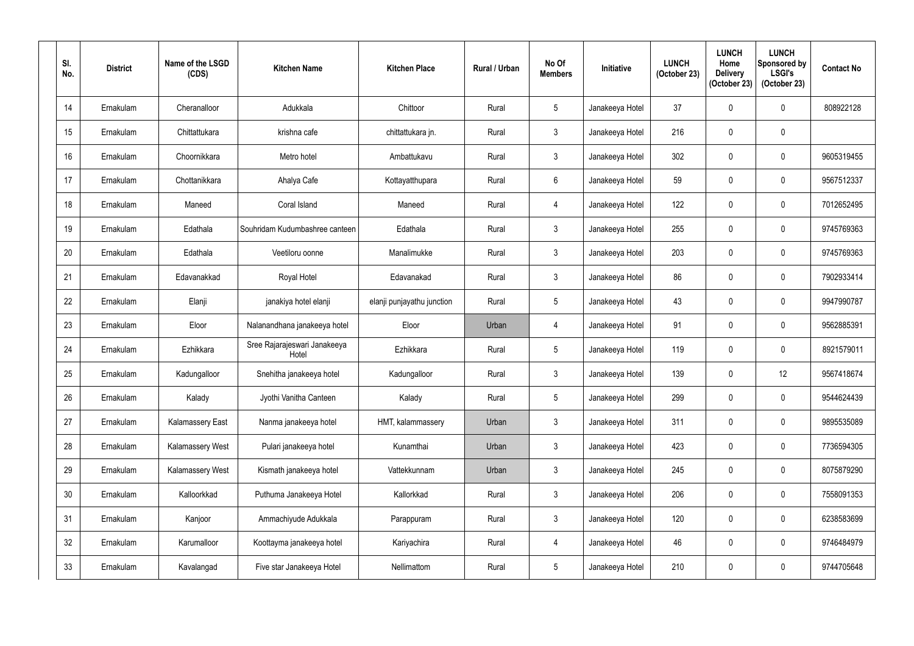| Sl. No. | District | Name of the LSGD (CDS) | Kitchen Name | Kitchen Place | Rural / Urban | No Of Members | Initiative | LUNCH (October 23) | LUNCH Home Delivery (October 23) | LUNCH Sponsored by LSGI's (October 23) | Contact No |
|---|---|---|---|---|---|---|---|---|---|---|---|
| 14 | Ernakulam | Cheranalloor | Adukkala | Chittoor | Rural | 5 | Janakeeya Hotel | 37 | 0 | 0 | 808922128 |
| 15 | Ernakulam | Chittattukara | krishna cafe | chittattukara jn. | Rural | 3 | Janakeeya Hotel | 216 | 0 | 0 | |
| 16 | Ernakulam | Choornikkara | Metro hotel | Ambattukavu | Rural | 3 | Janakeeya Hotel | 302 | 0 | 0 | 9605319455 |
| 17 | Ernakulam | Chottanikkara | Ahalya Cafe | Kottayatthupara | Rural | 6 | Janakeeya Hotel | 59 | 0 | 0 | 9567512337 |
| 18 | Ernakulam | Maneed | Coral Island | Maneed | Rural | 4 | Janakeeya Hotel | 122 | 0 | 0 | 7012652495 |
| 19 | Ernakulam | Edathala | Souhridam Kudumbashree canteen | Edathala | Rural | 3 | Janakeeya Hotel | 255 | 0 | 0 | 9745769363 |
| 20 | Ernakulam | Edathala | Veetiloru oonne | Manalimukke | Rural | 3 | Janakeeya Hotel | 203 | 0 | 0 | 9745769363 |
| 21 | Ernakulam | Edavanakkad | Royal Hotel | Edavanakad | Rural | 3 | Janakeeya Hotel | 86 | 0 | 0 | 7902933414 |
| 22 | Ernakulam | Elanji | janakiya hotel elanji | elanji punjayathu junction | Rural | 5 | Janakeeya Hotel | 43 | 0 | 0 | 9947990787 |
| 23 | Ernakulam | Eloor | Nalanandhana janakeeya hotel | Eloor | Urban | 4 | Janakeeya Hotel | 91 | 0 | 0 | 9562885391 |
| 24 | Ernakulam | Ezhikkara | Sree Rajarajeswari Janakeeya Hotel | Ezhikkara | Rural | 5 | Janakeeya Hotel | 119 | 0 | 0 | 8921579011 |
| 25 | Ernakulam | Kadungalloor | Snehitha janakeeya hotel | Kadungalloor | Rural | 3 | Janakeeya Hotel | 139 | 0 | 12 | 9567418674 |
| 26 | Ernakulam | Kalady | Jyothi Vanitha Canteen | Kalady | Rural | 5 | Janakeeya Hotel | 299 | 0 | 0 | 9544624439 |
| 27 | Ernakulam | Kalamassery East | Nanma janakeeya hotel | HMT, kalammassery | Urban | 3 | Janakeeya Hotel | 311 | 0 | 0 | 9895535089 |
| 28 | Ernakulam | Kalamassery West | Pulari janakeeya hotel | Kunamthai | Urban | 3 | Janakeeya Hotel | 423 | 0 | 0 | 7736594305 |
| 29 | Ernakulam | Kalamassery West | Kismath janakeeya hotel | Vattekkunnam | Urban | 3 | Janakeeya Hotel | 245 | 0 | 0 | 8075879290 |
| 30 | Ernakulam | Kalloorkkad | Puthuma Janakeeya Hotel | Kallorkkad | Rural | 3 | Janakeeya Hotel | 206 | 0 | 0 | 7558091353 |
| 31 | Ernakulam | Kanjoor | Ammachiyude Adukkala | Parappuram | Rural | 3 | Janakeeya Hotel | 120 | 0 | 0 | 6238583699 |
| 32 | Ernakulam | Karumalloor | Koottayma janakeeya hotel | Kariyachira | Rural | 4 | Janakeeya Hotel | 46 | 0 | 0 | 9746484979 |
| 33 | Ernakulam | Kavalangad | Five star Janakeeya Hotel | Nellimattom | Rural | 5 | Janakeeya Hotel | 210 | 0 | 0 | 9744705648 |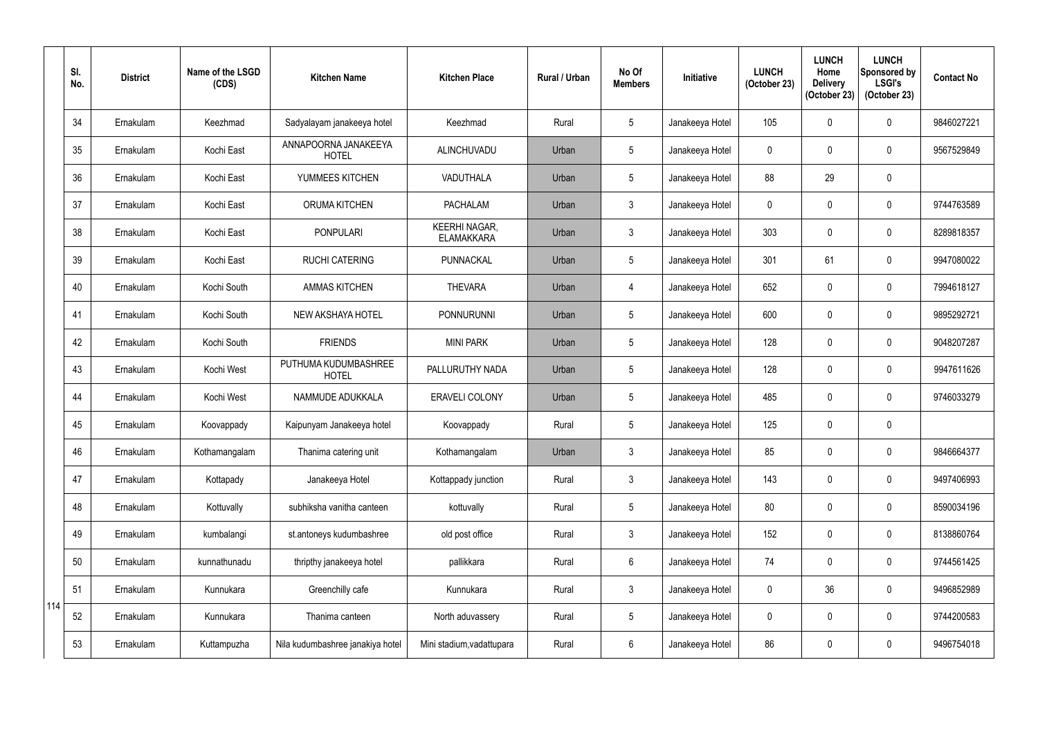| Sl. No. | District | Name of the LSGD (CDS) | Kitchen Name | Kitchen Place | Rural / Urban | No Of Members | Initiative | LUNCH (October 23) | LUNCH Home Delivery (October 23) | LUNCH Sponsored by LSGI's (October 23) | Contact No |
|---|---|---|---|---|---|---|---|---|---|---|---|
| 34 | Ernakulam | Keezhmad | Sadyalayam janakeeya hotel | Keezhmad | Rural | 5 | Janakeeya Hotel | 105 | 0 | 0 | 9846027221 |
| 35 | Ernakulam | Kochi East | ANNAPOORNA JANAKEEYA HOTEL | ALINCHUVADU | Urban | 5 | Janakeeya Hotel | 0 | 0 | 0 | 9567529849 |
| 36 | Ernakulam | Kochi East | YUMMEES KITCHEN | VADUTHALA | Urban | 5 | Janakeeya Hotel | 88 | 29 | 0 | |
| 37 | Ernakulam | Kochi East | ORUMA KITCHEN | PACHALAM | Urban | 3 | Janakeeya Hotel | 0 | 0 | 0 | 9744763589 |
| 38 | Ernakulam | Kochi East | PONPULARI | KEERHI NAGAR, ELAMAKKARA | Urban | 3 | Janakeeya Hotel | 303 | 0 | 0 | 8289818357 |
| 39 | Ernakulam | Kochi East | RUCHI CATERING | PUNNACKAL | Urban | 5 | Janakeeya Hotel | 301 | 61 | 0 | 9947080022 |
| 40 | Ernakulam | Kochi South | AMMAS KITCHEN | THEVARA | Urban | 4 | Janakeeya Hotel | 652 | 0 | 0 | 7994618127 |
| 41 | Ernakulam | Kochi South | NEW AKSHAYA HOTEL | PONNURUNNI | Urban | 5 | Janakeeya Hotel | 600 | 0 | 0 | 9895292721 |
| 42 | Ernakulam | Kochi South | FRIENDS | MINI PARK | Urban | 5 | Janakeeya Hotel | 128 | 0 | 0 | 9048207287 |
| 43 | Ernakulam | Kochi West | PUTHUMA KUDUMBASHREE HOTEL | PALLURUTHY NADA | Urban | 5 | Janakeeya Hotel | 128 | 0 | 0 | 9947611626 |
| 44 | Ernakulam | Kochi West | NAMMUDE ADUKKALA | ERAVELI COLONY | Urban | 5 | Janakeeya Hotel | 485 | 0 | 0 | 9746033279 |
| 45 | Ernakulam | Koovappady | Kaipunyam Janakeeya hotel | Koovappady | Rural | 5 | Janakeeya Hotel | 125 | 0 | 0 | |
| 46 | Ernakulam | Kothamangalam | Thanima catering unit | Kothamangalam | Urban | 3 | Janakeeya Hotel | 85 | 0 | 0 | 9846664377 |
| 47 | Ernakulam | Kottapady | Janakeeya Hotel | Kottappady junction | Rural | 3 | Janakeeya Hotel | 143 | 0 | 0 | 9497406993 |
| 48 | Ernakulam | Kottuvally | subhiksha vanitha canteen | kottuvally | Rural | 5 | Janakeeya Hotel | 80 | 0 | 0 | 8590034196 |
| 49 | Ernakulam | kumbalangi | st.antoneys kudumbashree | old post office | Rural | 3 | Janakeeya Hotel | 152 | 0 | 0 | 8138860764 |
| 50 | Ernakulam | kunnathunadu | thripthy janakeeya hotel | pallikkara | Rural | 6 | Janakeeya Hotel | 74 | 0 | 0 | 9744561425 |
| 51 | Ernakulam | Kunnukara | Greenchilly cafe | Kunnukara | Rural | 3 | Janakeeya Hotel | 0 | 36 | 0 | 9496852989 |
| 52 | Ernakulam | Kunnukara | Thanima canteen | North aduvassery | Rural | 5 | Janakeeya Hotel | 0 | 0 | 0 | 9744200583 |
| 53 | Ernakulam | Kuttampuzha | Nila kudumbashree janakiya hotel | Mini stadium,vadattupara | Rural | 6 | Janakeeya Hotel | 86 | 0 | 0 | 9496754018 |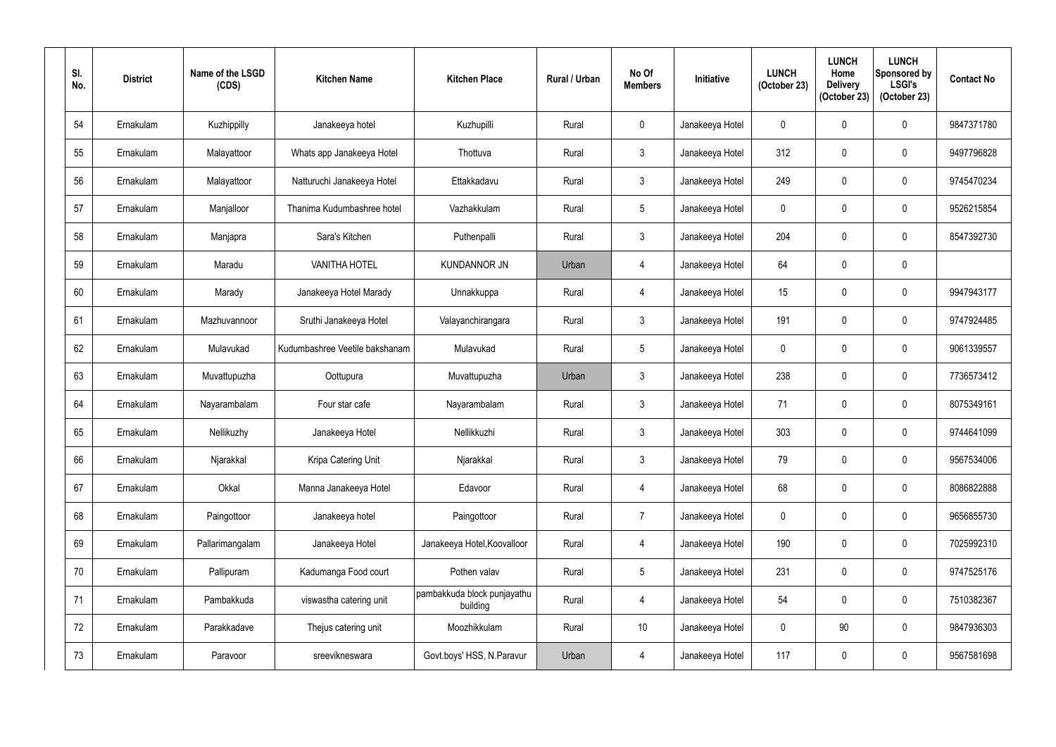| Sl. No. | District | Name of the LSGD (CDS) | Kitchen Name | Kitchen Place | Rural / Urban | No Of Members | Initiative | LUNCH (October 23) | LUNCH Home Delivery (October 23) | LUNCH Sponsored by LSGI's (October 23) | Contact No |
|---|---|---|---|---|---|---|---|---|---|---|---|
| 54 | Ernakulam | Kuzhippilly | Janakeeya hotel | Kuzhupilli | Rural | 0 | Janakeeya Hotel | 0 | 0 | 0 | 9847371780 |
| 55 | Ernakulam | Malayattoor | Whats app Janakeeya Hotel | Thottuva | Rural | 3 | Janakeeya Hotel | 312 | 0 | 0 | 9497796828 |
| 56 | Ernakulam | Malayattoor | Natturuchi Janakeeya Hotel | Ettakkadavu | Rural | 3 | Janakeeya Hotel | 249 | 0 | 0 | 9745470234 |
| 57 | Ernakulam | Manjalloor | Thanima Kudumbashree hotel | Vazhakkulam | Rural | 5 | Janakeeya Hotel | 0 | 0 | 0 | 9526215854 |
| 58 | Ernakulam | Manjapra | Sara's Kitchen | Puthenpalli | Rural | 3 | Janakeeya Hotel | 204 | 0 | 0 | 8547392730 |
| 59 | Ernakulam | Maradu | VANITHA HOTEL | KUNDANNOR JN | Urban | 4 | Janakeeya Hotel | 64 | 0 | 0 | |
| 60 | Ernakulam | Marady | Janakeeya Hotel Marady | Unnakkuppa | Rural | 4 | Janakeeya Hotel | 15 | 0 | 0 | 9947943177 |
| 61 | Ernakulam | Mazhuvannoor | Sruthi Janakeeya Hotel | Valayanchirangara | Rural | 3 | Janakeeya Hotel | 191 | 0 | 0 | 9747924485 |
| 62 | Ernakulam | Mulavukad | Kudumbashree Veetile bakshanam | Mulavukad | Rural | 5 | Janakeeya Hotel | 0 | 0 | 0 | 9061339557 |
| 63 | Ernakulam | Muvattupuzha | Oottupura | Muvattupuzha | Urban | 3 | Janakeeya Hotel | 238 | 0 | 0 | 7736573412 |
| 64 | Ernakulam | Nayarambalam | Four star cafe | Nayarambalam | Rural | 3 | Janakeeya Hotel | 71 | 0 | 0 | 8075349161 |
| 65 | Ernakulam | Nellikuzhy | Janakeeya Hotel | Nellikkuzhi | Rural | 3 | Janakeeya Hotel | 303 | 0 | 0 | 9744641099 |
| 66 | Ernakulam | Njarakkal | Kripa Catering Unit | Njarakkal | Rural | 3 | Janakeeya Hotel | 79 | 0 | 0 | 9567534006 |
| 67 | Ernakulam | Okkal | Manna Janakeeya Hotel | Edavoor | Rural | 4 | Janakeeya Hotel | 68 | 0 | 0 | 8086822888 |
| 68 | Ernakulam | Paingottoor | Janakeeya hotel | Paingottoor | Rural | 7 | Janakeeya Hotel | 0 | 0 | 0 | 9656855730 |
| 69 | Ernakulam | Pallarimangalam | Janakeeya Hotel | Janakeeya Hotel,Koovalloor | Rural | 4 | Janakeeya Hotel | 190 | 0 | 0 | 7025992310 |
| 70 | Ernakulam | Pallipuram | Kadumanga Food court | Pothen valav | Rural | 5 | Janakeeya Hotel | 231 | 0 | 0 | 9747525176 |
| 71 | Ernakulam | Pambakkuda | viswastha catering unit | pambakkuda block punjayathu building | Rural | 4 | Janakeeya Hotel | 54 | 0 | 0 | 7510382367 |
| 72 | Ernakulam | Parakkadave | Thejus catering unit | Moozhikkulam | Rural | 10 | Janakeeya Hotel | 0 | 90 | 0 | 9847936303 |
| 73 | Ernakulam | Paravoor | sreevikneswara | Govt.boys' HSS, N.Paravur | Urban | 4 | Janakeeya Hotel | 117 | 0 | 0 | 9567581698 |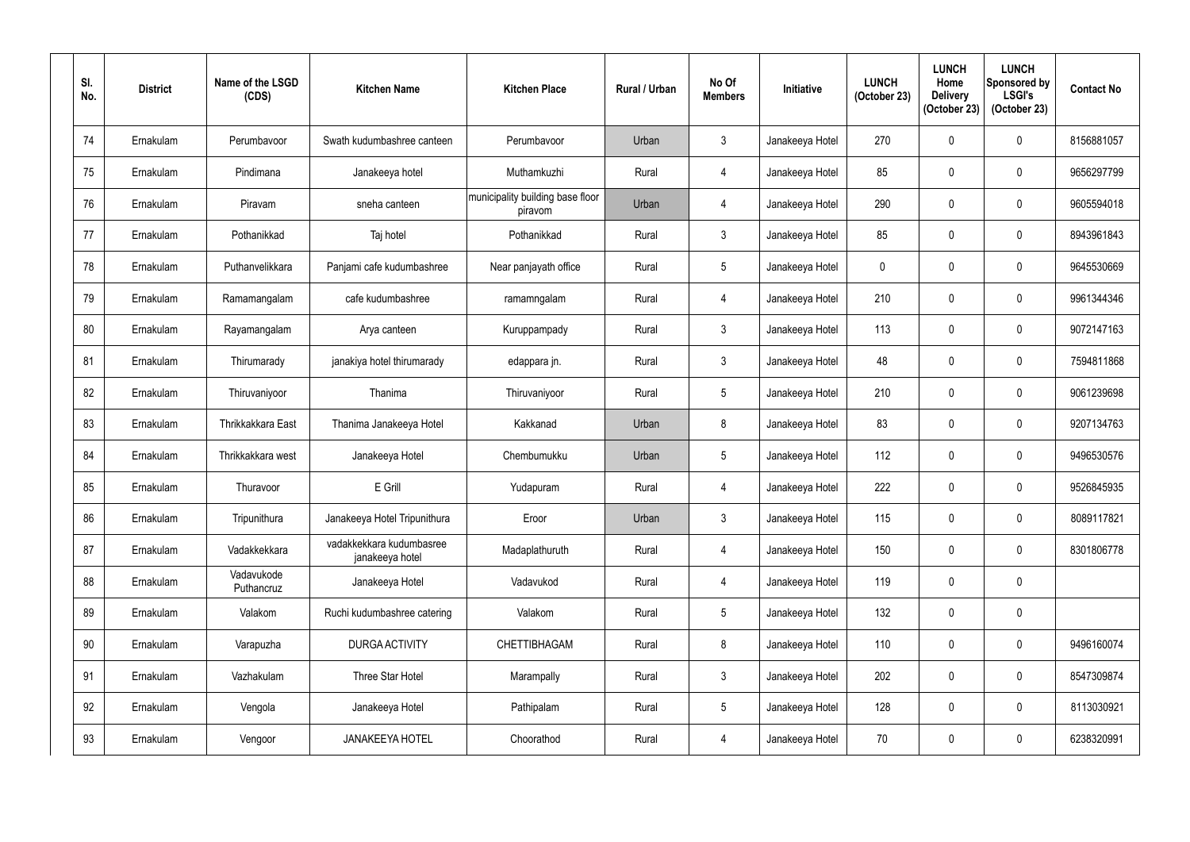| Sl. No. | District | Name of the LSGD (CDS) | Kitchen Name | Kitchen Place | Rural / Urban | No Of Members | Initiative | LUNCH (October 23) | LUNCH Home Delivery (October 23) | LUNCH Sponsored by LSGI's (October 23) | Contact No |
|---|---|---|---|---|---|---|---|---|---|---|---|
| 74 | Ernakulam | Perumbavoor | Swath kudumbashree canteen | Perumbavoor | Urban | 3 | Janakeeya Hotel | 270 | 0 | 0 | 8156881057 |
| 75 | Ernakulam | Pindimana | Janakeeya hotel | Muthamkuzhi | Rural | 4 | Janakeeya Hotel | 85 | 0 | 0 | 9656297799 |
| 76 | Ernakulam | Piravam | sneha canteen | municipality building base floor piravom | Urban | 4 | Janakeeya Hotel | 290 | 0 | 0 | 9605594018 |
| 77 | Ernakulam | Pothanikkad | Taj hotel | Pothanikkad | Rural | 3 | Janakeeya Hotel | 85 | 0 | 0 | 8943961843 |
| 78 | Ernakulam | Puthanvelikkara | Panjami cafe kudumbashree | Near panjayath office | Rural | 5 | Janakeeya Hotel | 0 | 0 | 0 | 9645530669 |
| 79 | Ernakulam | Ramamangalam | cafe kudumbashree | ramamngalam | Rural | 4 | Janakeeya Hotel | 210 | 0 | 0 | 9961344346 |
| 80 | Ernakulam | Rayamangalam | Arya canteen | Kuruppampady | Rural | 3 | Janakeeya Hotel | 113 | 0 | 0 | 9072147163 |
| 81 | Ernakulam | Thirumarady | janakiya hotel thirumarady | edappara jn. | Rural | 3 | Janakeeya Hotel | 48 | 0 | 0 | 7594811868 |
| 82 | Ernakulam | Thiruvaniyoor | Thanima | Thiruvaniyoor | Rural | 5 | Janakeeya Hotel | 210 | 0 | 0 | 9061239698 |
| 83 | Ernakulam | Thrikkakkara East | Thanima Janakeeya Hotel | Kakkanad | Urban | 8 | Janakeeya Hotel | 83 | 0 | 0 | 9207134763 |
| 84 | Ernakulam | Thrikkakkara west | Janakeeya Hotel | Chembumukku | Urban | 5 | Janakeeya Hotel | 112 | 0 | 0 | 9496530576 |
| 85 | Ernakulam | Thuravoor | E Grill | Yudapuram | Rural | 4 | Janakeeya Hotel | 222 | 0 | 0 | 9526845935 |
| 86 | Ernakulam | Tripunithura | Janakeeya Hotel Tripunithura | Eroor | Urban | 3 | Janakeeya Hotel | 115 | 0 | 0 | 8089117821 |
| 87 | Ernakulam | Vadakkekkara | vadakkekkara kudumbasree janakeeya hotel | Madaplathuruth | Rural | 4 | Janakeeya Hotel | 150 | 0 | 0 | 8301806778 |
| 88 | Ernakulam | Vadavukode Puthancruz | Janakeeya Hotel | Vadavukod | Rural | 4 | Janakeeya Hotel | 119 | 0 | 0 | |
| 89 | Ernakulam | Valakom | Ruchi kudumbashree catering | Valakom | Rural | 5 | Janakeeya Hotel | 132 | 0 | 0 | |
| 90 | Ernakulam | Varapuzha | DURGA ACTIVITY | CHETTIBHAGAM | Rural | 8 | Janakeeya Hotel | 110 | 0 | 0 | 9496160074 |
| 91 | Ernakulam | Vazhakulam | Three Star Hotel | Marampally | Rural | 3 | Janakeeya Hotel | 202 | 0 | 0 | 8547309874 |
| 92 | Ernakulam | Vengola | Janakeeya Hotel | Pathipalam | Rural | 5 | Janakeeya Hotel | 128 | 0 | 0 | 8113030921 |
| 93 | Ernakulam | Vengoor | JANAKEEYA HOTEL | Choorathod | Rural | 4 | Janakeeya Hotel | 70 | 0 | 0 | 6238320991 |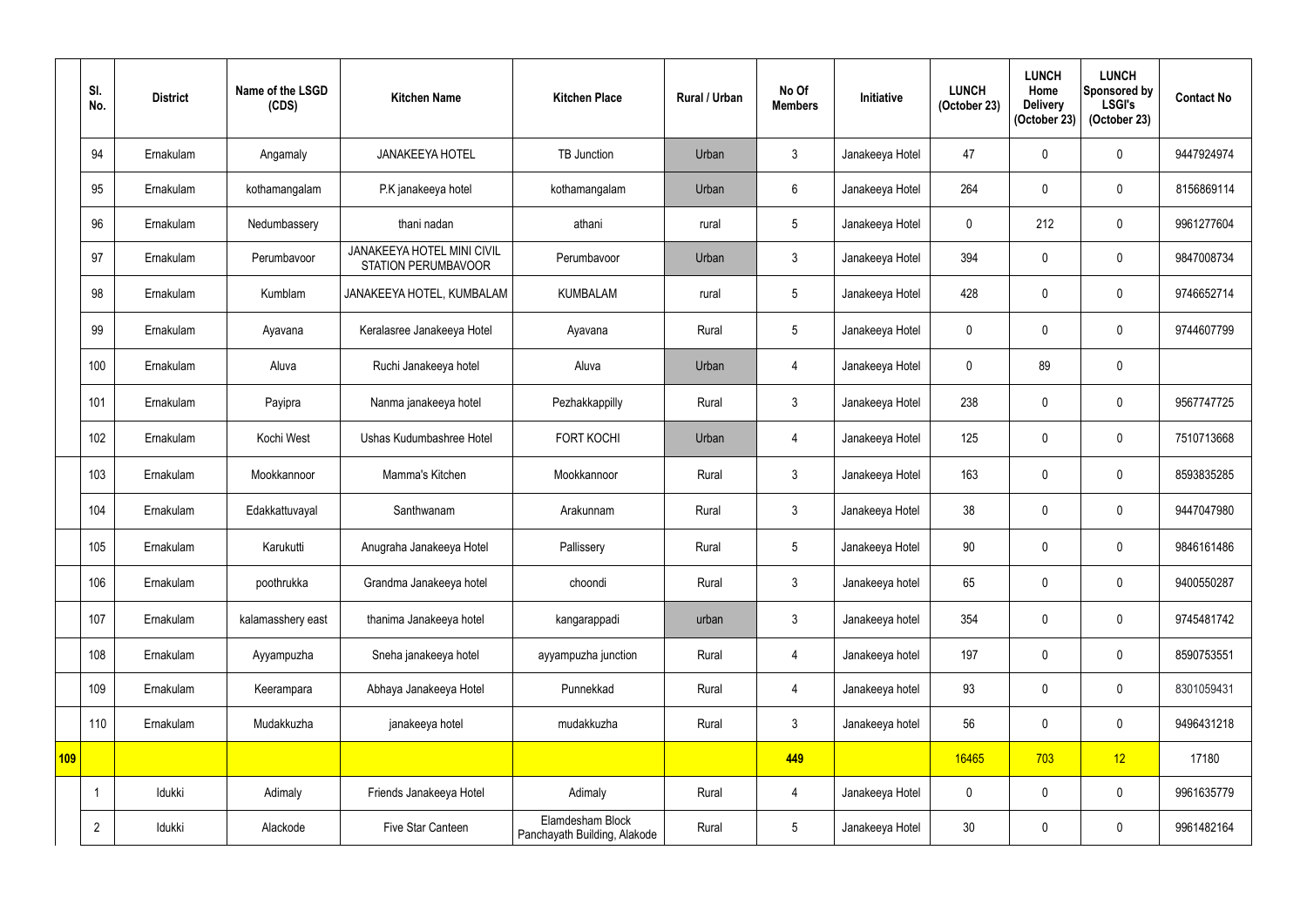| | Sl. No. | District | Name of the LSGD (CDS) | Kitchen Name | Kitchen Place | Rural / Urban | No Of Members | Initiative | LUNCH (October 23) | LUNCH Home Delivery (October 23) | LUNCH Sponsored by LSGI's (October 23) | Contact No |
|---|---|---|---|---|---|---|---|---|---|---|---|---|
| | 94 | Ernakulam | Angamaly | JANAKEEYA HOTEL | TB Junction | Urban | 3 | Janakeeya Hotel | 47 | 0 | 0 | 9447924974 |
| | 95 | Ernakulam | kothamangalam | P.K janakeeya hotel | kothamangalam | Urban | 6 | Janakeeya Hotel | 264 | 0 | 0 | 8156869114 |
| | 96 | Ernakulam | Nedumbassery | thani nadan | athani | rural | 5 | Janakeeya Hotel | 0 | 212 | 0 | 9961277604 |
| | 97 | Ernakulam | Perumbavoor | JANAKEEYA HOTEL MINI CIVIL STATION PERUMBAVOOR | Perumbavoor | Urban | 3 | Janakeeya Hotel | 394 | 0 | 0 | 9847008734 |
| | 98 | Ernakulam | Kumblam | JANAKEEYA HOTEL, KUMBALAM | KUMBALAM | rural | 5 | Janakeeya Hotel | 428 | 0 | 0 | 9746652714 |
| | 99 | Ernakulam | Ayavana | Keralasree Janakeeya Hotel | Ayavana | Rural | 5 | Janakeeya Hotel | 0 | 0 | 0 | 9744607799 |
| | 100 | Ernakulam | Aluva | Ruchi Janakeeya hotel | Aluva | Urban | 4 | Janakeeya Hotel | 0 | 89 | 0 | |
| | 101 | Ernakulam | Payipra | Nanma janakeeya hotel | Pezhakkappilly | Rural | 3 | Janakeeya Hotel | 238 | 0 | 0 | 9567747725 |
| | 102 | Ernakulam | Kochi West | Ushas Kudumbashree Hotel | FORT KOCHI | Urban | 4 | Janakeeya Hotel | 125 | 0 | 0 | 7510713668 |
| | 103 | Ernakulam | Mookkannoor | Mamma's Kitchen | Mookkannoor | Rural | 3 | Janakeeya Hotel | 163 | 0 | 0 | 8593835285 |
| | 104 | Ernakulam | Edakkattuvayal | Santhwanam | Arakunnam | Rural | 3 | Janakeeya Hotel | 38 | 0 | 0 | 9447047980 |
| | 105 | Ernakulam | Karukutti | Anugraha Janakeeya Hotel | Pallissery | Rural | 5 | Janakeeya Hotel | 90 | 0 | 0 | 9846161486 |
| | 106 | Ernakulam | poothrukka | Grandma Janakeeya hotel | choondi | Rural | 3 | Janakeeya hotel | 65 | 0 | 0 | 9400550287 |
| | 107 | Ernakulam | kalamasshery east | thanima Janakeeya hotel | kangarappadi | urban | 3 | Janakeeya hotel | 354 | 0 | 0 | 9745481742 |
| | 108 | Ernakulam | Ayyampuzha | Sneha janakeeya hotel | ayyampuzha junction | Rural | 4 | Janakeeya hotel | 197 | 0 | 0 | 8590753551 |
| | 109 | Ernakulam | Keerampara | Abhaya Janakeeya Hotel | Punnekkad | Rural | 4 | Janakeeya hotel | 93 | 0 | 0 | 8301059431 |
| | 110 | Ernakulam | Mudakkuzha | janakeeya hotel | mudakkuzha | Rural | 3 | Janakeeya hotel | 56 | 0 | 0 | 9496431218 |
| **109** | | | | | | | **449** | | 16465 | 703 | 12 | 17180 |
| | 1 | Idukki | Adimaly | Friends Janakeeya Hotel | Adimaly | Rural | 4 | Janakeeya Hotel | 0 | 0 | 0 | 9961635779 |
| | 2 | Idukki | Alackode | Five Star Canteen | Elamdesham Block Panchayath Building, Alakode | Rural | 5 | Janakeeya Hotel | 30 | 0 | 0 | 9961482164 |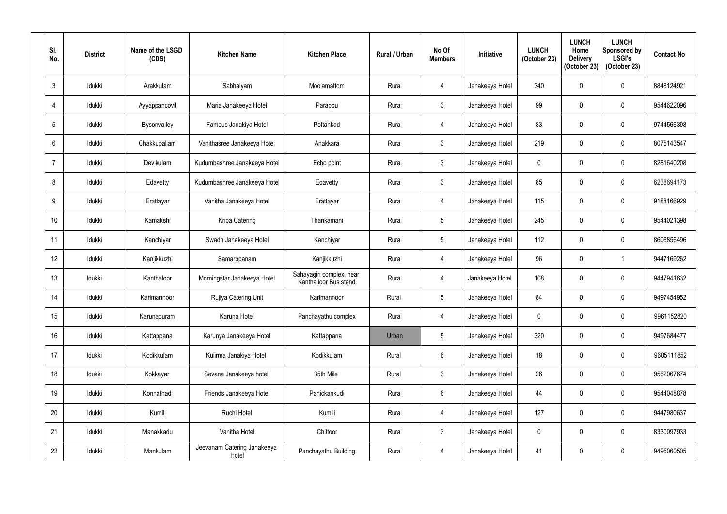| Sl. No. | District | Name of the LSGD (CDS) | Kitchen Name | Kitchen Place | Rural / Urban | No Of Members | Initiative | LUNCH (October 23) | LUNCH Home Delivery (October 23) | LUNCH Sponsored by LSGI's (October 23) | Contact No |
|---|---|---|---|---|---|---|---|---|---|---|---|
| 3 | Idukki | Arakkulam | Sabhalyam | Moolamattom | Rural | 4 | Janakeeya Hotel | 340 | 0 | 0 | 8848124921 |
| 4 | Idukki | Ayyappancovil | Maria Janakeeya Hotel | Parappu | Rural | 3 | Janakeeya Hotel | 99 | 0 | 0 | 9544622096 |
| 5 | Idukki | Bysonvalley | Famous Janakiya Hotel | Pottankad | Rural | 4 | Janakeeya Hotel | 83 | 0 | 0 | 9744566398 |
| 6 | Idukki | Chakkupallam | Vanithasree Janakeeya Hotel | Anakkara | Rural | 3 | Janakeeya Hotel | 219 | 0 | 0 | 8075143547 |
| 7 | Idukki | Devikulam | Kudumbashree Janakeeya Hotel | Echo point | Rural | 3 | Janakeeya Hotel | 0 | 0 | 0 | 8281640208 |
| 8 | Idukki | Edavetty | Kudumbashree Janakeeya Hotel | Edavetty | Rural | 3 | Janakeeya Hotel | 85 | 0 | 0 | 6238694173 |
| 9 | Idukki | Erattayar | Vanitha Janakeeya Hotel | Erattayar | Rural | 4 | Janakeeya Hotel | 115 | 0 | 0 | 9188166929 |
| 10 | Idukki | Kamakshi | Kripa Catering | Thankamani | Rural | 5 | Janakeeya Hotel | 245 | 0 | 0 | 9544021398 |
| 11 | Idukki | Kanchiyar | Swadh Janakeeya Hotel | Kanchiyar | Rural | 5 | Janakeeya Hotel | 112 | 0 | 0 | 8606856496 |
| 12 | Idukki | Kanjikkuzhi | Samarppanam | Kanjikkuzhi | Rural | 4 | Janakeeya Hotel | 96 | 0 | 1 | 9447169262 |
| 13 | Idukki | Kanthaloor | Morningstar Janakeeya Hotel | Sahayagiri complex, near Kanthalloor Bus stand | Rural | 4 | Janakeeya Hotel | 108 | 0 | 0 | 9447941632 |
| 14 | Idukki | Karimannoor | Rujiya Catering Unit | Karimannoor | Rural | 5 | Janakeeya Hotel | 84 | 0 | 0 | 9497454952 |
| 15 | Idukki | Karunapuram | Karuna Hotel | Panchayathu complex | Rural | 4 | Janakeeya Hotel | 0 | 0 | 0 | 9961152820 |
| 16 | Idukki | Kattappana | Karunya Janakeeya Hotel | Kattappana | Urban | 5 | Janakeeya Hotel | 320 | 0 | 0 | 9497684477 |
| 17 | Idukki | Kodikkulam | Kulirma Janakiya Hotel | Kodikkulam | Rural | 6 | Janakeeya Hotel | 18 | 0 | 0 | 9605111852 |
| 18 | Idukki | Kokkayar | Sevana Janakeeya hotel | 35th Mile | Rural | 3 | Janakeeya Hotel | 26 | 0 | 0 | 9562067674 |
| 19 | Idukki | Konnathadi | Friends Janakeeya Hotel | Panickankudi | Rural | 6 | Janakeeya Hotel | 44 | 0 | 0 | 9544048878 |
| 20 | Idukki | Kumili | Ruchi Hotel | Kumili | Rural | 4 | Janakeeya Hotel | 127 | 0 | 0 | 9447980637 |
| 21 | Idukki | Manakkadu | Vanitha Hotel | Chittoor | Rural | 3 | Janakeeya Hotel | 0 | 0 | 0 | 8330097933 |
| 22 | Idukki | Mankulam | Jeevanam Catering Janakeeya Hotel | Panchayathu Building | Rural | 4 | Janakeeya Hotel | 41 | 0 | 0 | 9495060505 |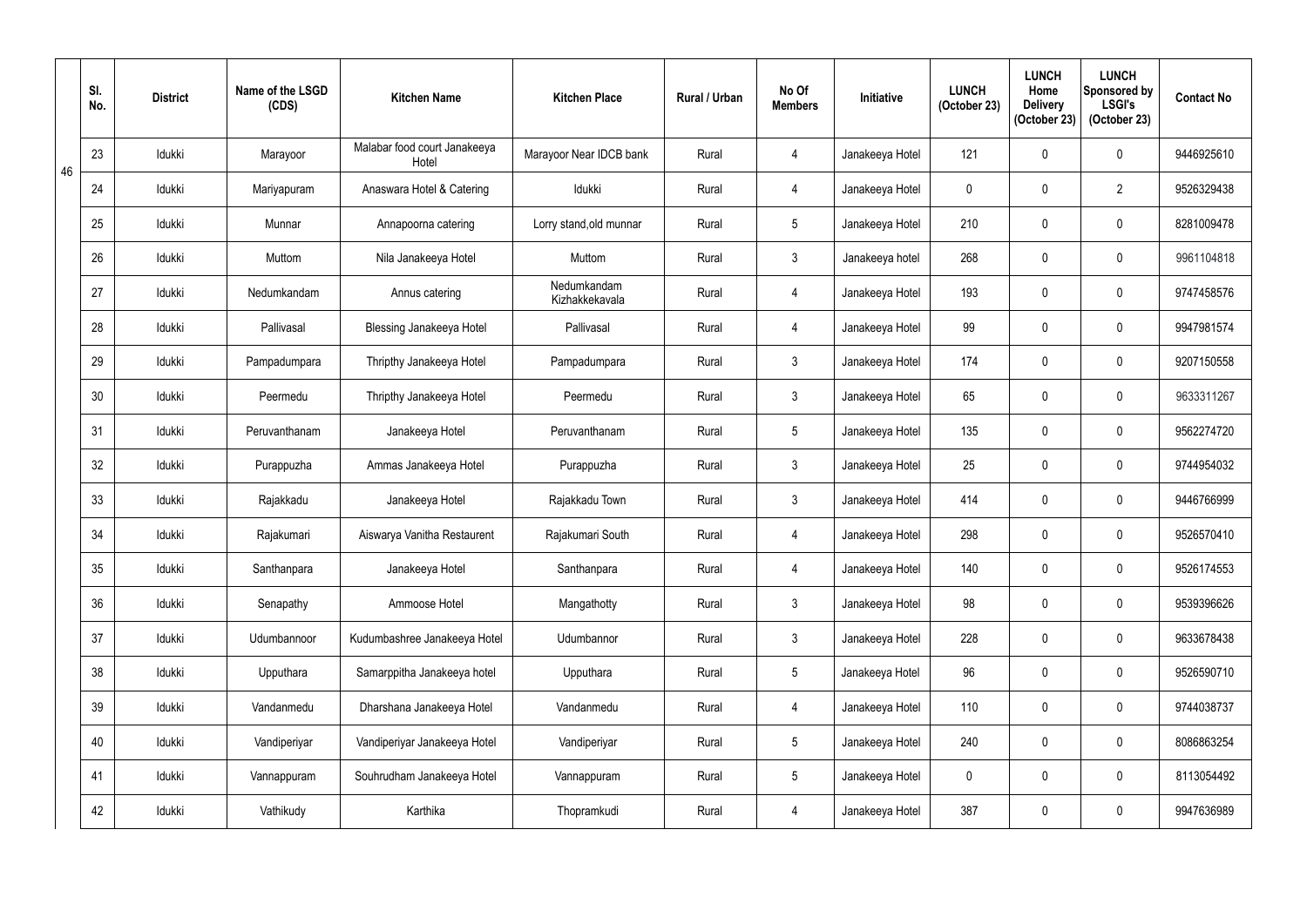| | Sl. No. | District | Name of the LSGD (CDS) | Kitchen Name | Kitchen Place | Rural / Urban | No Of Members | Initiative | LUNCH (October 23) | LUNCH Home Delivery (October 23) | LUNCH Sponsored by LSGI's (October 23) | Contact No |
|---|---|---|---|---|---|---|---|---|---|---|---|---|
| 46 | 23 | Idukki | Marayoor | Malabar food court Janakeeya Hotel | Marayoor Near IDCB bank | Rural | 4 | Janakeeya Hotel | 121 | 0 | 0 | 9446925610 |
| | 24 | Idukki | Mariyapuram | Anaswara Hotel & Catering | Idukki | Rural | 4 | Janakeeya Hotel | 0 | 0 | 2 | 9526329438 |
| | 25 | Idukki | Munnar | Annapoorna catering | Lorry stand,old munnar | Rural | 5 | Janakeeya Hotel | 210 | 0 | 0 | 8281009478 |
| | 26 | Idukki | Muttom | Nila Janakeeya Hotel | Muttom | Rural | 3 | Janakeeya hotel | 268 | 0 | 0 | 9961104818 |
| | 27 | Idukki | Nedumkandam | Annus catering | Nedumkandam Kizhakkekavala | Rural | 4 | Janakeeya Hotel | 193 | 0 | 0 | 9747458576 |
| | 28 | Idukki | Pallivasal | Blessing Janakeeya Hotel | Pallivasal | Rural | 4 | Janakeeya Hotel | 99 | 0 | 0 | 9947981574 |
| | 29 | Idukki | Pampadumpara | Thripthy Janakeeya Hotel | Pampadumpara | Rural | 3 | Janakeeya Hotel | 174 | 0 | 0 | 9207150558 |
| | 30 | Idukki | Peermedu | Thripthy Janakeeya Hotel | Peermedu | Rural | 3 | Janakeeya Hotel | 65 | 0 | 0 | 9633311267 |
| | 31 | Idukki | Peruvanthanam | Janakeeya Hotel | Peruvanthanam | Rural | 5 | Janakeeya Hotel | 135 | 0 | 0 | 9562274720 |
| | 32 | Idukki | Purappuzha | Ammas Janakeeya Hotel | Purappuzha | Rural | 3 | Janakeeya Hotel | 25 | 0 | 0 | 9744954032 |
| | 33 | Idukki | Rajakkadu | Janakeeya Hotel | Rajakkadu Town | Rural | 3 | Janakeeya Hotel | 414 | 0 | 0 | 9446766999 |
| | 34 | Idukki | Rajakumari | Aiswarya Vanitha Restaurent | Rajakumari South | Rural | 4 | Janakeeya Hotel | 298 | 0 | 0 | 9526570410 |
| | 35 | Idukki | Santhanpara | Janakeeya Hotel | Santhanpara | Rural | 4 | Janakeeya Hotel | 140 | 0 | 0 | 9526174553 |
| | 36 | Idukki | Senapathy | Ammoose Hotel | Mangathotty | Rural | 3 | Janakeeya Hotel | 98 | 0 | 0 | 9539396626 |
| | 37 | Idukki | Udumbannoor | Kudumbashree Janakeeya Hotel | Udumbannor | Rural | 3 | Janakeeya Hotel | 228 | 0 | 0 | 9633678438 |
| | 38 | Idukki | Upputhara | Samarppitha Janakeeya hotel | Upputhara | Rural | 5 | Janakeeya Hotel | 96 | 0 | 0 | 9526590710 |
| | 39 | Idukki | Vandanmedu | Dharshana Janakeeya Hotel | Vandanmedu | Rural | 4 | Janakeeya Hotel | 110 | 0 | 0 | 9744038737 |
| | 40 | Idukki | Vandiperiyar | Vandiperiyar Janakeeya Hotel | Vandiperiyar | Rural | 5 | Janakeeya Hotel | 240 | 0 | 0 | 8086863254 |
| | 41 | Idukki | Vannappuram | Souhrudham Janakeeya Hotel | Vannappuram | Rural | 5 | Janakeeya Hotel | 0 | 0 | 0 | 8113054492 |
| | 42 | Idukki | Vathikudy | Karthika | Thopramkudi | Rural | 4 | Janakeeya Hotel | 387 | 0 | 0 | 9947636989 |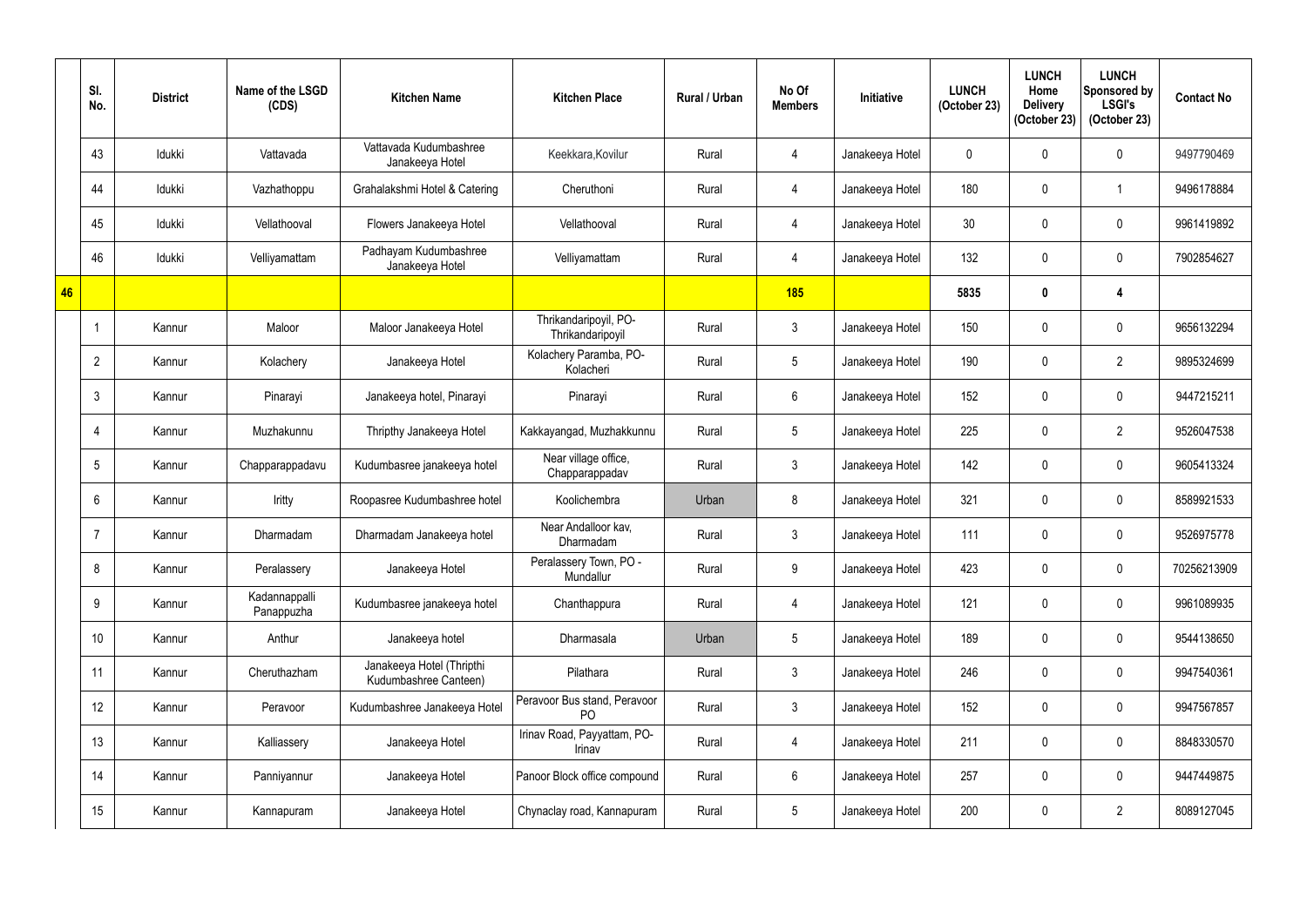| | Sl. No. | District | Name of the LSGD (CDS) | Kitchen Name | Kitchen Place | Rural / Urban | No Of Members | Initiative | LUNCH (October 23) | LUNCH Home Delivery (October 23) | LUNCH Sponsored by LSGI's (October 23) | Contact No |
|---|---|---|---|---|---|---|---|---|---|---|---|---|
| | 43 | Idukki | Vattavada | Vattavada Kudumbashree Janakeeya Hotel | Keekkara,Kovilur | Rural | 4 | Janakeeya Hotel | 0 | 0 | 0 | 9497790469 |
| | 44 | Idukki | Vazhathoppu | Grahalakshmi Hotel & Catering | Cheruthoni | Rural | 4 | Janakeeya Hotel | 180 | 0 | 1 | 9496178884 |
| | 45 | Idukki | Vellathooval | Flowers Janakeeya Hotel | Vellathooval | Rural | 4 | Janakeeya Hotel | 30 | 0 | 0 | 9961419892 |
| | 46 | Idukki | Velliyamattam | Padhayam Kudumbashree Janakeeya Hotel | Velliyamattam | Rural | 4 | Janakeeya Hotel | 132 | 0 | 0 | 7902854627 |
| **46** | | | | | | | **185** | | **5835** | **0** | **4** | |
| | 1 | Kannur | Maloor | Maloor Janakeeya Hotel | Thrikandaripoyil, PO-Thrikandaripoyil | Rural | 3 | Janakeeya Hotel | 150 | 0 | 0 | 9656132294 |
| | 2 | Kannur | Kolachery | Janakeeya Hotel | Kolachery Paramba, PO-Kolacheri | Rural | 5 | Janakeeya Hotel | 190 | 0 | 2 | 9895324699 |
| | 3 | Kannur | Pinarayi | Janakeeya hotel, Pinarayi | Pinarayi | Rural | 6 | Janakeeya Hotel | 152 | 0 | 0 | 9447215211 |
| | 4 | Kannur | Muzhakunnu | Thripthy Janakeeya Hotel | Kakkayangad, Muzhakkunnu | Rural | 5 | Janakeeya Hotel | 225 | 0 | 2 | 9526047538 |
| | 5 | Kannur | Chapparappadavu | Kudumbasree janakeeya hotel | Near village office, Chapparappadav | Rural | 3 | Janakeeya Hotel | 142 | 0 | 0 | 9605413324 |
| | 6 | Kannur | Iritty | Roopasree Kudumbashree hotel | Koolichembra | Urban | 8 | Janakeeya Hotel | 321 | 0 | 0 | 8589921533 |
| | 7 | Kannur | Dharmadam | Dharmadam Janakeeya hotel | Near Andalloor kav, Dharmadam | Rural | 3 | Janakeeya Hotel | 111 | 0 | 0 | 9526975778 |
| | 8 | Kannur | Peralassery | Janakeeya Hotel | Peralassery Town, PO - Mundallur | Rural | 9 | Janakeeya Hotel | 423 | 0 | 0 | 70256213909 |
| | 9 | Kannur | Kadannappalli Panappuzha | Kudumbasree janakeeya hotel | Chanthappura | Rural | 4 | Janakeeya Hotel | 121 | 0 | 0 | 9961089935 |
| | 10 | Kannur | Anthur | Janakeeya hotel | Dharmasala | Urban | 5 | Janakeeya Hotel | 189 | 0 | 0 | 9544138650 |
| | 11 | Kannur | Cheruthazham | Janakeeya Hotel (Thripthi Kudumbashree Canteen) | Pilathara | Rural | 3 | Janakeeya Hotel | 246 | 0 | 0 | 9947540361 |
| | 12 | Kannur | Peravoor | Kudumbashree Janakeeya Hotel | Peravoor Bus stand, Peravoor PO | Rural | 3 | Janakeeya Hotel | 152 | 0 | 0 | 9947567857 |
| | 13 | Kannur | Kalliassery | Janakeeya Hotel | Irinav Road, Payyattam, PO-Irinav | Rural | 4 | Janakeeya Hotel | 211 | 0 | 0 | 8848330570 |
| | 14 | Kannur | Panniyannur | Janakeeya Hotel | Panoor Block office compound | Rural | 6 | Janakeeya Hotel | 257 | 0 | 0 | 9447449875 |
| | 15 | Kannur | Kannapuram | Janakeeya Hotel | Chynaclay road, Kannapuram | Rural | 5 | Janakeeya Hotel | 200 | 0 | 2 | 8089127045 |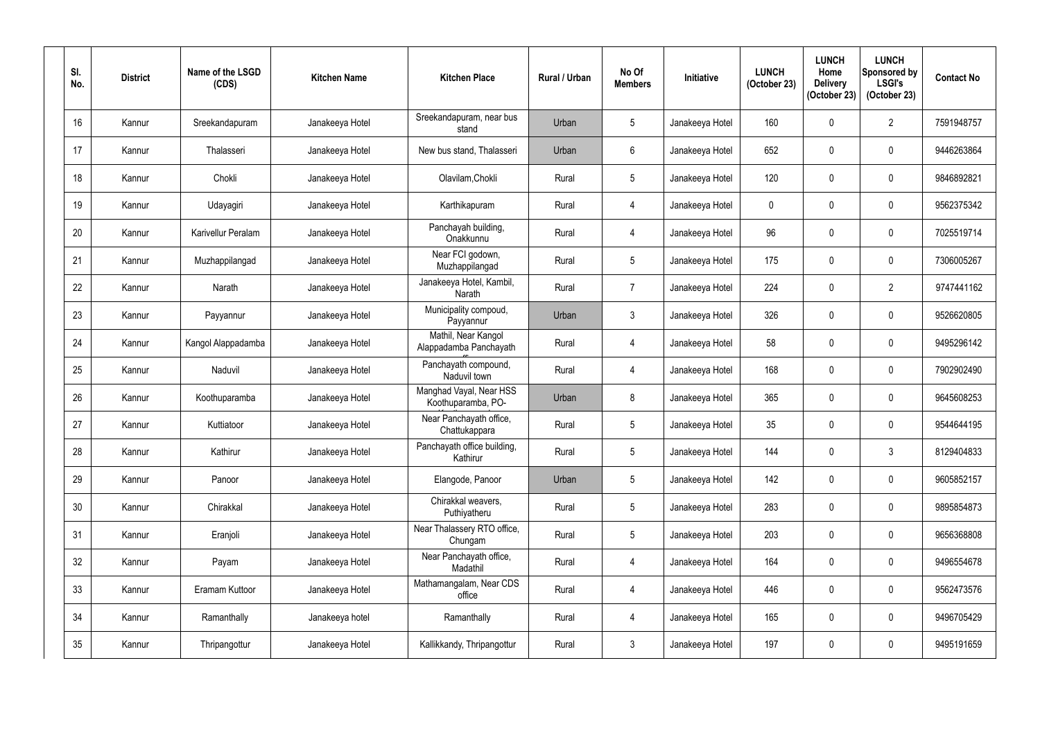| Sl. No. | District | Name of the LSGD (CDS) | Kitchen Name | Kitchen Place | Rural / Urban | No Of Members | Initiative | LUNCH (October 23) | LUNCH Home Delivery (October 23) | LUNCH Sponsored by LSGI's (October 23) | Contact No |
|---|---|---|---|---|---|---|---|---|---|---|---|
| 16 | Kannur | Sreekandapuram | Janakeeya Hotel | Sreekandapuram, near bus stand | Urban | 5 | Janakeeya Hotel | 160 | 0 | 2 | 7591948757 |
| 17 | Kannur | Thalasseri | Janakeeya Hotel | New bus stand, Thalasseri | Urban | 6 | Janakeeya Hotel | 652 | 0 | 0 | 9446263864 |
| 18 | Kannur | Chokli | Janakeeya Hotel | Olavilam,Chokli | Rural | 5 | Janakeeya Hotel | 120 | 0 | 0 | 9846892821 |
| 19 | Kannur | Udayagiri | Janakeeya Hotel | Karthikapuram | Rural | 4 | Janakeeya Hotel | 0 | 0 | 0 | 9562375342 |
| 20 | Kannur | Karivellur Peralam | Janakeeya Hotel | Panchayah building, Onakkunnu | Rural | 4 | Janakeeya Hotel | 96 | 0 | 0 | 7025519714 |
| 21 | Kannur | Muzhappilangad | Janakeeya Hotel | Near FCI godown, Muzhappilangad | Rural | 5 | Janakeeya Hotel | 175 | 0 | 0 | 7306005267 |
| 22 | Kannur | Narath | Janakeeya Hotel | Janakeeya Hotel, Kambil, Narath | Rural | 7 | Janakeeya Hotel | 224 | 0 | 2 | 9747441162 |
| 23 | Kannur | Payyannur | Janakeeya Hotel | Municipality compoud, Payyannur | Urban | 3 | Janakeeya Hotel | 326 | 0 | 0 | 9526620805 |
| 24 | Kannur | Kangol Alappadamba | Janakeeya Hotel | Mathil, Near Kangol Alappadamba Panchayath | Rural | 4 | Janakeeya Hotel | 58 | 0 | 0 | 9495296142 |
| 25 | Kannur | Naduvil | Janakeeya Hotel | Panchayath compound, Naduvil town | Rural | 4 | Janakeeya Hotel | 168 | 0 | 0 | 7902902490 |
| 26 | Kannur | Koothuparamba | Janakeeya Hotel | Manghad Vayal, Near HSS Koothuparamba, PO- | Urban | 8 | Janakeeya Hotel | 365 | 0 | 0 | 9645608253 |
| 27 | Kannur | Kuttiatoor | Janakeeya Hotel | Near Panchayath office, Chattukappara | Rural | 5 | Janakeeya Hotel | 35 | 0 | 0 | 9544644195 |
| 28 | Kannur | Kathirur | Janakeeya Hotel | Panchayath office building, Kathirur | Rural | 5 | Janakeeya Hotel | 144 | 0 | 3 | 8129404833 |
| 29 | Kannur | Panoor | Janakeeya Hotel | Elangode, Panoor | Urban | 5 | Janakeeya Hotel | 142 | 0 | 0 | 9605852157 |
| 30 | Kannur | Chirakkal | Janakeeya Hotel | Chirakkal weavers, Puthiyatheru | Rural | 5 | Janakeeya Hotel | 283 | 0 | 0 | 9895854873 |
| 31 | Kannur | Eranjoli | Janakeeya Hotel | Near Thalassery RTO office, Chungam | Rural | 5 | Janakeeya Hotel | 203 | 0 | 0 | 9656368808 |
| 32 | Kannur | Payam | Janakeeya Hotel | Near Panchayath office, Madathil | Rural | 4 | Janakeeya Hotel | 164 | 0 | 0 | 9496554678 |
| 33 | Kannur | Eramam Kuttoor | Janakeeya Hotel | Mathamangalam, Near CDS office | Rural | 4 | Janakeeya Hotel | 446 | 0 | 0 | 9562473576 |
| 34 | Kannur | Ramanthally | Janakeeya hotel | Ramanthally | Rural | 4 | Janakeeya Hotel | 165 | 0 | 0 | 9496705429 |
| 35 | Kannur | Thripangottur | Janakeeya Hotel | Kallikkandy, Thripangottur | Rural | 3 | Janakeeya Hotel | 197 | 0 | 0 | 9495191659 |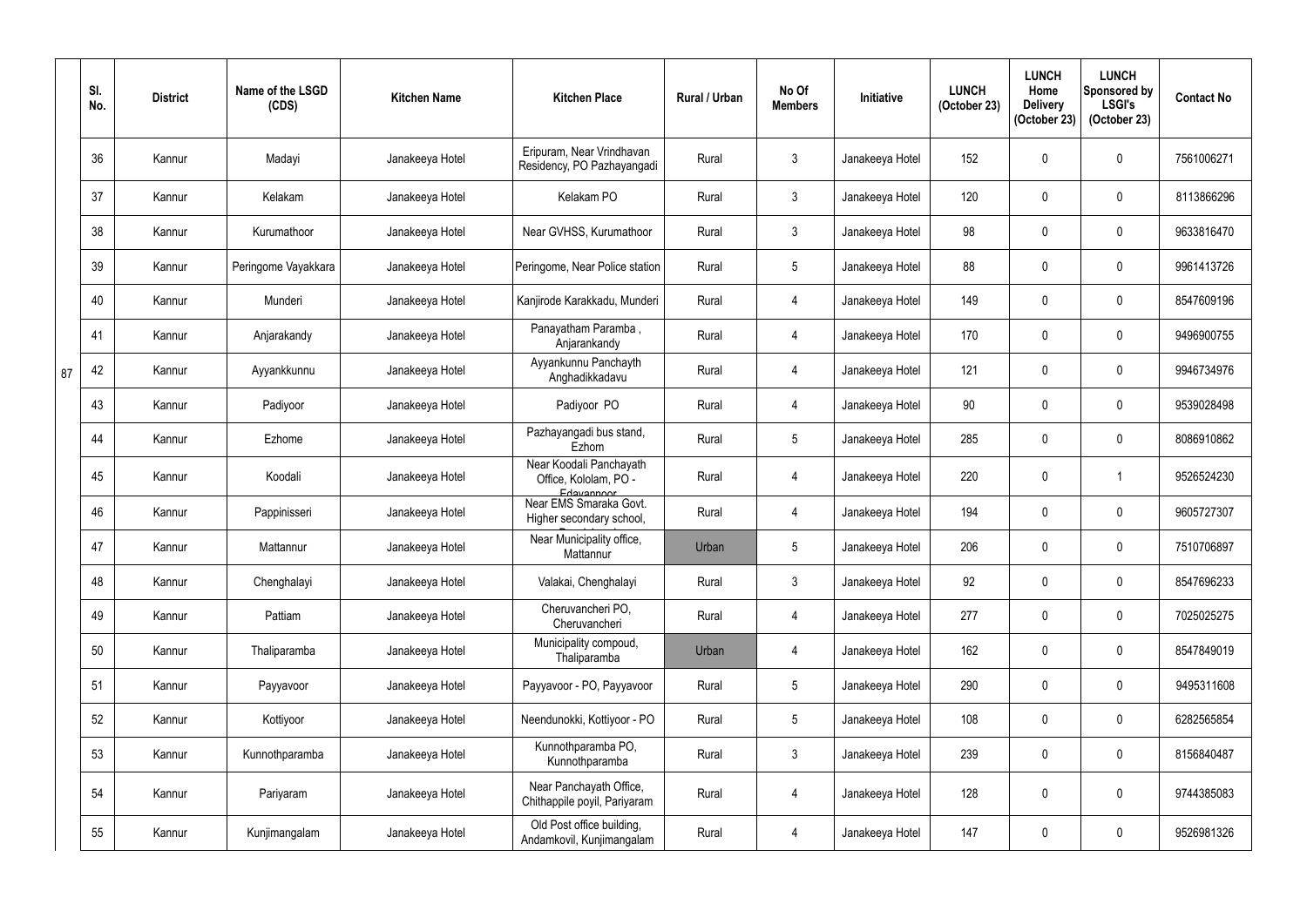| | Sl. No. | District | Name of the LSGD (CDS) | Kitchen Name | Kitchen Place | Rural / Urban | No Of Members | Initiative | LUNCH (October 23) | LUNCH Home Delivery (October 23) | LUNCH Sponsored by LSGI's (October 23) | Contact No |
|---|---|---|---|---|---|---|---|---|---|---|---|---|
| | 36 | Kannur | Madayi | Janakeeya Hotel | Eripuram, Near Vrindhavan Residency, PO Pazhayangadi | Rural | 3 | Janakeeya Hotel | 152 | 0 | 0 | 7561006271 |
| | 37 | Kannur | Kelakam | Janakeeya Hotel | Kelakam PO | Rural | 3 | Janakeeya Hotel | 120 | 0 | 0 | 8113866296 |
| | 38 | Kannur | Kurumathoor | Janakeeya Hotel | Near GVHSS, Kurumathoor | Rural | 3 | Janakeeya Hotel | 98 | 0 | 0 | 9633816470 |
| | 39 | Kannur | Peringome Vayakkara | Janakeeya Hotel | Peringome, Near Police station | Rural | 5 | Janakeeya Hotel | 88 | 0 | 0 | 9961413726 |
| | 40 | Kannur | Munderi | Janakeeya Hotel | Kanjirode Karakkadu, Munderi | Rural | 4 | Janakeeya Hotel | 149 | 0 | 0 | 8547609196 |
| | 41 | Kannur | Anjarakandy | Janakeeya Hotel | Panayatham Paramba , Anjarankandy | Rural | 4 | Janakeeya Hotel | 170 | 0 | 0 | 9496900755 |
| 87 | 42 | Kannur | Ayyankkunnu | Janakeeya Hotel | Ayyankunnu Panchayth Anghadikkadavu | Rural | 4 | Janakeeya Hotel | 121 | 0 | 0 | 9946734976 |
| | 43 | Kannur | Padiyoor | Janakeeya Hotel | Padiyoor PO | Rural | 4 | Janakeeya Hotel | 90 | 0 | 0 | 9539028498 |
| | 44 | Kannur | Ezhome | Janakeeya Hotel | Pazhayangadi bus stand, Ezhom | Rural | 5 | Janakeeya Hotel | 285 | 0 | 0 | 8086910862 |
| | 45 | Kannur | Koodali | Janakeeya Hotel | Near Koodali Panchayath Office, Kololam, PO - Edavannoor | Rural | 4 | Janakeeya Hotel | 220 | 0 | 1 | 9526524230 |
| | 46 | Kannur | Pappinisseri | Janakeeya Hotel | Near EMS Smaraka Govt. Higher secondary school, | Rural | 4 | Janakeeya Hotel | 194 | 0 | 0 | 9605727307 |
| | 47 | Kannur | Mattannur | Janakeeya Hotel | Near Municipality office, Mattannur | Urban | 5 | Janakeeya Hotel | 206 | 0 | 0 | 7510706897 |
| | 48 | Kannur | Chenghalayi | Janakeeya Hotel | Valakai, Chenghalayi | Rural | 3 | Janakeeya Hotel | 92 | 0 | 0 | 8547696233 |
| | 49 | Kannur | Pattiam | Janakeeya Hotel | Cheruvancheri PO, Cheruvancheri | Rural | 4 | Janakeeya Hotel | 277 | 0 | 0 | 7025025275 |
| | 50 | Kannur | Thaliparamba | Janakeeya Hotel | Municipality compoud, Thaliparamba | Urban | 4 | Janakeeya Hotel | 162 | 0 | 0 | 8547849019 |
| | 51 | Kannur | Payyavoor | Janakeeya Hotel | Payyavoor - PO, Payyavoor | Rural | 5 | Janakeeya Hotel | 290 | 0 | 0 | 9495311608 |
| | 52 | Kannur | Kottiyoor | Janakeeya Hotel | Neendunokki, Kottiyoor - PO | Rural | 5 | Janakeeya Hotel | 108 | 0 | 0 | 6282565854 |
| | 53 | Kannur | Kunnothparamba | Janakeeya Hotel | Kunnothparamba PO, Kunnothparamba | Rural | 3 | Janakeeya Hotel | 239 | 0 | 0 | 8156840487 |
| | 54 | Kannur | Pariyaram | Janakeeya Hotel | Near Panchayath Office, Chithappile poyil, Pariyaram | Rural | 4 | Janakeeya Hotel | 128 | 0 | 0 | 9744385083 |
| | 55 | Kannur | Kunjimangalam | Janakeeya Hotel | Old Post office building, Andamkovil, Kunjimangalam | Rural | 4 | Janakeeya Hotel | 147 | 0 | 0 | 9526981326 |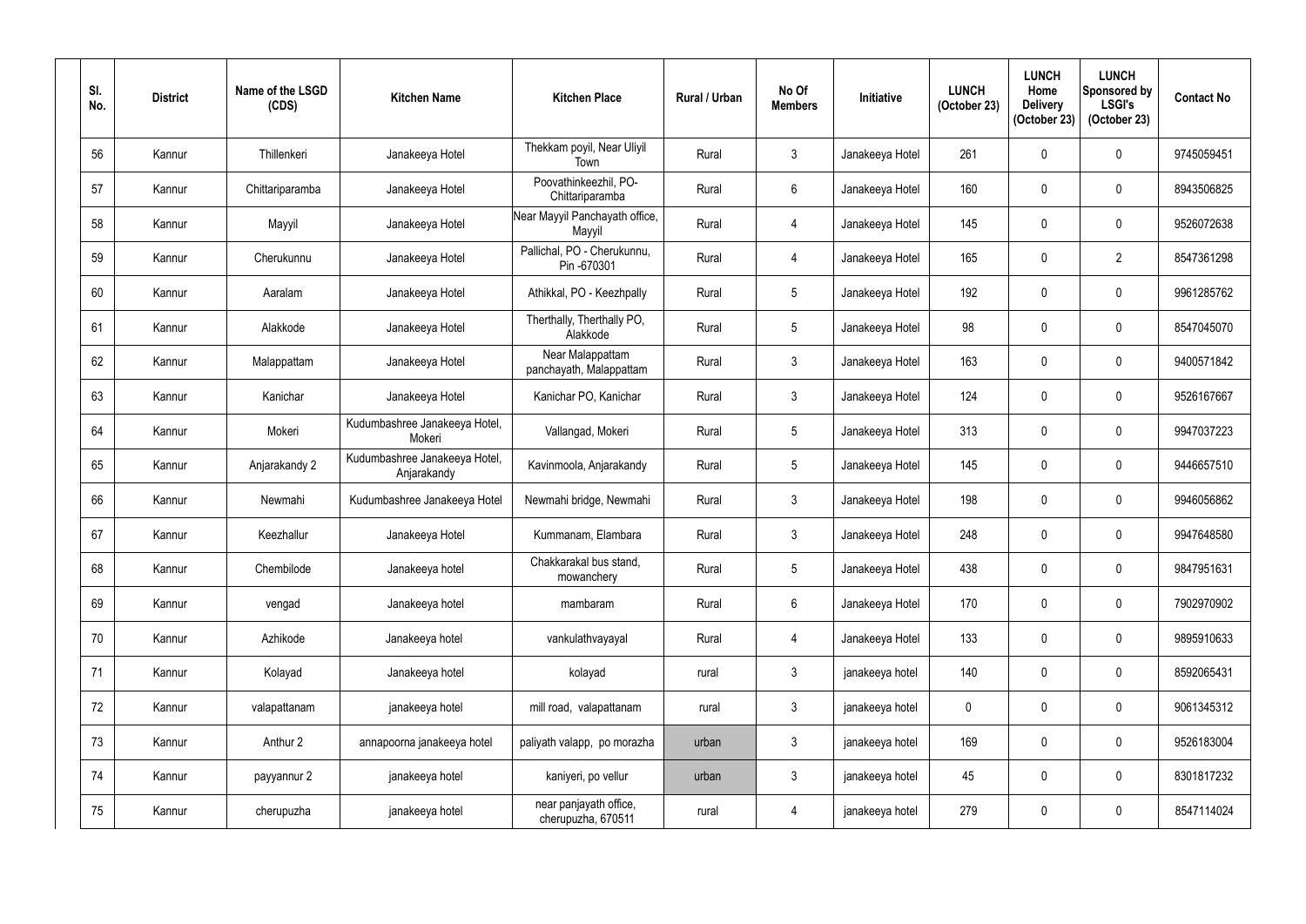| Sl. No. | District | Name of the LSGD (CDS) | Kitchen Name | Kitchen Place | Rural / Urban | No Of Members | Initiative | LUNCH (October 23) | LUNCH Home Delivery (October 23) | LUNCH Sponsored by LSGI's (October 23) | Contact No |
|---|---|---|---|---|---|---|---|---|---|---|---|
| 56 | Kannur | Thillenkeri | Janakeeya Hotel | Thekkam poyil, Near Uliyil Town | Rural | 3 | Janakeeya Hotel | 261 | 0 | 0 | 9745059451 |
| 57 | Kannur | Chittariparamba | Janakeeya Hotel | Poovathinkeezhil, PO-Chittariparamba | Rural | 6 | Janakeeya Hotel | 160 | 0 | 0 | 8943506825 |
| 58 | Kannur | Mayyil | Janakeeya Hotel | Near Mayyil Panchayath office, Mayyil | Rural | 4 | Janakeeya Hotel | 145 | 0 | 0 | 9526072638 |
| 59 | Kannur | Cherukunnu | Janakeeya Hotel | Pallichal, PO - Cherukunnu, Pin -670301 | Rural | 4 | Janakeeya Hotel | 165 | 0 | 2 | 8547361298 |
| 60 | Kannur | Aaralam | Janakeeya Hotel | Athikkal, PO - Keezhpally | Rural | 5 | Janakeeya Hotel | 192 | 0 | 0 | 9961285762 |
| 61 | Kannur | Alakkode | Janakeeya Hotel | Therthally, Therthally PO, Alakkode | Rural | 5 | Janakeeya Hotel | 98 | 0 | 0 | 8547045070 |
| 62 | Kannur | Malappattam | Janakeeya Hotel | Near Malappattam panchayath, Malappattam | Rural | 3 | Janakeeya Hotel | 163 | 0 | 0 | 9400571842 |
| 63 | Kannur | Kanichar | Janakeeya Hotel | Kanichar PO, Kanichar | Rural | 3 | Janakeeya Hotel | 124 | 0 | 0 | 9526167667 |
| 64 | Kannur | Mokeri | Kudumbashree Janakeeya Hotel, Mokeri | Vallangad, Mokeri | Rural | 5 | Janakeeya Hotel | 313 | 0 | 0 | 9947037223 |
| 65 | Kannur | Anjarakandy 2 | Kudumbashree Janakeeya Hotel, Anjarakandy | Kavinmoola, Anjarakandy | Rural | 5 | Janakeeya Hotel | 145 | 0 | 0 | 9446657510 |
| 66 | Kannur | Newmahi | Kudumbashree Janakeeya Hotel | Newmahi bridge, Newmahi | Rural | 3 | Janakeeya Hotel | 198 | 0 | 0 | 9946056862 |
| 67 | Kannur | Keezhallur | Janakeeya Hotel | Kummanam, Elambara | Rural | 3 | Janakeeya Hotel | 248 | 0 | 0 | 9947648580 |
| 68 | Kannur | Chembilode | Janakeeya hotel | Chakkarakal bus stand, mowanchery | Rural | 5 | Janakeeya Hotel | 438 | 0 | 0 | 9847951631 |
| 69 | Kannur | vengad | Janakeeya hotel | mambaram | Rural | 6 | Janakeeya Hotel | 170 | 0 | 0 | 7902970902 |
| 70 | Kannur | Azhikode | Janakeeya hotel | vankulathvayayal | Rural | 4 | Janakeeya Hotel | 133 | 0 | 0 | 9895910633 |
| 71 | Kannur | Kolayad | Janakeeya hotel | kolayad | rural | 3 | janakeeya hotel | 140 | 0 | 0 | 8592065431 |
| 72 | Kannur | valapattanam | janakeeya hotel | mill road, valapattanam | rural | 3 | janakeeya hotel | 0 | 0 | 0 | 9061345312 |
| 73 | Kannur | Anthur 2 | annapoorna janakeeya hotel | paliyath valapp, po morazha | urban | 3 | janakeeya hotel | 169 | 0 | 0 | 9526183004 |
| 74 | Kannur | payyannur 2 | janakeeya hotel | kaniyeri, po vellur | urban | 3 | janakeeya hotel | 45 | 0 | 0 | 8301817232 |
| 75 | Kannur | cherupuzha | janakeeya hotel | near panjayath office, cherupuzha, 670511 | rural | 4 | janakeeya hotel | 279 | 0 | 0 | 8547114024 |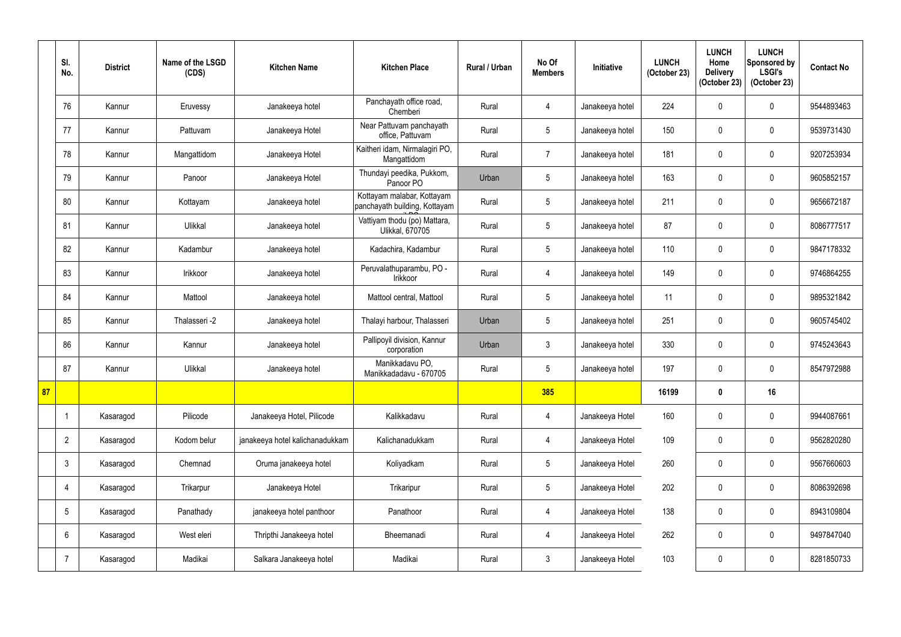| | Sl. No. | District | Name of the LSGD (CDS) | Kitchen Name | Kitchen Place | Rural / Urban | No Of Members | Initiative | LUNCH (October 23) | LUNCH Home Delivery (October 23) | LUNCH Sponsored by LSGI's (October 23) | Contact No |
|---|---|---|---|---|---|---|---|---|---|---|---|---|
| | 76 | Kannur | Eruvessy | Janakeeya hotel | Panchayath office road, Chemberi | Rural | 4 | Janakeeya hotel | 224 | 0 | 0 | 9544893463 |
| | 77 | Kannur | Pattuvam | Janakeeya Hotel | Near Pattuvam panchayath office, Pattuvam | Rural | 5 | Janakeeya hotel | 150 | 0 | 0 | 9539731430 |
| | 78 | Kannur | Mangattidom | Janakeeya Hotel | Kaitheri idam, Nirmalagiri PO, Mangattidom | Rural | 7 | Janakeeya hotel | 181 | 0 | 0 | 9207253934 |
| | 79 | Kannur | Panoor | Janakeeya Hotel | Thundayi peedika, Pukkom, Panoor PO | Urban | 5 | Janakeeya hotel | 163 | 0 | 0 | 9605852157 |
| | 80 | Kannur | Kottayam | Janakeeya hotel | Kottayam malabar, Kottayam panchayath building, Kottayam | Rural | 5 | Janakeeya hotel | 211 | 0 | 0 | 9656672187 |
| | 81 | Kannur | Ulikkal | Janakeeya hotel | Vattiyam thodu (po) Mattara, Ulikkal, 670705 | Rural | 5 | Janakeeya hotel | 87 | 0 | 0 | 8086777517 |
| | 82 | Kannur | Kadambur | Janakeeya hotel | Kadachira, Kadambur | Rural | 5 | Janakeeya hotel | 110 | 0 | 0 | 9847178332 |
| | 83 | Kannur | Irikkoor | Janakeeya hotel | Peruvalathuparambu, PO - Irikkoor | Rural | 4 | Janakeeya hotel | 149 | 0 | 0 | 9746864255 |
| | 84 | Kannur | Mattool | Janakeeya hotel | Mattool central, Mattool | Rural | 5 | Janakeeya hotel | 11 | 0 | 0 | 9895321842 |
| | 85 | Kannur | Thalasseri -2 | Janakeeya hotel | Thalayi harbour, Thalasseri | Urban | 5 | Janakeeya hotel | 251 | 0 | 0 | 9605745402 |
| | 86 | Kannur | Kannur | Janakeeya hotel | Pallipoyil division, Kannur corporation | Urban | 3 | Janakeeya hotel | 330 | 0 | 0 | 9745243643 |
| | 87 | Kannur | Ulikkal | Janakeeya hotel | Manikkadavu PO, Manikkadadavu - 670705 | Rural | 5 | Janakeeya hotel | 197 | 0 | 0 | 8547972988 |
| **87** | | | | | | | **385** | | **16199** | **0** | **16** | |
| | 1 | Kasaragod | Pilicode | Janakeeya Hotel, Pilicode | Kalikkadavu | Rural | 4 | Janakeeya Hotel | 160 | 0 | 0 | 9944087661 |
| | 2 | Kasaragod | Kodom belur | janakeeya hotel kalichanadukkam | Kalichanadukkam | Rural | 4 | Janakeeya Hotel | 109 | 0 | 0 | 9562820280 |
| | 3 | Kasaragod | Chemnad | Oruma janakeeya hotel | Koliyadkam | Rural | 5 | Janakeeya Hotel | 260 | 0 | 0 | 9567660603 |
| | 4 | Kasaragod | Trikarpur | Janakeeya Hotel | Trikaripur | Rural | 5 | Janakeeya Hotel | 202 | 0 | 0 | 8086392698 |
| | 5 | Kasaragod | Panathady | janakeeya hotel panthoor | Panathoor | Rural | 4 | Janakeeya Hotel | 138 | 0 | 0 | 8943109804 |
| | 6 | Kasaragod | West eleri | Thripthi Janakeeya hotel | Bheemanadi | Rural | 4 | Janakeeya Hotel | 262 | 0 | 0 | 9497847040 |
| | 7 | Kasaragod | Madikai | Salkara Janakeeya hotel | Madikai | Rural | 3 | Janakeeya Hotel | 103 | 0 | 0 | 8281850733 |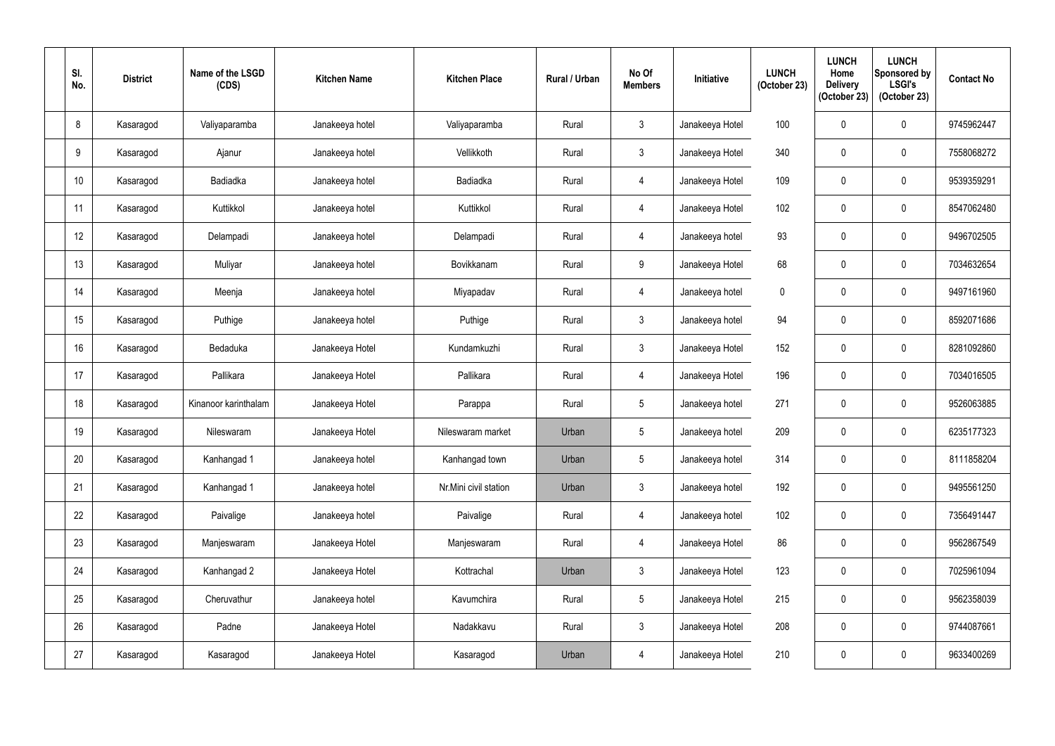| Sl. No. | District | Name of the LSGD (CDS) | Kitchen Name | Kitchen Place | Rural / Urban | No Of Members | Initiative | LUNCH (October 23) | LUNCH Home Delivery (October 23) | LUNCH Sponsored by LSGI's (October 23) | Contact No |
|---|---|---|---|---|---|---|---|---|---|---|---|
| 8 | Kasaragod | Valiyaparamba | Janakeeya hotel | Valiyaparamba | Rural | 3 | Janakeeya Hotel | 100 | 0 | 0 | 9745962447 |
| 9 | Kasaragod | Ajanur | Janakeeya hotel | Vellikkoth | Rural | 3 | Janakeeya Hotel | 340 | 0 | 0 | 7558068272 |
| 10 | Kasaragod | Badiadka | Janakeeya hotel | Badiadka | Rural | 4 | Janakeeya Hotel | 109 | 0 | 0 | 9539359291 |
| 11 | Kasaragod | Kuttikkol | Janakeeya hotel | Kuttikkol | Rural | 4 | Janakeeya Hotel | 102 | 0 | 0 | 8547062480 |
| 12 | Kasaragod | Delampadi | Janakeeya hotel | Delampadi | Rural | 4 | Janakeeya hotel | 93 | 0 | 0 | 9496702505 |
| 13 | Kasaragod | Muliyar | Janakeeya hotel | Bovikkanam | Rural | 9 | Janakeeya Hotel | 68 | 0 | 0 | 7034632654 |
| 14 | Kasaragod | Meenja | Janakeeya hotel | Miyapadav | Rural | 4 | Janakeeya hotel | 0 | 0 | 0 | 9497161960 |
| 15 | Kasaragod | Puthige | Janakeeya hotel | Puthige | Rural | 3 | Janakeeya hotel | 94 | 0 | 0 | 8592071686 |
| 16 | Kasaragod | Bedaduka | Janakeeya Hotel | Kundamkuzhi | Rural | 3 | Janakeeya Hotel | 152 | 0 | 0 | 8281092860 |
| 17 | Kasaragod | Pallikara | Janakeeya Hotel | Pallikara | Rural | 4 | Janakeeya Hotel | 196 | 0 | 0 | 7034016505 |
| 18 | Kasaragod | Kinanoor karinthalam | Janakeeya Hotel | Parappa | Rural | 5 | Janakeeya hotel | 271 | 0 | 0 | 9526063885 |
| 19 | Kasaragod | Nileswaram | Janakeeya Hotel | Nileswaram market | Urban | 5 | Janakeeya hotel | 209 | 0 | 0 | 6235177323 |
| 20 | Kasaragod | Kanhangad 1 | Janakeeya hotel | Kanhangad town | Urban | 5 | Janakeeya hotel | 314 | 0 | 0 | 8111858204 |
| 21 | Kasaragod | Kanhangad 1 | Janakeeya hotel | Nr.Mini civil station | Urban | 3 | Janakeeya hotel | 192 | 0 | 0 | 9495561250 |
| 22 | Kasaragod | Paivalige | Janakeeya hotel | Paivalige | Rural | 4 | Janakeeya hotel | 102 | 0 | 0 | 7356491447 |
| 23 | Kasaragod | Manjeswaram | Janakeeya Hotel | Manjeswaram | Rural | 4 | Janakeeya Hotel | 86 | 0 | 0 | 9562867549 |
| 24 | Kasaragod | Kanhangad 2 | Janakeeya Hotel | Kottrachal | Urban | 3 | Janakeeya Hotel | 123 | 0 | 0 | 7025961094 |
| 25 | Kasaragod | Cheruvathur | Janakeeya hotel | Kavumchira | Rural | 5 | Janakeeya Hotel | 215 | 0 | 0 | 9562358039 |
| 26 | Kasaragod | Padne | Janakeeya Hotel | Nadakkavu | Rural | 3 | Janakeeya Hotel | 208 | 0 | 0 | 9744087661 |
| 27 | Kasaragod | Kasaragod | Janakeeya Hotel | Kasaragod | Urban | 4 | Janakeeya Hotel | 210 | 0 | 0 | 9633400269 |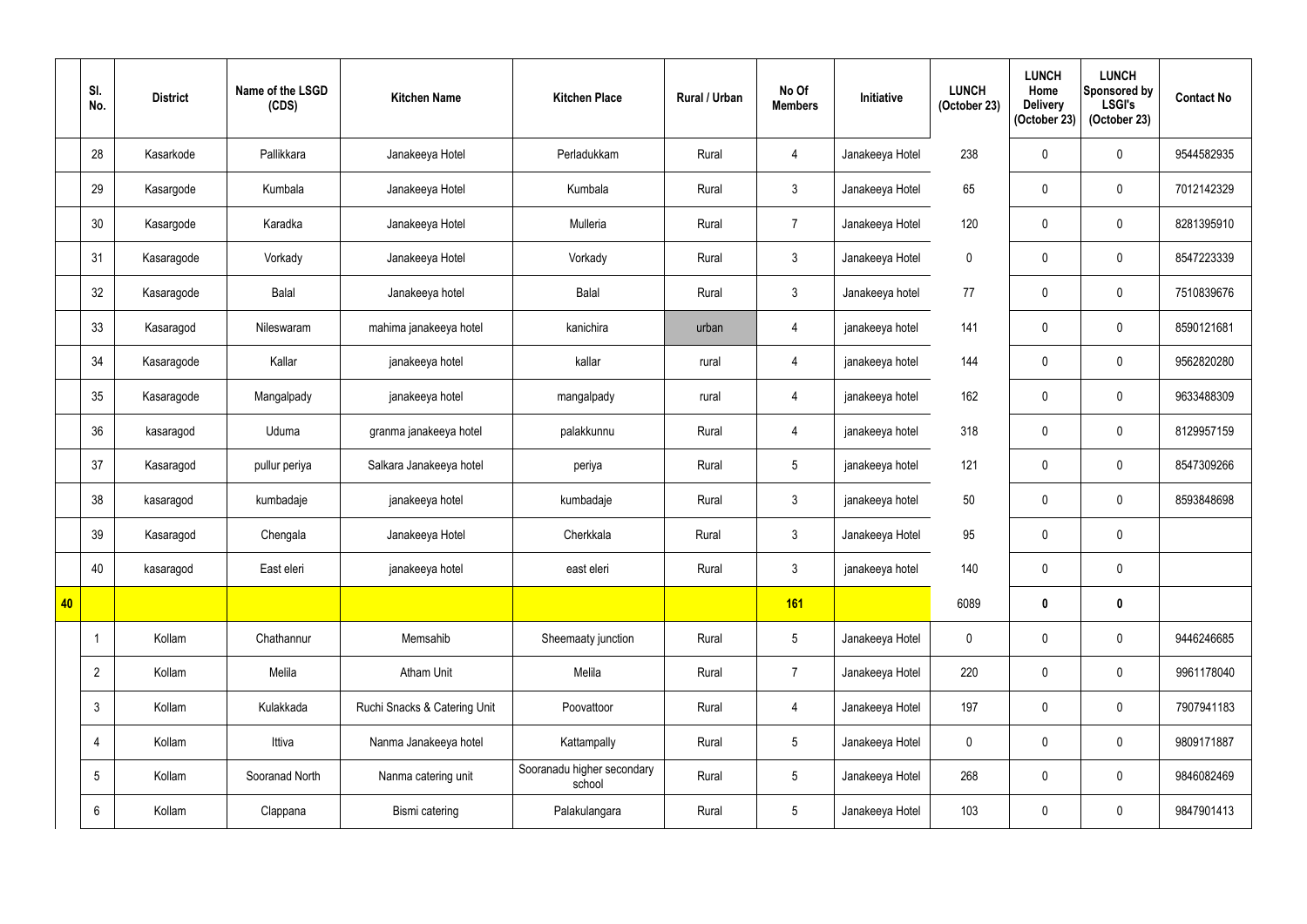|  | Sl. No. | District | Name of the LSGD (CDS) | Kitchen Name | Kitchen Place | Rural / Urban | No Of Members | Initiative | LUNCH (October 23) | LUNCH Home Delivery (October 23) | LUNCH Sponsored by LSGI's (October 23) | Contact No |
|---|---|---|---|---|---|---|---|---|---|---|---|---|
|  | 28 | Kasarkode | Pallikkara | Janakeeya Hotel | Perladukkam | Rural | 4 | Janakeeya Hotel | 238 | 0 | 0 | 9544582935 |
|  | 29 | Kasargode | Kumbala | Janakeeya Hotel | Kumbala | Rural | 3 | Janakeeya Hotel | 65 | 0 | 0 | 7012142329 |
|  | 30 | Kasargode | Karadka | Janakeeya Hotel | Mulleria | Rural | 7 | Janakeeya Hotel | 120 | 0 | 0 | 8281395910 |
|  | 31 | Kasaragode | Vorkady | Janakeeya Hotel | Vorkady | Rural | 3 | Janakeeya Hotel | 0 | 0 | 0 | 8547223339 |
|  | 32 | Kasaragode | Balal | Janakeeya hotel | Balal | Rural | 3 | Janakeeya hotel | 77 | 0 | 0 | 7510839676 |
|  | 33 | Kasaragod | Nileswaram | mahima janakeeya hotel | kanichira | urban | 4 | janakeeya hotel | 141 | 0 | 0 | 8590121681 |
|  | 34 | Kasaragode | Kallar | janakeeya hotel | kallar | rural | 4 | janakeeya hotel | 144 | 0 | 0 | 9562820280 |
|  | 35 | Kasaragode | Mangalpady | janakeeya hotel | mangalpady | rural | 4 | janakeeya hotel | 162 | 0 | 0 | 9633488309 |
|  | 36 | kasaragod | Uduma | granma janakeeya hotel | palakkunnu | Rural | 4 | janakeeya hotel | 318 | 0 | 0 | 8129957159 |
|  | 37 | Kasaragod | pullur periya | Salkara Janakeeya hotel | periya | Rural | 5 | janakeeya hotel | 121 | 0 | 0 | 8547309266 |
|  | 38 | kasaragod | kumbadaje | janakeeya hotel | kumbadaje | Rural | 3 | janakeeya hotel | 50 | 0 | 0 | 8593848698 |
|  | 39 | Kasaragod | Chengala | Janakeeya Hotel | Cherkkala | Rural | 3 | Janakeeya Hotel | 95 | 0 | 0 |  |
|  | 40 | kasaragod | East eleri | janakeeya hotel | east eleri | Rural | 3 | janakeeya hotel | 140 | 0 | 0 |  |
| **40** |  |  |  |  |  |  | **161** |  | 6089 | **0** | **0** |  |
|  | 1 | Kollam | Chathannur | Memsahib | Sheemaaty junction | Rural | 5 | Janakeeya Hotel | 0 | 0 | 0 | 9446246685 |
|  | 2 | Kollam | Melila | Atham Unit | Melila | Rural | 7 | Janakeeya Hotel | 220 | 0 | 0 | 9961178040 |
|  | 3 | Kollam | Kulakkada | Ruchi Snacks & Catering Unit | Poovattoor | Rural | 4 | Janakeeya Hotel | 197 | 0 | 0 | 7907941183 |
|  | 4 | Kollam | Ittiva | Nanma Janakeeya hotel | Kattampally | Rural | 5 | Janakeeya Hotel | 0 | 0 | 0 | 9809171887 |
|  | 5 | Kollam | Sooranad North | Nanma catering unit | Sooranadu higher secondary school | Rural | 5 | Janakeeya Hotel | 268 | 0 | 0 | 9846082469 |
|  | 6 | Kollam | Clappana | Bismi catering | Palakulangara | Rural | 5 | Janakeeya Hotel | 103 | 0 | 0 | 9847901413 |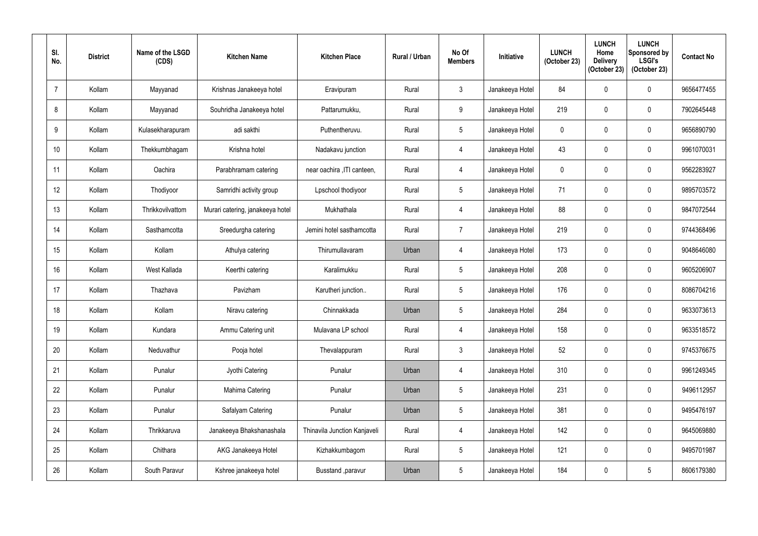| Sl. No. | District | Name of the LSGD (CDS) | Kitchen Name | Kitchen Place | Rural / Urban | No Of Members | Initiative | LUNCH (October 23) | LUNCH Home Delivery (October 23) | LUNCH Sponsored by LSGI's (October 23) | Contact No |
|---|---|---|---|---|---|---|---|---|---|---|---|
| 7 | Kollam | Mayyanad | Krishnas Janakeeya hotel | Eravipuram | Rural | 3 | Janakeeya Hotel | 84 | 0 | 0 | 9656477455 |
| 8 | Kollam | Mayyanad | Souhridha Janakeeya hotel | Pattarumukku, | Rural | 9 | Janakeeya Hotel | 219 | 0 | 0 | 7902645448 |
| 9 | Kollam | Kulasekharapuram | adi sakthi | Puthentheruvu. | Rural | 5 | Janakeeya Hotel | 0 | 0 | 0 | 9656890790 |
| 10 | Kollam | Thekkumbhagam | Krishna hotel | Nadakavu junction | Rural | 4 | Janakeeya Hotel | 43 | 0 | 0 | 9961070031 |
| 11 | Kollam | Oachira | Parabhramam catering | near oachira ,ITI canteen, | Rural | 4 | Janakeeya Hotel | 0 | 0 | 0 | 9562283927 |
| 12 | Kollam | Thodiyoor | Samridhi activity group | Lpschool thodiyoor | Rural | 5 | Janakeeya Hotel | 71 | 0 | 0 | 9895703572 |
| 13 | Kollam | Thrikkovilvattom | Murari catering, janakeeya hotel | Mukhathala | Rural | 4 | Janakeeya Hotel | 88 | 0 | 0 | 9847072544 |
| 14 | Kollam | Sasthamcotta | Sreedurgha catering | Jemini hotel sasthamcotta | Rural | 7 | Janakeeya Hotel | 219 | 0 | 0 | 9744368496 |
| 15 | Kollam | Kollam | Athulya catering | Thirumullavaram | Urban | 4 | Janakeeya Hotel | 173 | 0 | 0 | 9048646080 |
| 16 | Kollam | West Kallada | Keerthi catering | Karalimukku | Rural | 5 | Janakeeya Hotel | 208 | 0 | 0 | 9605206907 |
| 17 | Kollam | Thazhava | Pavizham | Karutheri junction.. | Rural | 5 | Janakeeya Hotel | 176 | 0 | 0 | 8086704216 |
| 18 | Kollam | Kollam | Niravu catering | Chinnakkada | Urban | 5 | Janakeeya Hotel | 284 | 0 | 0 | 9633073613 |
| 19 | Kollam | Kundara | Ammu Catering unit | Mulavana LP school | Rural | 4 | Janakeeya Hotel | 158 | 0 | 0 | 9633518572 |
| 20 | Kollam | Neduvathur | Pooja hotel | Thevalappuram | Rural | 3 | Janakeeya Hotel | 52 | 0 | 0 | 9745376675 |
| 21 | Kollam | Punalur | Jyothi Catering | Punalur | Urban | 4 | Janakeeya Hotel | 310 | 0 | 0 | 9961249345 |
| 22 | Kollam | Punalur | Mahima Catering | Punalur | Urban | 5 | Janakeeya Hotel | 231 | 0 | 0 | 9496112957 |
| 23 | Kollam | Punalur | Safalyam Catering | Punalur | Urban | 5 | Janakeeya Hotel | 381 | 0 | 0 | 9495476197 |
| 24 | Kollam | Thrikkaruva | Janakeeya Bhakshanashala | Thinavila Junction Kanjaveli | Rural | 4 | Janakeeya Hotel | 142 | 0 | 0 | 9645069880 |
| 25 | Kollam | Chithara | AKG Janakeeya Hotel | Kizhakkumbagom | Rural | 5 | Janakeeya Hotel | 121 | 0 | 0 | 9495701987 |
| 26 | Kollam | South Paravur | Kshree janakeeya hotel | Busstand ,paravur | Urban | 5 | Janakeeya Hotel | 184 | 0 | 5 | 8606179380 |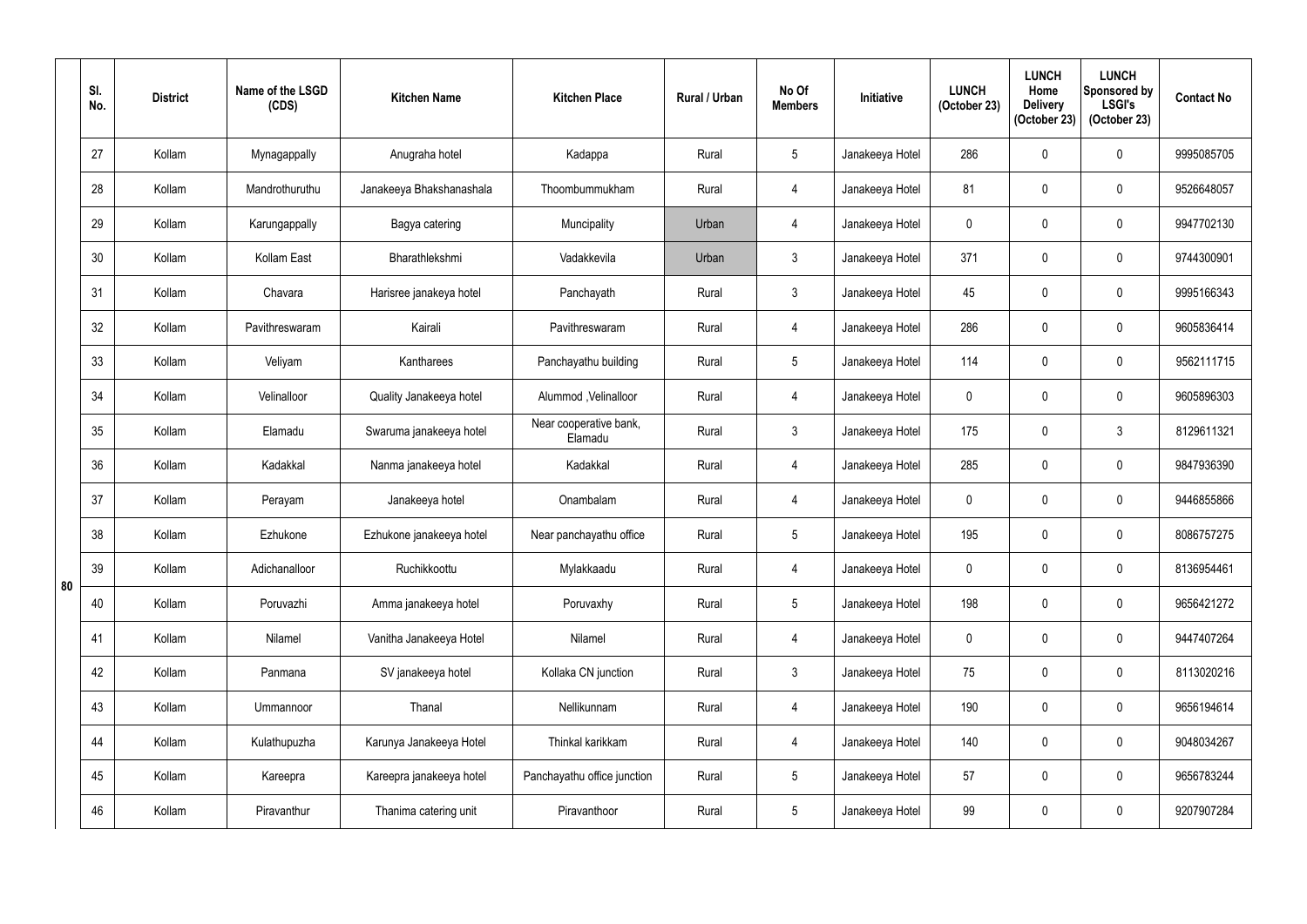| | Sl. No. | District | Name of the LSGD (CDS) | Kitchen Name | Kitchen Place | Rural / Urban | No Of Members | Initiative | LUNCH (October 23) | LUNCH Home Delivery (October 23) | LUNCH Sponsored by LSGI's (October 23) | Contact No |
|---|---|---|---|---|---|---|---|---|---|---|---|---|
| 80 | 27 | Kollam | Mynagappally | Anugraha hotel | Kadappa | Rural | 5 | Janakeeya Hotel | 286 | 0 | 0 | 9995085705 |
| | 28 | Kollam | Mandrothuruthu | Janakeeya Bhakshanashala | Thoombummukham | Rural | 4 | Janakeeya Hotel | 81 | 0 | 0 | 9526648057 |
| | 29 | Kollam | Karungappally | Bagya catering | Muncipality | Urban | 4 | Janakeeya Hotel | 0 | 0 | 0 | 9947702130 |
| | 30 | Kollam | Kollam East | Bharathlekshmi | Vadakkevila | Urban | 3 | Janakeeya Hotel | 371 | 0 | 0 | 9744300901 |
| | 31 | Kollam | Chavara | Harisree janakeya hotel | Panchayath | Rural | 3 | Janakeeya Hotel | 45 | 0 | 0 | 9995166343 |
| | 32 | Kollam | Pavithreswaram | Kairali | Pavithreswaram | Rural | 4 | Janakeeya Hotel | 286 | 0 | 0 | 9605836414 |
| | 33 | Kollam | Veliyam | Kantharees | Panchayathu building | Rural | 5 | Janakeeya Hotel | 114 | 0 | 0 | 9562111715 |
| | 34 | Kollam | Velinalloor | Quality Janakeeya hotel | Alummod ,Velinalloor | Rural | 4 | Janakeeya Hotel | 0 | 0 | 0 | 9605896303 |
| | 35 | Kollam | Elamadu | Swaruma janakeeya hotel | Near cooperative bank, Elamadu | Rural | 3 | Janakeeya Hotel | 175 | 0 | 3 | 8129611321 |
| | 36 | Kollam | Kadakkal | Nanma janakeeya hotel | Kadakkal | Rural | 4 | Janakeeya Hotel | 285 | 0 | 0 | 9847936390 |
| | 37 | Kollam | Perayam | Janakeeya hotel | Onambalam | Rural | 4 | Janakeeya Hotel | 0 | 0 | 0 | 9446855866 |
| | 38 | Kollam | Ezhukone | Ezhukone janakeeya hotel | Near panchayathu office | Rural | 5 | Janakeeya Hotel | 195 | 0 | 0 | 8086757275 |
| | 39 | Kollam | Adichanalloor | Ruchikkoottu | Mylakkaadu | Rural | 4 | Janakeeya Hotel | 0 | 0 | 0 | 8136954461 |
| | 40 | Kollam | Poruvazhi | Amma janakeeya hotel | Poruvaxhy | Rural | 5 | Janakeeya Hotel | 198 | 0 | 0 | 9656421272 |
| | 41 | Kollam | Nilamel | Vanitha Janakeeya Hotel | Nilamel | Rural | 4 | Janakeeya Hotel | 0 | 0 | 0 | 9447407264 |
| | 42 | Kollam | Panmana | SV janakeeya hotel | Kollaka CN junction | Rural | 3 | Janakeeya Hotel | 75 | 0 | 0 | 8113020216 |
| | 43 | Kollam | Ummannoor | Thanal | Nellikunnam | Rural | 4 | Janakeeya Hotel | 190 | 0 | 0 | 9656194614 |
| | 44 | Kollam | Kulathupuzha | Karunya Janakeeya Hotel | Thinkal karikkam | Rural | 4 | Janakeeya Hotel | 140 | 0 | 0 | 9048034267 |
| | 45 | Kollam | Kareepra | Kareepra janakeeya hotel | Panchayathu office junction | Rural | 5 | Janakeeya Hotel | 57 | 0 | 0 | 9656783244 |
| | 46 | Kollam | Piravanthur | Thanima catering unit | Piravanthoor | Rural | 5 | Janakeeya Hotel | 99 | 0 | 0 | 9207907284 |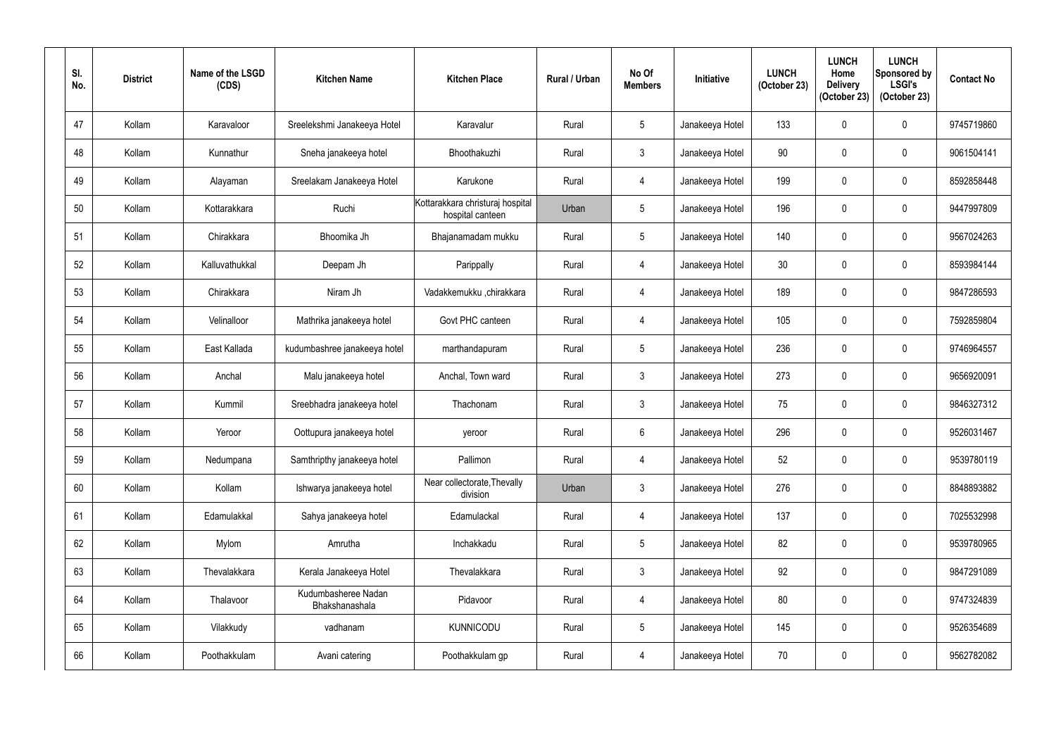| Sl. No. | District | Name of the LSGD (CDS) | Kitchen Name | Kitchen Place | Rural / Urban | No Of Members | Initiative | LUNCH (October 23) | LUNCH Home Delivery (October 23) | LUNCH Sponsored by LSGI's (October 23) | Contact No |
|---|---|---|---|---|---|---|---|---|---|---|---|
| 47 | Kollam | Karavaloor | Sreelekshmi Janakeeya Hotel | Karavalur | Rural | 5 | Janakeeya Hotel | 133 | 0 | 0 | 9745719860 |
| 48 | Kollam | Kunnathur | Sneha janakeeya hotel | Bhoothakuzhi | Rural | 3 | Janakeeya Hotel | 90 | 0 | 0 | 9061504141 |
| 49 | Kollam | Alayaman | Sreelakam Janakeeya Hotel | Karukone | Rural | 4 | Janakeeya Hotel | 199 | 0 | 0 | 8592858448 |
| 50 | Kollam | Kottarakkara | Ruchi | Kottarakkara christuraj hospital hospital canteen | Urban | 5 | Janakeeya Hotel | 196 | 0 | 0 | 9447997809 |
| 51 | Kollam | Chirakkara | Bhoomika Jh | Bhajanamadam mukku | Rural | 5 | Janakeeya Hotel | 140 | 0 | 0 | 9567024263 |
| 52 | Kollam | Kalluvathukkal | Deepam Jh | Parippally | Rural | 4 | Janakeeya Hotel | 30 | 0 | 0 | 8593984144 |
| 53 | Kollam | Chirakkara | Niram Jh | Vadakkemukku ,chirakkara | Rural | 4 | Janakeeya Hotel | 189 | 0 | 0 | 9847286593 |
| 54 | Kollam | Velinalloor | Mathrika janakeeya hotel | Govt PHC canteen | Rural | 4 | Janakeeya Hotel | 105 | 0 | 0 | 7592859804 |
| 55 | Kollam | East Kallada | kudumbashree janakeeya hotel | marthandapuram | Rural | 5 | Janakeeya Hotel | 236 | 0 | 0 | 9746964557 |
| 56 | Kollam | Anchal | Malu janakeeya hotel | Anchal, Town ward | Rural | 3 | Janakeeya Hotel | 273 | 0 | 0 | 9656920091 |
| 57 | Kollam | Kummil | Sreebhadra janakeeya hotel | Thachonam | Rural | 3 | Janakeeya Hotel | 75 | 0 | 0 | 9846327312 |
| 58 | Kollam | Yeroor | Oottupura janakeeya hotel | yeroor | Rural | 6 | Janakeeya Hotel | 296 | 0 | 0 | 9526031467 |
| 59 | Kollam | Nedumpana | Samthripthy janakeeya hotel | Pallimon | Rural | 4 | Janakeeya Hotel | 52 | 0 | 0 | 9539780119 |
| 60 | Kollam | Kollam | Ishwarya janakeeya hotel | Near collectorate,Thevally division | Urban | 3 | Janakeeya Hotel | 276 | 0 | 0 | 8848893882 |
| 61 | Kollam | Edamulakkal | Sahya janakeeya hotel | Edamulackal | Rural | 4 | Janakeeya Hotel | 137 | 0 | 0 | 7025532998 |
| 62 | Kollam | Mylom | Amrutha | Inchakkadu | Rural | 5 | Janakeeya Hotel | 82 | 0 | 0 | 9539780965 |
| 63 | Kollam | Thevalakkara | Kerala Janakeeya Hotel | Thevalakkara | Rural | 3 | Janakeeya Hotel | 92 | 0 | 0 | 9847291089 |
| 64 | Kollam | Thalavoor | Kudumbasheree Nadan Bhakshanashala | Pidavoor | Rural | 4 | Janakeeya Hotel | 80 | 0 | 0 | 9747324839 |
| 65 | Kollam | Vilakkudy | vadhanam | KUNNICODU | Rural | 5 | Janakeeya Hotel | 145 | 0 | 0 | 9526354689 |
| 66 | Kollam | Poothakkulam | Avani catering | Poothakkulam gp | Rural | 4 | Janakeeya Hotel | 70 | 0 | 0 | 9562782082 |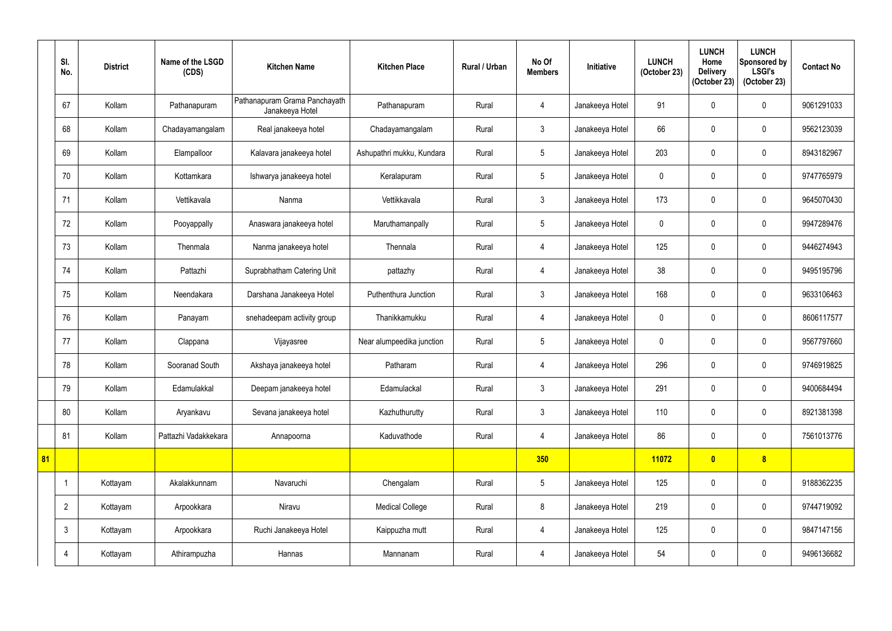| | Sl. No. | District | Name of the LSGD (CDS) | Kitchen Name | Kitchen Place | Rural / Urban | No Of Members | Initiative | LUNCH (October 23) | LUNCH Home Delivery (October 23) | LUNCH Sponsored by LSGI's (October 23) | Contact No |
|---|---|---|---|---|---|---|---|---|---|---|---|---|
| | 67 | Kollam | Pathanapuram | Pathanapuram Grama Panchayath Janakeeya Hotel | Pathanapuram | Rural | 4 | Janakeeya Hotel | 91 | 0 | 0 | 9061291033 |
| | 68 | Kollam | Chadayamangalam | Real janakeeya hotel | Chadayamangalam | Rural | 3 | Janakeeya Hotel | 66 | 0 | 0 | 9562123039 |
| | 69 | Kollam | Elampalloor | Kalavara janakeeya hotel | Ashupathri mukku, Kundara | Rural | 5 | Janakeeya Hotel | 203 | 0 | 0 | 8943182967 |
| | 70 | Kollam | Kottamkara | Ishwarya janakeeya hotel | Keralapuram | Rural | 5 | Janakeeya Hotel | 0 | 0 | 0 | 9747765979 |
| | 71 | Kollam | Vettikavala | Nanma | Vettikkavala | Rural | 3 | Janakeeya Hotel | 173 | 0 | 0 | 9645070430 |
| | 72 | Kollam | Pooyappally | Anaswara janakeeya hotel | Maruthamanpally | Rural | 5 | Janakeeya Hotel | 0 | 0 | 0 | 9947289476 |
| | 73 | Kollam | Thenmala | Nanma janakeeya hotel | Thennala | Rural | 4 | Janakeeya Hotel | 125 | 0 | 0 | 9446274943 |
| | 74 | Kollam | Pattazhi | Suprabhatham Catering Unit | pattazhy | Rural | 4 | Janakeeya Hotel | 38 | 0 | 0 | 9495195796 |
| | 75 | Kollam | Neendakara | Darshana Janakeeya Hotel | Puthenthura Junction | Rural | 3 | Janakeeya Hotel | 168 | 0 | 0 | 9633106463 |
| | 76 | Kollam | Panayam | snehadeepam activity group | Thanikkamukku | Rural | 4 | Janakeeya Hotel | 0 | 0 | 0 | 8606117577 |
| | 77 | Kollam | Clappana | Vijayasree | Near alumpeedika junction | Rural | 5 | Janakeeya Hotel | 0 | 0 | 0 | 9567797660 |
| | 78 | Kollam | Sooranad South | Akshaya janakeeya hotel | Patharam | Rural | 4 | Janakeeya Hotel | 296 | 0 | 0 | 9746919825 |
| | 79 | Kollam | Edamulakkal | Deepam janakeeya hotel | Edamulackal | Rural | 3 | Janakeeya Hotel | 291 | 0 | 0 | 9400684494 |
| | 80 | Kollam | Aryankavu | Sevana janakeeya hotel | Kazhuthurutty | Rural | 3 | Janakeeya Hotel | 110 | 0 | 0 | 8921381398 |
| | 81 | Kollam | Pattazhi Vadakkekara | Annapoorna | Kaduvathode | Rural | 4 | Janakeeya Hotel | 86 | 0 | 0 | 7561013776 |
| **81** | | | | | | | **350** | | **11072** | **0** | **8** | |
| | 1 | Kottayam | Akalakkunnam | Navaruchi | Chengalam | Rural | 5 | Janakeeya Hotel | 125 | 0 | 0 | 9188362235 |
| | 2 | Kottayam | Arpookkara | Niravu | Medical College | Rural | 8 | Janakeeya Hotel | 219 | 0 | 0 | 9744719092 |
| | 3 | Kottayam | Arpookkara | Ruchi Janakeeya Hotel | Kaippuzha mutt | Rural | 4 | Janakeeya Hotel | 125 | 0 | 0 | 9847147156 |
| | 4 | Kottayam | Athirampuzha | Hannas | Mannanam | Rural | 4 | Janakeeya Hotel | 54 | 0 | 0 | 9496136682 |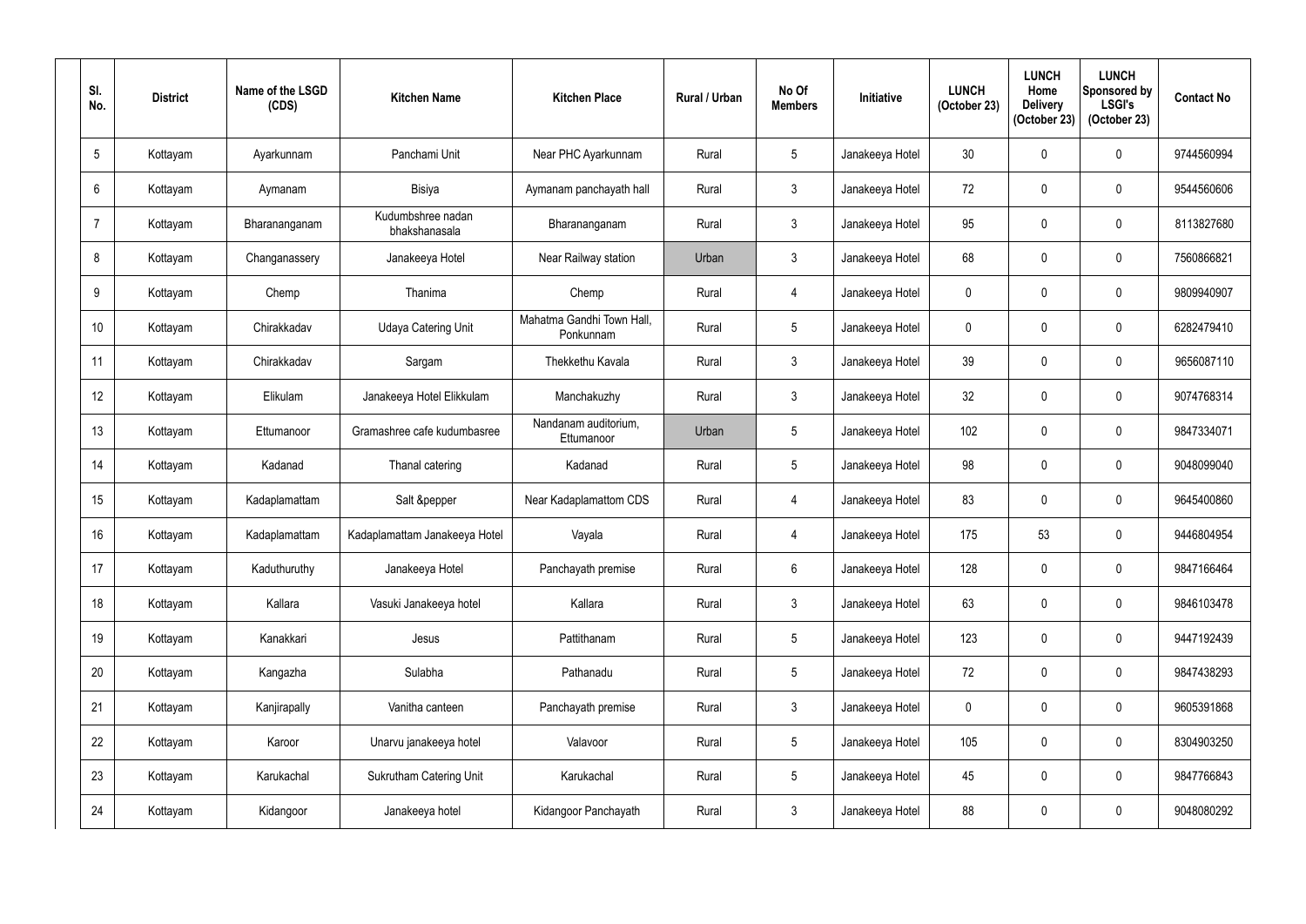| Sl. No. | District | Name of the LSGD (CDS) | Kitchen Name | Kitchen Place | Rural / Urban | No Of Members | Initiative | LUNCH (October 23) | LUNCH Home Delivery (October 23) | LUNCH Sponsored by LSGI's (October 23) | Contact No |
|---|---|---|---|---|---|---|---|---|---|---|---|
| 5 | Kottayam | Ayarkunnam | Panchami Unit | Near PHC Ayarkunnam | Rural | 5 | Janakeeya Hotel | 30 | 0 | 0 | 9744560994 |
| 6 | Kottayam | Aymanam | Bisiya | Aymanam panchayath hall | Rural | 3 | Janakeeya Hotel | 72 | 0 | 0 | 9544560606 |
| 7 | Kottayam | Bharananganam | Kudumbshree nadan bhakshanasala | Bharananganam | Rural | 3 | Janakeeya Hotel | 95 | 0 | 0 | 8113827680 |
| 8 | Kottayam | Changanassery | Janakeeya Hotel | Near Railway station | Urban | 3 | Janakeeya Hotel | 68 | 0 | 0 | 7560866821 |
| 9 | Kottayam | Chemp | Thanima | Chemp | Rural | 4 | Janakeeya Hotel | 0 | 0 | 0 | 9809940907 |
| 10 | Kottayam | Chirakkadav | Udaya Catering Unit | Mahatma Gandhi Town Hall, Ponkunnam | Rural | 5 | Janakeeya Hotel | 0 | 0 | 0 | 6282479410 |
| 11 | Kottayam | Chirakkadav | Sargam | Thekkethu Kavala | Rural | 3 | Janakeeya Hotel | 39 | 0 | 0 | 9656087110 |
| 12 | Kottayam | Elikulam | Janakeeya Hotel Elikkulam | Manchakuzhy | Rural | 3 | Janakeeya Hotel | 32 | 0 | 0 | 9074768314 |
| 13 | Kottayam | Ettumanoor | Gramashree cafe kudumbasree | Nandanam auditorium, Ettumanoor | Urban | 5 | Janakeeya Hotel | 102 | 0 | 0 | 9847334071 |
| 14 | Kottayam | Kadanad | Thanal catering | Kadanad | Rural | 5 | Janakeeya Hotel | 98 | 0 | 0 | 9048099040 |
| 15 | Kottayam | Kadaplamattam | Salt &pepper | Near Kadaplamattom CDS | Rural | 4 | Janakeeya Hotel | 83 | 0 | 0 | 9645400860 |
| 16 | Kottayam | Kadaplamattam | Kadaplamattam Janakeeya Hotel | Vayala | Rural | 4 | Janakeeya Hotel | 175 | 53 | 0 | 9446804954 |
| 17 | Kottayam | Kaduthuruthy | Janakeeya Hotel | Panchayath premise | Rural | 6 | Janakeeya Hotel | 128 | 0 | 0 | 9847166464 |
| 18 | Kottayam | Kallara | Vasuki Janakeeya hotel | Kallara | Rural | 3 | Janakeeya Hotel | 63 | 0 | 0 | 9846103478 |
| 19 | Kottayam | Kanakkari | Jesus | Pattithanam | Rural | 5 | Janakeeya Hotel | 123 | 0 | 0 | 9447192439 |
| 20 | Kottayam | Kangazha | Sulabha | Pathanadu | Rural | 5 | Janakeeya Hotel | 72 | 0 | 0 | 9847438293 |
| 21 | Kottayam | Kanjirapally | Vanitha canteen | Panchayath premise | Rural | 3 | Janakeeya Hotel | 0 | 0 | 0 | 9605391868 |
| 22 | Kottayam | Karoor | Unarvu janakeeya hotel | Valavoor | Rural | 5 | Janakeeya Hotel | 105 | 0 | 0 | 8304903250 |
| 23 | Kottayam | Karukachal | Sukrutham Catering Unit | Karukachal | Rural | 5 | Janakeeya Hotel | 45 | 0 | 0 | 9847766843 |
| 24 | Kottayam | Kidangoor | Janakeeya hotel | Kidangoor Panchayath | Rural | 3 | Janakeeya Hotel | 88 | 0 | 0 | 9048080292 |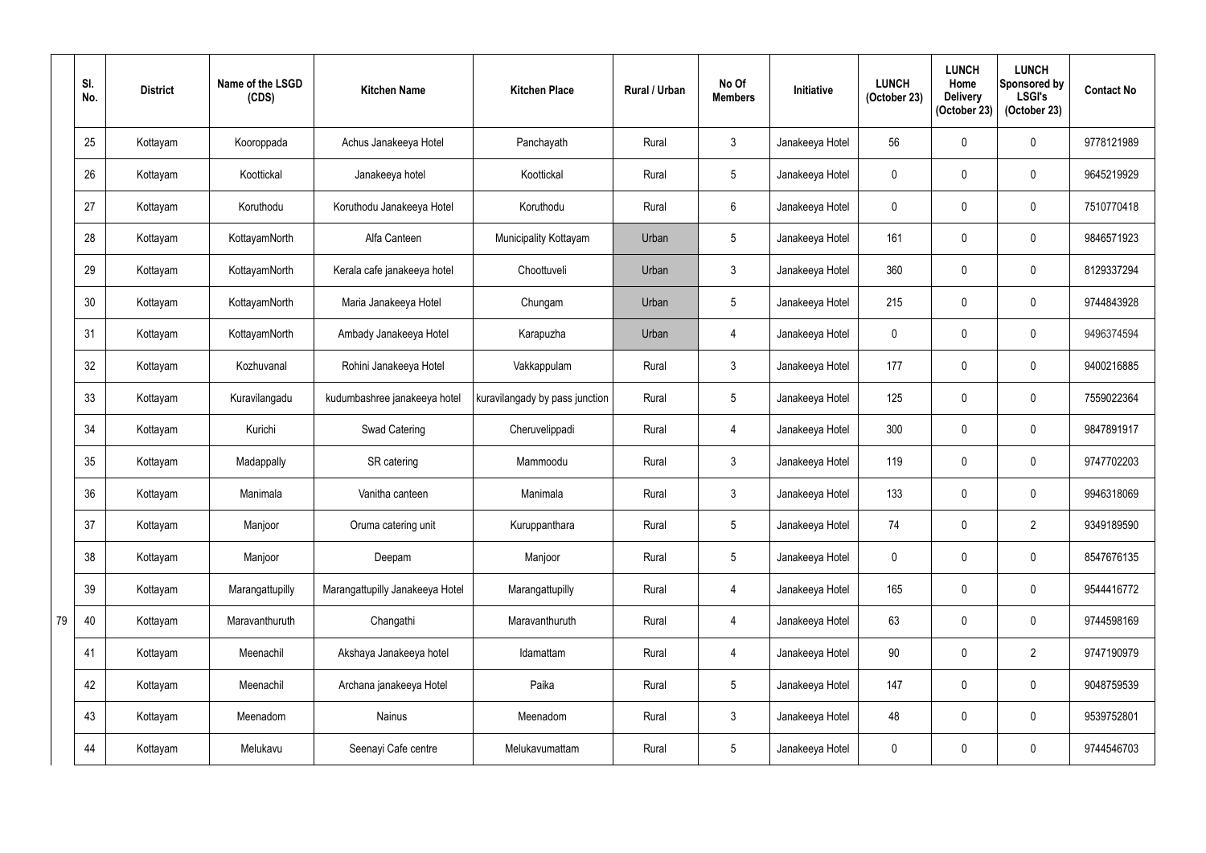| | Sl. No. | District | Name of the LSGD (CDS) | Kitchen Name | Kitchen Place | Rural / Urban | No Of Members | Initiative | LUNCH (October 23) | LUNCH Home Delivery (October 23) | LUNCH Sponsored by LSGI's (October 23) | Contact No |
|---|---|---|---|---|---|---|---|---|---|---|---|---|
| | 25 | Kottayam | Kooroppada | Achus Janakeeya Hotel | Panchayath | Rural | 3 | Janakeeya Hotel | 56 | 0 | 0 | 9778121989 |
| | 26 | Kottayam | Koottickal | Janakeeya hotel | Koottickal | Rural | 5 | Janakeeya Hotel | 0 | 0 | 0 | 9645219929 |
| | 27 | Kottayam | Koruthodu | Koruthodu Janakeeya Hotel | Koruthodu | Rural | 6 | Janakeeya Hotel | 0 | 0 | 0 | 7510770418 |
| | 28 | Kottayam | KottayamNorth | Alfa Canteen | Municipality Kottayam | Urban | 5 | Janakeeya Hotel | 161 | 0 | 0 | 9846571923 |
| | 29 | Kottayam | KottayamNorth | Kerala cafe janakeeya hotel | Choottuveli | Urban | 3 | Janakeeya Hotel | 360 | 0 | 0 | 8129337294 |
| | 30 | Kottayam | KottayamNorth | Maria Janakeeya Hotel | Chungam | Urban | 5 | Janakeeya Hotel | 215 | 0 | 0 | 9744843928 |
| | 31 | Kottayam | KottayamNorth | Ambady Janakeeya Hotel | Karapuzha | Urban | 4 | Janakeeya Hotel | 0 | 0 | 0 | 9496374594 |
| | 32 | Kottayam | Kozhuvanal | Rohini Janakeeya Hotel | Vakkappulam | Rural | 3 | Janakeeya Hotel | 177 | 0 | 0 | 9400216885 |
| | 33 | Kottayam | Kuravilangadu | kudumbashree janakeeya hotel | kuravilangady by pass junction | Rural | 5 | Janakeeya Hotel | 125 | 0 | 0 | 7559022364 |
| | 34 | Kottayam | Kurichi | Swad Catering | Cheruvelippadi | Rural | 4 | Janakeeya Hotel | 300 | 0 | 0 | 9847891917 |
| | 35 | Kottayam | Madappally | SR catering | Mammoodu | Rural | 3 | Janakeeya Hotel | 119 | 0 | 0 | 9747702203 |
| | 36 | Kottayam | Manimala | Vanitha canteen | Manimala | Rural | 3 | Janakeeya Hotel | 133 | 0 | 0 | 9946318069 |
| | 37 | Kottayam | Manjoor | Oruma catering unit | Kuruppanthara | Rural | 5 | Janakeeya Hotel | 74 | 0 | 2 | 9349189590 |
| | 38 | Kottayam | Manjoor | Deepam | Manjoor | Rural | 5 | Janakeeya Hotel | 0 | 0 | 0 | 8547676135 |
| | 39 | Kottayam | Marangattupilly | Marangattupilly Janakeeya Hotel | Marangattupilly | Rural | 4 | Janakeeya Hotel | 165 | 0 | 0 | 9544416772 |
| 79 | 40 | Kottayam | Maravanthuruth | Changathi | Maravanthuruth | Rural | 4 | Janakeeya Hotel | 63 | 0 | 0 | 9744598169 |
| | 41 | Kottayam | Meenachil | Akshaya Janakeeya hotel | Idamattam | Rural | 4 | Janakeeya Hotel | 90 | 0 | 2 | 9747190979 |
| | 42 | Kottayam | Meenachil | Archana janakeeya Hotel | Paika | Rural | 5 | Janakeeya Hotel | 147 | 0 | 0 | 9048759539 |
| | 43 | Kottayam | Meenadom | Nainus | Meenadom | Rural | 3 | Janakeeya Hotel | 48 | 0 | 0 | 9539752801 |
| | 44 | Kottayam | Melukavu | Seenayi Cafe centre | Melukavumattam | Rural | 5 | Janakeeya Hotel | 0 | 0 | 0 | 9744546703 |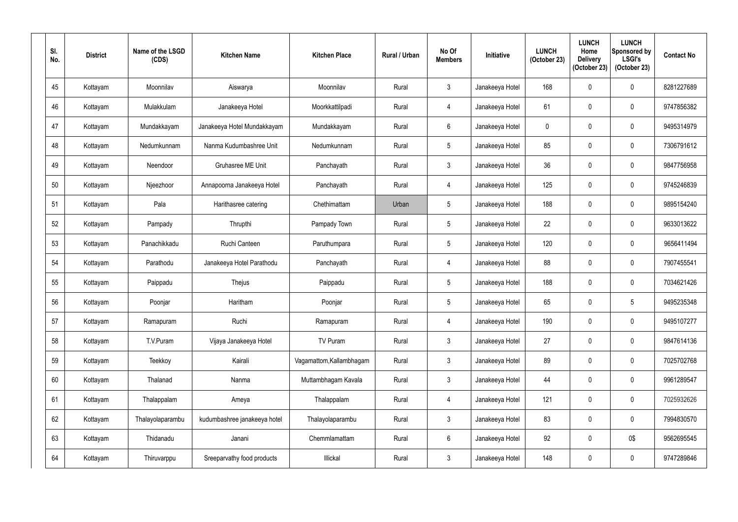| Sl. No. | District | Name of the LSGD (CDS) | Kitchen Name | Kitchen Place | Rural / Urban | No Of Members | Initiative | LUNCH (October 23) | LUNCH Home Delivery (October 23) | LUNCH Sponsored by LSGI's (October 23) | Contact No |
|---|---|---|---|---|---|---|---|---|---|---|---|
| 45 | Kottayam | Moonnilav | Aiswarya | Moonnilav | Rural | 3 | Janakeeya Hotel | 168 | 0 | 0 | 8281227689 |
| 46 | Kottayam | Mulakkulam | Janakeeya Hotel | Moorkkattilpadi | Rural | 4 | Janakeeya Hotel | 61 | 0 | 0 | 9747856382 |
| 47 | Kottayam | Mundakkayam | Janakeeya Hotel Mundakkayam | Mundakkayam | Rural | 6 | Janakeeya Hotel | 0 | 0 | 0 | 9495314979 |
| 48 | Kottayam | Nedumkunnam | Nanma Kudumbashree Unit | Nedumkunnam | Rural | 5 | Janakeeya Hotel | 85 | 0 | 0 | 7306791612 |
| 49 | Kottayam | Neendoor | Gruhasree ME Unit | Panchayath | Rural | 3 | Janakeeya Hotel | 36 | 0 | 0 | 9847756958 |
| 50 | Kottayam | Njeezhoor | Annapoorna Janakeeya Hotel | Panchayath | Rural | 4 | Janakeeya Hotel | 125 | 0 | 0 | 9745246839 |
| 51 | Kottayam | Pala | Harithasree catering | Chethimattam | Urban | 5 | Janakeeya Hotel | 188 | 0 | 0 | 9895154240 |
| 52 | Kottayam | Pampady | Thrupthi | Pampady Town | Rural | 5 | Janakeeya Hotel | 22 | 0 | 0 | 9633013622 |
| 53 | Kottayam | Panachikkadu | Ruchi Canteen | Paruthumpara | Rural | 5 | Janakeeya Hotel | 120 | 0 | 0 | 9656411494 |
| 54 | Kottayam | Parathodu | Janakeeya Hotel Parathodu | Panchayath | Rural | 4 | Janakeeya Hotel | 88 | 0 | 0 | 7907455541 |
| 55 | Kottayam | Paippadu | Thejus | Paippadu | Rural | 5 | Janakeeya Hotel | 188 | 0 | 0 | 7034621426 |
| 56 | Kottayam | Poonjar | Haritham | Poonjar | Rural | 5 | Janakeeya Hotel | 65 | 0 | 5 | 9495235348 |
| 57 | Kottayam | Ramapuram | Ruchi | Ramapuram | Rural | 4 | Janakeeya Hotel | 190 | 0 | 0 | 9495107277 |
| 58 | Kottayam | T.V.Puram | Vijaya Janakeeya Hotel | TV Puram | Rural | 3 | Janakeeya Hotel | 27 | 0 | 0 | 9847614136 |
| 59 | Kottayam | Teekkoy | Kairali | Vagamattom,Kallambhagam | Rural | 3 | Janakeeya Hotel | 89 | 0 | 0 | 7025702768 |
| 60 | Kottayam | Thalanad | Nanma | Muttambhagam Kavala | Rural | 3 | Janakeeya Hotel | 44 | 0 | 0 | 9961289547 |
| 61 | Kottayam | Thalappalam | Ameya | Thalappalam | Rural | 4 | Janakeeya Hotel | 121 | 0 | 0 | 7025932626 |
| 62 | Kottayam | Thalayolaparambu | kudumbashree janakeeya hotel | Thalayolaparambu | Rural | 3 | Janakeeya Hotel | 83 | 0 | 0 | 7994830570 |
| 63 | Kottayam | Thidanadu | Janani | Chemmlamattam | Rural | 6 | Janakeeya Hotel | 92 | 0 | 0$ | 9562695545 |
| 64 | Kottayam | Thiruvarppu | Sreeparvathy food products | Illickal | Rural | 3 | Janakeeya Hotel | 148 | 0 | 0 | 9747289846 |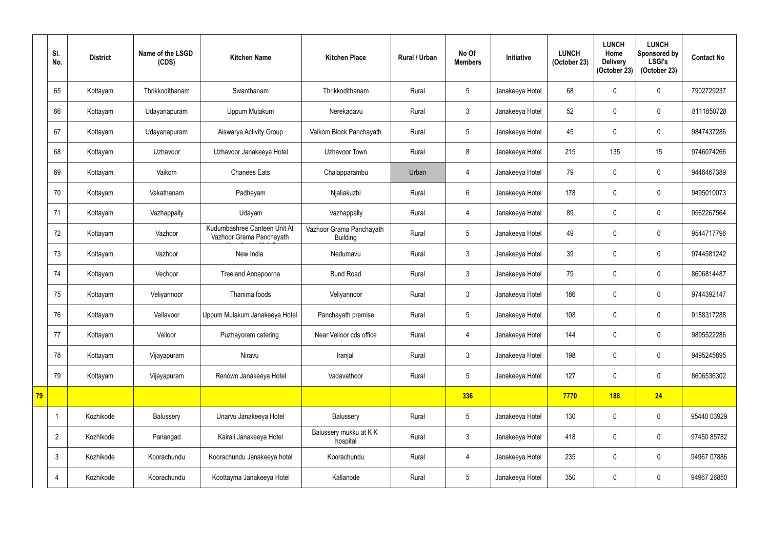| | Sl. No. | District | Name of the LSGD (CDS) | Kitchen Name | Kitchen Place | Rural / Urban | No Of Members | Initiative | LUNCH (October 23) | LUNCH Home Delivery (October 23) | LUNCH Sponsored by LSGI's (October 23) | Contact No |
|---|---|---|---|---|---|---|---|---|---|---|---|---|
| | 65 | Kottayam | Thrikkodithanam | Swanthanam | Thrikkodithanam | Rural | 5 | Janakeeya Hotel | 68 | 0 | 0 | 7902729237 |
| | 66 | Kottayam | Udayanapuram | Uppum Mulakum | Nerekadavu | Rural | 3 | Janakeeya Hotel | 52 | 0 | 0 | 8111850728 |
| | 67 | Kottayam | Udayanapuram | Aiswarya Activity Group | Vaikom Block Panchayath | Rural | 5 | Janakeeya Hotel | 45 | 0 | 0 | 9847437286 |
| | 68 | Kottayam | Uzhavoor | Uzhavoor Janakeeya Hotel | Uzhavoor Town | Rural | 8 | Janakeeya Hotel | 215 | 135 | 15 | 9746074266 |
| | 69 | Kottayam | Vaikom | Chanees Eats | Chalapparambu | Urban | 4 | Janakeeya Hotel | 79 | 0 | 0 | 9446467389 |
| | 70 | Kottayam | Vakathanam | Padheyam | Njaliakuzhi | Rural | 6 | Janakeeya Hotel | 178 | 0 | 0 | 9495010073 |
| | 71 | Kottayam | Vazhappally | Udayam | Vazhappally | Rural | 4 | Janakeeya Hotel | 89 | 0 | 0 | 9562267564 |
| | 72 | Kottayam | Vazhoor | Kudumbashree Canteen Unit At Vazhoor Grama Panchayath | Vazhoor Grama Panchayath Building | Rural | 5 | Janakeeya Hotel | 49 | 0 | 0 | 9544717796 |
| | 73 | Kottayam | Vazhoor | New India | Nedumavu | Rural | 3 | Janakeeya Hotel | 39 | 0 | 0 | 9744581242 |
| | 74 | Kottayam | Vechoor | Treeland Annapoorna | Bund Road | Rural | 3 | Janakeeya Hotel | 79 | 0 | 0 | 8606814487 |
| | 75 | Kottayam | Veliyannoor | Thanima foods | Veliyannoor | Rural | 3 | Janakeeya Hotel | 186 | 0 | 0 | 9744392147 |
| | 76 | Kottayam | Vellavoor | Uppum Mulakum Janakeeya Hotel | Panchayath premise | Rural | 5 | Janakeeya Hotel | 108 | 0 | 0 | 9188317288 |
| | 77 | Kottayam | Velloor | Puzhayoram catering | Near Velloor cds office | Rural | 4 | Janakeeya Hotel | 144 | 0 | 0 | 9895522286 |
| | 78 | Kottayam | Vijayapuram | Niravu | Iranjal | Rural | 3 | Janakeeya Hotel | 198 | 0 | 0 | 9495245895 |
| | 79 | Kottayam | Vijayapuram | Renown Janakeeya Hotel | Vadavathoor | Rural | 5 | Janakeeya Hotel | 127 | 0 | 0 | 8606536302 |
| **79** | | | | | | | **336** | | **7770** | **188** | **24** | |
| | 1 | Kozhikode | Balussery | Unarvu Janakeeya Hotel | Balussery | Rural | 5 | Janakeeya Hotel | 130 | 0 | 0 | 95440 03929 |
| | 2 | Kozhikode | Panangad | Kairali Janakeeya Hotel | Balussery mukku at K K hospital | Rural | 3 | Janakeeya Hotel | 418 | 0 | 0 | 97450 85782 |
| | 3 | Kozhikode | Koorachundu | Koorachundu Janakeeya hotel | Koorachundu | Rural | 4 | Janakeeya Hotel | 235 | 0 | 0 | 94967 07886 |
| | 4 | Kozhikode | Koorachundu | Koottayma Janakeeya Hotel | Kallanode | Rural | 5 | Janakeeya Hotel | 350 | 0 | 0 | 94967 26850 |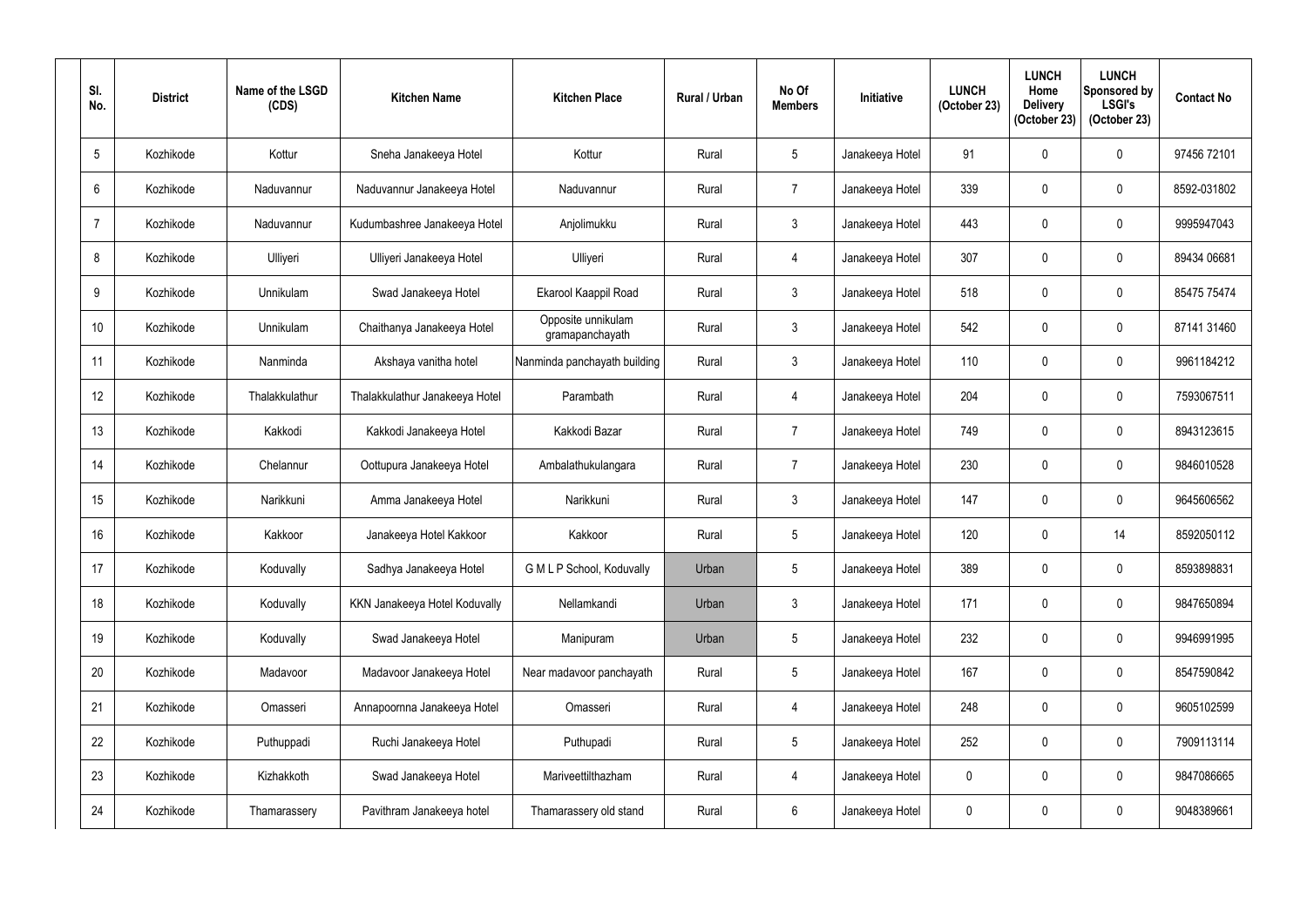| Sl. No. | District | Name of the LSGD (CDS) | Kitchen Name | Kitchen Place | Rural / Urban | No Of Members | Initiative | LUNCH (October 23) | LUNCH Home Delivery (October 23) | LUNCH Sponsored by LSGI's (October 23) | Contact No |
|---|---|---|---|---|---|---|---|---|---|---|---|
| 5 | Kozhikode | Kottur | Sneha Janakeeya Hotel | Kottur | Rural | 5 | Janakeeya Hotel | 91 | 0 | 0 | 97456 72101 |
| 6 | Kozhikode | Naduvannur | Naduvannur Janakeeya Hotel | Naduvannur | Rural | 7 | Janakeeya Hotel | 339 | 0 | 0 | 8592-031802 |
| 7 | Kozhikode | Naduvannur | Kudumbashree Janakeeya Hotel | Anjolimukku | Rural | 3 | Janakeeya Hotel | 443 | 0 | 0 | 9995947043 |
| 8 | Kozhikode | Ulliyeri | Ulliyeri Janakeeya Hotel | Ulliyeri | Rural | 4 | Janakeeya Hotel | 307 | 0 | 0 | 89434 06681 |
| 9 | Kozhikode | Unnikulam | Swad Janakeeya Hotel | Ekarool Kaappil Road | Rural | 3 | Janakeeya Hotel | 518 | 0 | 0 | 85475 75474 |
| 10 | Kozhikode | Unnikulam | Chaithanya Janakeeya Hotel | Opposite unnikulam gramapanchayath | Rural | 3 | Janakeeya Hotel | 542 | 0 | 0 | 87141 31460 |
| 11 | Kozhikode | Nanminda | Akshaya vanitha hotel | Nanminda panchayath building | Rural | 3 | Janakeeya Hotel | 110 | 0 | 0 | 9961184212 |
| 12 | Kozhikode | Thalakkulathur | Thalakkulathur Janakeeya Hotel | Parambath | Rural | 4 | Janakeeya Hotel | 204 | 0 | 0 | 7593067511 |
| 13 | Kozhikode | Kakkodi | Kakkodi Janakeeya Hotel | Kakkodi Bazar | Rural | 7 | Janakeeya Hotel | 749 | 0 | 0 | 8943123615 |
| 14 | Kozhikode | Chelannur | Oottupura Janakeeya Hotel | Ambalathukulangara | Rural | 7 | Janakeeya Hotel | 230 | 0 | 0 | 9846010528 |
| 15 | Kozhikode | Narikkuni | Amma Janakeeya Hotel | Narikkuni | Rural | 3 | Janakeeya Hotel | 147 | 0 | 0 | 9645606562 |
| 16 | Kozhikode | Kakkoor | Janakeeya Hotel Kakkoor | Kakkoor | Rural | 5 | Janakeeya Hotel | 120 | 0 | 14 | 8592050112 |
| 17 | Kozhikode | Koduvally | Sadhya Janakeeya Hotel | G M L P School, Koduvally | Urban | 5 | Janakeeya Hotel | 389 | 0 | 0 | 8593898831 |
| 18 | Kozhikode | Koduvally | KKN Janakeeya Hotel Koduvally | Nellamkandi | Urban | 3 | Janakeeya Hotel | 171 | 0 | 0 | 9847650894 |
| 19 | Kozhikode | Koduvally | Swad Janakeeya Hotel | Manipuram | Urban | 5 | Janakeeya Hotel | 232 | 0 | 0 | 9946991995 |
| 20 | Kozhikode | Madavoor | Madavoor Janakeeya Hotel | Near madavoor panchayath | Rural | 5 | Janakeeya Hotel | 167 | 0 | 0 | 8547590842 |
| 21 | Kozhikode | Omasseri | Annapoornna Janakeeya Hotel | Omasseri | Rural | 4 | Janakeeya Hotel | 248 | 0 | 0 | 9605102599 |
| 22 | Kozhikode | Puthuppadi | Ruchi Janakeeya Hotel | Puthupadi | Rural | 5 | Janakeeya Hotel | 252 | 0 | 0 | 7909113114 |
| 23 | Kozhikode | Kizhakkoth | Swad Janakeeya Hotel | Mariveettilthazham | Rural | 4 | Janakeeya Hotel | 0 | 0 | 0 | 9847086665 |
| 24 | Kozhikode | Thamarassery | Pavithram Janakeeya hotel | Thamarassery old stand | Rural | 6 | Janakeeya Hotel | 0 | 0 | 0 | 9048389661 |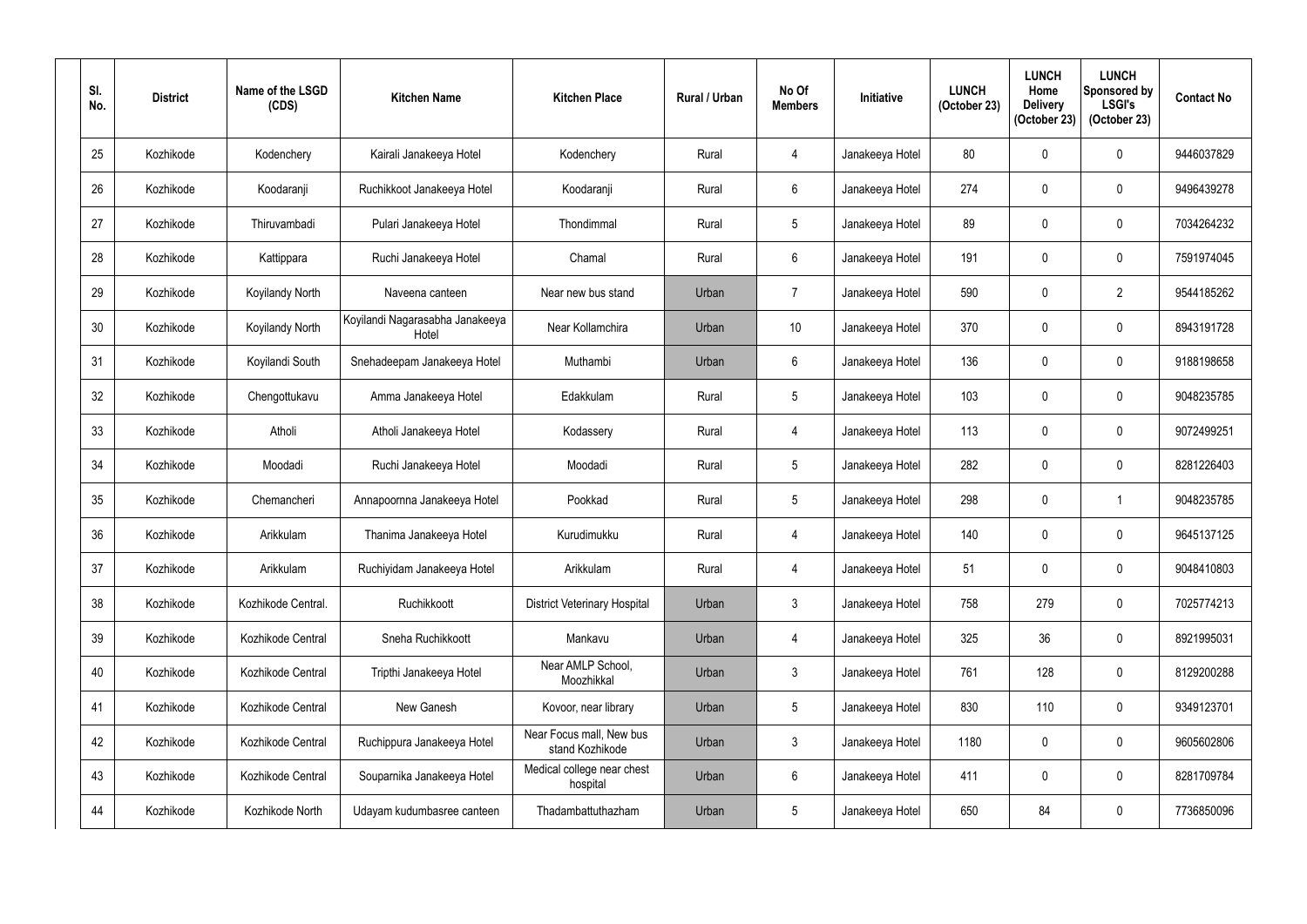| Sl. No. | District | Name of the LSGD (CDS) | Kitchen Name | Kitchen Place | Rural / Urban | No Of Members | Initiative | LUNCH (October 23) | LUNCH Home Delivery (October 23) | LUNCH Sponsored by LSGI's (October 23) | Contact No |
|---|---|---|---|---|---|---|---|---|---|---|---|
| 25 | Kozhikode | Kodenchery | Kairali Janakeeya Hotel | Kodenchery | Rural | 4 | Janakeeya Hotel | 80 | 0 | 0 | 9446037829 |
| 26 | Kozhikode | Koodaranji | Ruchikkoot Janakeeya Hotel | Koodaranji | Rural | 6 | Janakeeya Hotel | 274 | 0 | 0 | 9496439278 |
| 27 | Kozhikode | Thiruvambadi | Pulari Janakeeya Hotel | Thondimmal | Rural | 5 | Janakeeya Hotel | 89 | 0 | 0 | 7034264232 |
| 28 | Kozhikode | Kattippara | Ruchi Janakeeya Hotel | Chamal | Rural | 6 | Janakeeya Hotel | 191 | 0 | 0 | 7591974045 |
| 29 | Kozhikode | Koyilandy North | Naveena canteen | Near new bus stand | Urban | 7 | Janakeeya Hotel | 590 | 0 | 2 | 9544185262 |
| 30 | Kozhikode | Koyilandy North | Koyilandi Nagarasabha Janakeeya Hotel | Near Kollamchira | Urban | 10 | Janakeeya Hotel | 370 | 0 | 0 | 8943191728 |
| 31 | Kozhikode | Koyilandi South | Snehadeepam Janakeeya Hotel | Muthambi | Urban | 6 | Janakeeya Hotel | 136 | 0 | 0 | 9188198658 |
| 32 | Kozhikode | Chengottukavu | Amma Janakeeya Hotel | Edakkulam | Rural | 5 | Janakeeya Hotel | 103 | 0 | 0 | 9048235785 |
| 33 | Kozhikode | Atholi | Atholi Janakeeya Hotel | Kodassery | Rural | 4 | Janakeeya Hotel | 113 | 0 | 0 | 9072499251 |
| 34 | Kozhikode | Moodadi | Ruchi Janakeeya Hotel | Moodadi | Rural | 5 | Janakeeya Hotel | 282 | 0 | 0 | 8281226403 |
| 35 | Kozhikode | Chemancheri | Annapoornna Janakeeya Hotel | Pookkad | Rural | 5 | Janakeeya Hotel | 298 | 0 | 1 | 9048235785 |
| 36 | Kozhikode | Arikkulam | Thanima Janakeeya Hotel | Kurudimukku | Rural | 4 | Janakeeya Hotel | 140 | 0 | 0 | 9645137125 |
| 37 | Kozhikode | Arikkulam | Ruchiyidam Janakeeya Hotel | Arikkulam | Rural | 4 | Janakeeya Hotel | 51 | 0 | 0 | 9048410803 |
| 38 | Kozhikode | Kozhikode Central. | Ruchikkoott | District Veterinary Hospital | Urban | 3 | Janakeeya Hotel | 758 | 279 | 0 | 7025774213 |
| 39 | Kozhikode | Kozhikode Central | Sneha Ruchikkoott | Mankavu | Urban | 4 | Janakeeya Hotel | 325 | 36 | 0 | 8921995031 |
| 40 | Kozhikode | Kozhikode Central | Tripthi Janakeeya Hotel | Near AMLP School, Moozhikkal | Urban | 3 | Janakeeya Hotel | 761 | 128 | 0 | 8129200288 |
| 41 | Kozhikode | Kozhikode Central | New Ganesh | Kovoor, near library | Urban | 5 | Janakeeya Hotel | 830 | 110 | 0 | 9349123701 |
| 42 | Kozhikode | Kozhikode Central | Ruchippura Janakeeya Hotel | Near Focus mall, New bus stand Kozhikode | Urban | 3 | Janakeeya Hotel | 1180 | 0 | 0 | 9605602806 |
| 43 | Kozhikode | Kozhikode Central | Souparnika Janakeeya Hotel | Medical college near chest hospital | Urban | 6 | Janakeeya Hotel | 411 | 0 | 0 | 8281709784 |
| 44 | Kozhikode | Kozhikode North | Udayam kudumbasree canteen | Thadambattuthazham | Urban | 5 | Janakeeya Hotel | 650 | 84 | 0 | 7736850096 |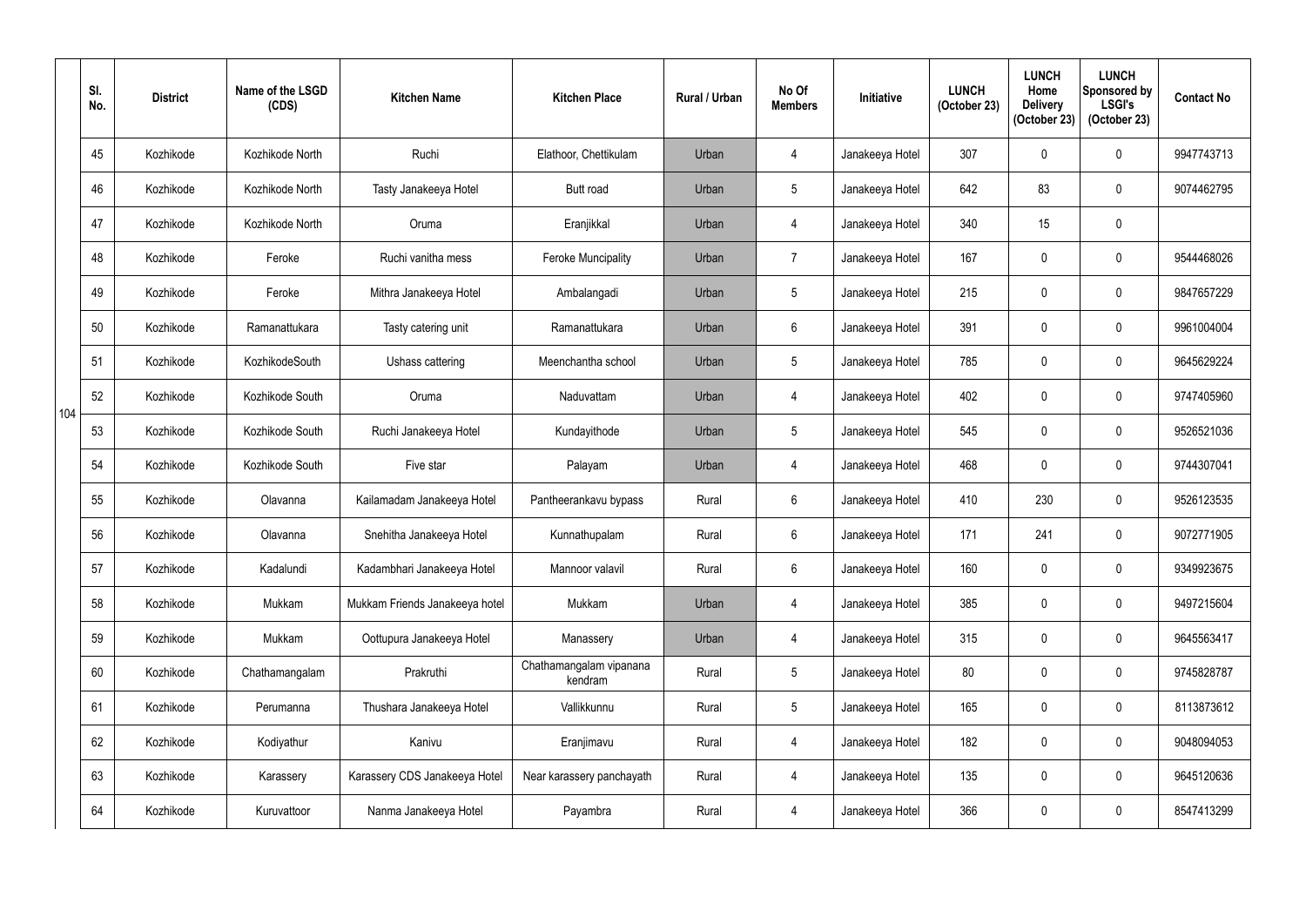|  | Sl. No. | District | Name of the LSGD (CDS) | Kitchen Name | Kitchen Place | Rural / Urban | No Of Members | Initiative | LUNCH (October 23) | LUNCH Home Delivery (October 23) | LUNCH Sponsored by LSGI's (October 23) | Contact No |
|---|---|---|---|---|---|---|---|---|---|---|---|---|
| 104 | 45 | Kozhikode | Kozhikode North | Ruchi | Elathoor, Chettikulam | Urban | 4 | Janakeeya Hotel | 307 | 0 | 0 | 9947743713 |
|  | 46 | Kozhikode | Kozhikode North | Tasty Janakeeya Hotel | Butt road | Urban | 5 | Janakeeya Hotel | 642 | 83 | 0 | 9074462795 |
|  | 47 | Kozhikode | Kozhikode North | Oruma | Eranjikkal | Urban | 4 | Janakeeya Hotel | 340 | 15 | 0 |  |
|  | 48 | Kozhikode | Feroke | Ruchi vanitha mess | Feroke Muncipality | Urban | 7 | Janakeeya Hotel | 167 | 0 | 0 | 9544468026 |
|  | 49 | Kozhikode | Feroke | Mithra Janakeeya Hotel | Ambalangadi | Urban | 5 | Janakeeya Hotel | 215 | 0 | 0 | 9847657229 |
|  | 50 | Kozhikode | Ramanattukara | Tasty catering unit | Ramanattukara | Urban | 6 | Janakeeya Hotel | 391 | 0 | 0 | 9961004004 |
|  | 51 | Kozhikode | KozhikodeSouth | Ushass cattering | Meenchantha school | Urban | 5 | Janakeeya Hotel | 785 | 0 | 0 | 9645629224 |
|  | 52 | Kozhikode | Kozhikode South | Oruma | Naduvattam | Urban | 4 | Janakeeya Hotel | 402 | 0 | 0 | 9747405960 |
|  | 53 | Kozhikode | Kozhikode South | Ruchi Janakeeya Hotel | Kundayithode | Urban | 5 | Janakeeya Hotel | 545 | 0 | 0 | 9526521036 |
|  | 54 | Kozhikode | Kozhikode South | Five star | Palayam | Urban | 4 | Janakeeya Hotel | 468 | 0 | 0 | 9744307041 |
|  | 55 | Kozhikode | Olavanna | Kailamadam Janakeeya Hotel | Pantheerankavu bypass | Rural | 6 | Janakeeya Hotel | 410 | 230 | 0 | 9526123535 |
|  | 56 | Kozhikode | Olavanna | Snehitha Janakeeya Hotel | Kunnathupalam | Rural | 6 | Janakeeya Hotel | 171 | 241 | 0 | 9072771905 |
|  | 57 | Kozhikode | Kadalundi | Kadambhari Janakeeya Hotel | Mannoor valavil | Rural | 6 | Janakeeya Hotel | 160 | 0 | 0 | 9349923675 |
|  | 58 | Kozhikode | Mukkam | Mukkam Friends Janakeeya hotel | Mukkam | Urban | 4 | Janakeeya Hotel | 385 | 0 | 0 | 9497215604 |
|  | 59 | Kozhikode | Mukkam | Oottupura Janakeeya Hotel | Manassery | Urban | 4 | Janakeeya Hotel | 315 | 0 | 0 | 9645563417 |
|  | 60 | Kozhikode | Chathamangalam | Prakruthi | Chathamangalam vipanana kendram | Rural | 5 | Janakeeya Hotel | 80 | 0 | 0 | 9745828787 |
|  | 61 | Kozhikode | Perumanna | Thushara Janakeeya Hotel | Vallikkunnu | Rural | 5 | Janakeeya Hotel | 165 | 0 | 0 | 8113873612 |
|  | 62 | Kozhikode | Kodiyathur | Kanivu | Eranjimavu | Rural | 4 | Janakeeya Hotel | 182 | 0 | 0 | 9048094053 |
|  | 63 | Kozhikode | Karassery | Karassery CDS Janakeeya Hotel | Near karassery panchayath | Rural | 4 | Janakeeya Hotel | 135 | 0 | 0 | 9645120636 |
|  | 64 | Kozhikode | Kuruvattoor | Nanma Janakeeya Hotel | Payambra | Rural | 4 | Janakeeya Hotel | 366 | 0 | 0 | 8547413299 |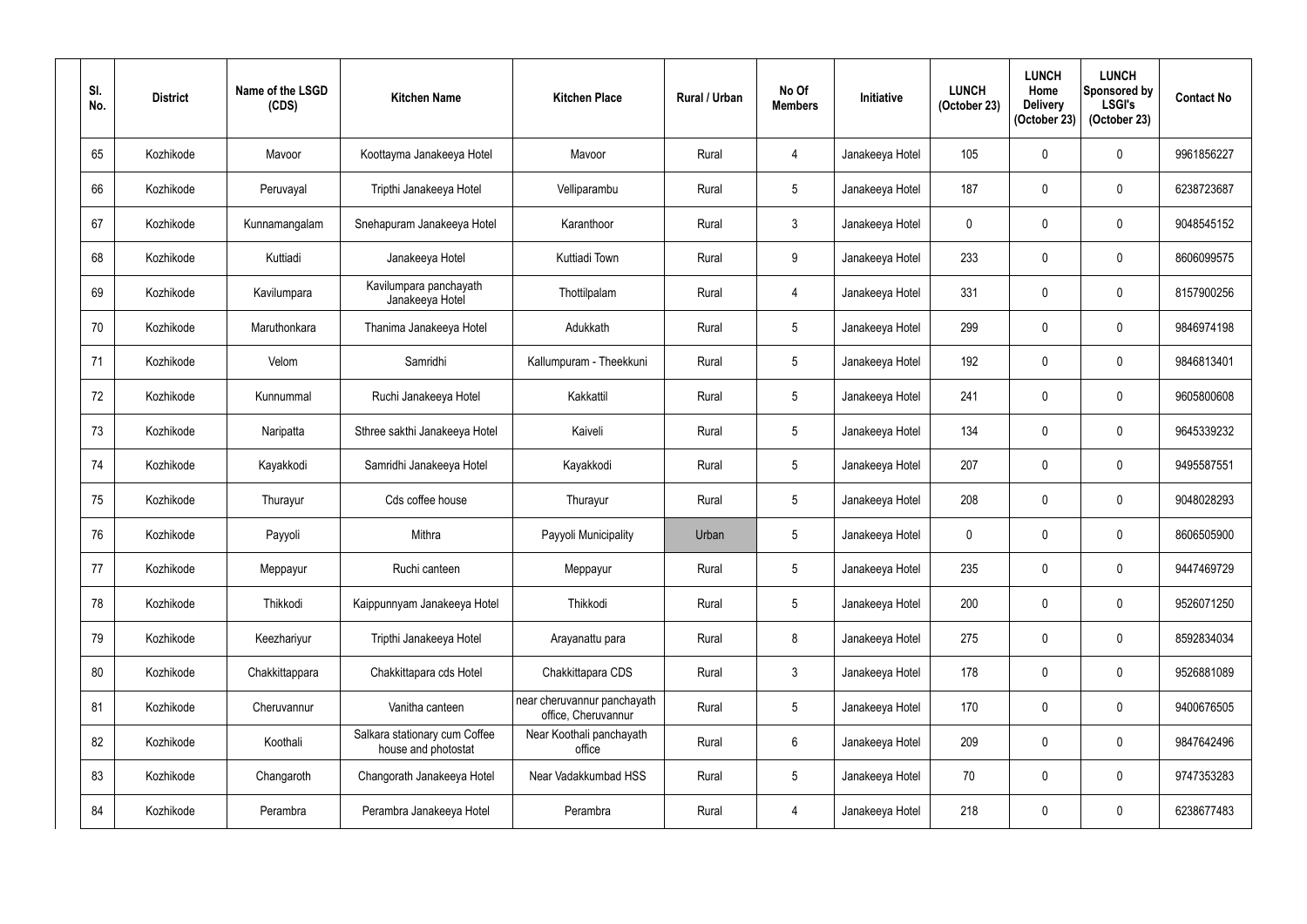| Sl. No. | District | Name of the LSGD (CDS) | Kitchen Name | Kitchen Place | Rural / Urban | No Of Members | Initiative | LUNCH (October 23) | LUNCH Home Delivery (October 23) | LUNCH Sponsored by LSGI's (October 23) | Contact No |
|---|---|---|---|---|---|---|---|---|---|---|---|
| 65 | Kozhikode | Mavoor | Koottayma Janakeeya Hotel | Mavoor | Rural | 4 | Janakeeya Hotel | 105 | 0 | 0 | 9961856227 |
| 66 | Kozhikode | Peruvayal | Tripthi Janakeeya Hotel | Velliparambu | Rural | 5 | Janakeeya Hotel | 187 | 0 | 0 | 6238723687 |
| 67 | Kozhikode | Kunnamangalam | Snehapuram Janakeeya Hotel | Karanthoor | Rural | 3 | Janakeeya Hotel | 0 | 0 | 0 | 9048545152 |
| 68 | Kozhikode | Kuttiadi | Janakeeya Hotel | Kuttiadi Town | Rural | 9 | Janakeeya Hotel | 233 | 0 | 0 | 8606099575 |
| 69 | Kozhikode | Kavilumpara | Kavilumpara panchayath Janakeeya Hotel | Thottilpalam | Rural | 4 | Janakeeya Hotel | 331 | 0 | 0 | 8157900256 |
| 70 | Kozhikode | Maruthonkara | Thanima Janakeeya Hotel | Adukkath | Rural | 5 | Janakeeya Hotel | 299 | 0 | 0 | 9846974198 |
| 71 | Kozhikode | Velom | Samridhi | Kallumpuram - Theekkuni | Rural | 5 | Janakeeya Hotel | 192 | 0 | 0 | 9846813401 |
| 72 | Kozhikode | Kunnummal | Ruchi Janakeeya Hotel | Kakkattil | Rural | 5 | Janakeeya Hotel | 241 | 0 | 0 | 9605800608 |
| 73 | Kozhikode | Naripatta | Sthree sakthi Janakeeya Hotel | Kaiveli | Rural | 5 | Janakeeya Hotel | 134 | 0 | 0 | 9645339232 |
| 74 | Kozhikode | Kayakkodi | Samridhi Janakeeya Hotel | Kayakkodi | Rural | 5 | Janakeeya Hotel | 207 | 0 | 0 | 9495587551 |
| 75 | Kozhikode | Thurayur | Cds coffee house | Thurayur | Rural | 5 | Janakeeya Hotel | 208 | 0 | 0 | 9048028293 |
| 76 | Kozhikode | Payyoli | Mithra | Payyoli Municipality | Urban | 5 | Janakeeya Hotel | 0 | 0 | 0 | 8606505900 |
| 77 | Kozhikode | Meppayur | Ruchi canteen | Meppayur | Rural | 5 | Janakeeya Hotel | 235 | 0 | 0 | 9447469729 |
| 78 | Kozhikode | Thikkodi | Kaippunnyam Janakeeya Hotel | Thikkodi | Rural | 5 | Janakeeya Hotel | 200 | 0 | 0 | 9526071250 |
| 79 | Kozhikode | Keezhariyur | Tripthi Janakeeya Hotel | Arayanattu para | Rural | 8 | Janakeeya Hotel | 275 | 0 | 0 | 8592834034 |
| 80 | Kozhikode | Chakkittappara | Chakkittapara cds Hotel | Chakkittapara CDS | Rural | 3 | Janakeeya Hotel | 178 | 0 | 0 | 9526881089 |
| 81 | Kozhikode | Cheruvannur | Vanitha canteen | near cheruvannur panchayath office, Cheruvannur | Rural | 5 | Janakeeya Hotel | 170 | 0 | 0 | 9400676505 |
| 82 | Kozhikode | Koothali | Salkara stationary cum Coffee house and photostat | Near Koothali panchayath office | Rural | 6 | Janakeeya Hotel | 209 | 0 | 0 | 9847642496 |
| 83 | Kozhikode | Changaroth | Changorath Janakeeya Hotel | Near Vadakkumbad HSS | Rural | 5 | Janakeeya Hotel | 70 | 0 | 0 | 9747353283 |
| 84 | Kozhikode | Perambra | Perambra Janakeeya Hotel | Perambra | Rural | 4 | Janakeeya Hotel | 218 | 0 | 0 | 6238677483 |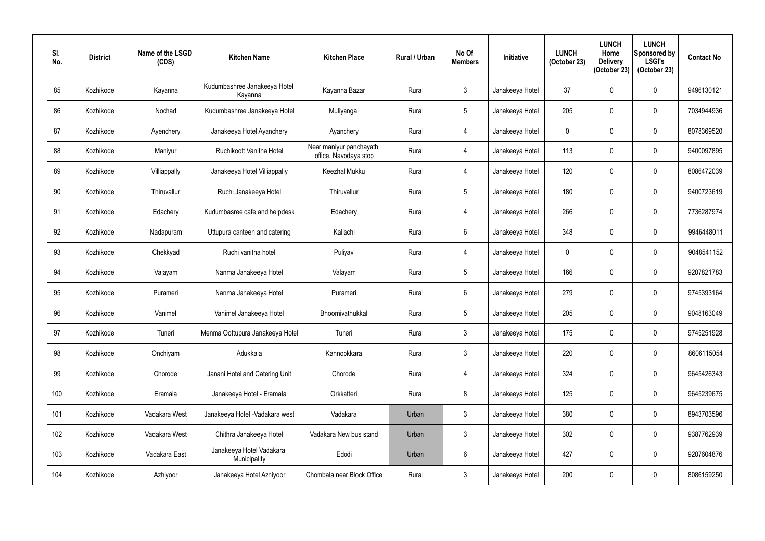| Sl. No. | District | Name of the LSGD (CDS) | Kitchen Name | Kitchen Place | Rural / Urban | No Of Members | Initiative | LUNCH (October 23) | LUNCH Home Delivery (October 23) | LUNCH Sponsored by LSGI's (October 23) | Contact No |
|---|---|---|---|---|---|---|---|---|---|---|---|
| 85 | Kozhikode | Kayanna | Kudumbashree Janakeeya Hotel Kayanna | Kayanna Bazar | Rural | 3 | Janakeeya Hotel | 37 | 0 | 0 | 9496130121 |
| 86 | Kozhikode | Nochad | Kudumbashree Janakeeya Hotel | Muliyangal | Rural | 5 | Janakeeya Hotel | 205 | 0 | 0 | 7034944936 |
| 87 | Kozhikode | Ayenchery | Janakeeya Hotel Ayanchery | Ayanchery | Rural | 4 | Janakeeya Hotel | 0 | 0 | 0 | 8078369520 |
| 88 | Kozhikode | Maniyur | Ruchikoott Vanitha Hotel | Near maniyur panchayath office, Navodaya stop | Rural | 4 | Janakeeya Hotel | 113 | 0 | 0 | 9400097895 |
| 89 | Kozhikode | Villiappally | Janakeeya Hotel Villiappally | Keezhal Mukku | Rural | 4 | Janakeeya Hotel | 120 | 0 | 0 | 8086472039 |
| 90 | Kozhikode | Thiruvallur | Ruchi Janakeeya Hotel | Thiruvallur | Rural | 5 | Janakeeya Hotel | 180 | 0 | 0 | 9400723619 |
| 91 | Kozhikode | Edachery | Kudumbasree cafe and helpdesk | Edachery | Rural | 4 | Janakeeya Hotel | 266 | 0 | 0 | 7736287974 |
| 92 | Kozhikode | Nadapuram | Uttupura canteen and catering | Kallachi | Rural | 6 | Janakeeya Hotel | 348 | 0 | 0 | 9946448011 |
| 93 | Kozhikode | Chekkyad | Ruchi vanitha hotel | Puliyav | Rural | 4 | Janakeeya Hotel | 0 | 0 | 0 | 9048541152 |
| 94 | Kozhikode | Valayam | Nanma Janakeeya Hotel | Valayam | Rural | 5 | Janakeeya Hotel | 166 | 0 | 0 | 9207821783 |
| 95 | Kozhikode | Purameri | Nanma Janakeeya Hotel | Purameri | Rural | 6 | Janakeeya Hotel | 279 | 0 | 0 | 9745393164 |
| 96 | Kozhikode | Vanimel | Vanimel Janakeeya Hotel | Bhoomivathukkal | Rural | 5 | Janakeeya Hotel | 205 | 0 | 0 | 9048163049 |
| 97 | Kozhikode | Tuneri | Menma Oottupura Janakeeya Hotel | Tuneri | Rural | 3 | Janakeeya Hotel | 175 | 0 | 0 | 9745251928 |
| 98 | Kozhikode | Onchiyam | Adukkala | Kannookkara | Rural | 3 | Janakeeya Hotel | 220 | 0 | 0 | 8606115054 |
| 99 | Kozhikode | Chorode | Janani Hotel and Catering Unit | Chorode | Rural | 4 | Janakeeya Hotel | 324 | 0 | 0 | 9645426343 |
| 100 | Kozhikode | Eramala | Janakeeya Hotel - Eramala | Orkkatteri | Rural | 8 | Janakeeya Hotel | 125 | 0 | 0 | 9645239675 |
| 101 | Kozhikode | Vadakara West | Janakeeya Hotel -Vadakara west | Vadakara | Urban | 3 | Janakeeya Hotel | 380 | 0 | 0 | 8943703596 |
| 102 | Kozhikode | Vadakara West | Chithra Janakeeya Hotel | Vadakara New bus stand | Urban | 3 | Janakeeya Hotel | 302 | 0 | 0 | 9387762939 |
| 103 | Kozhikode | Vadakara East | Janakeeya Hotel Vadakara Municipality | Edodi | Urban | 6 | Janakeeya Hotel | 427 | 0 | 0 | 9207604876 |
| 104 | Kozhikode | Azhiyoor | Janakeeya Hotel Azhiyoor | Chombala near Block Office | Rural | 3 | Janakeeya Hotel | 200 | 0 | 0 | 8086159250 |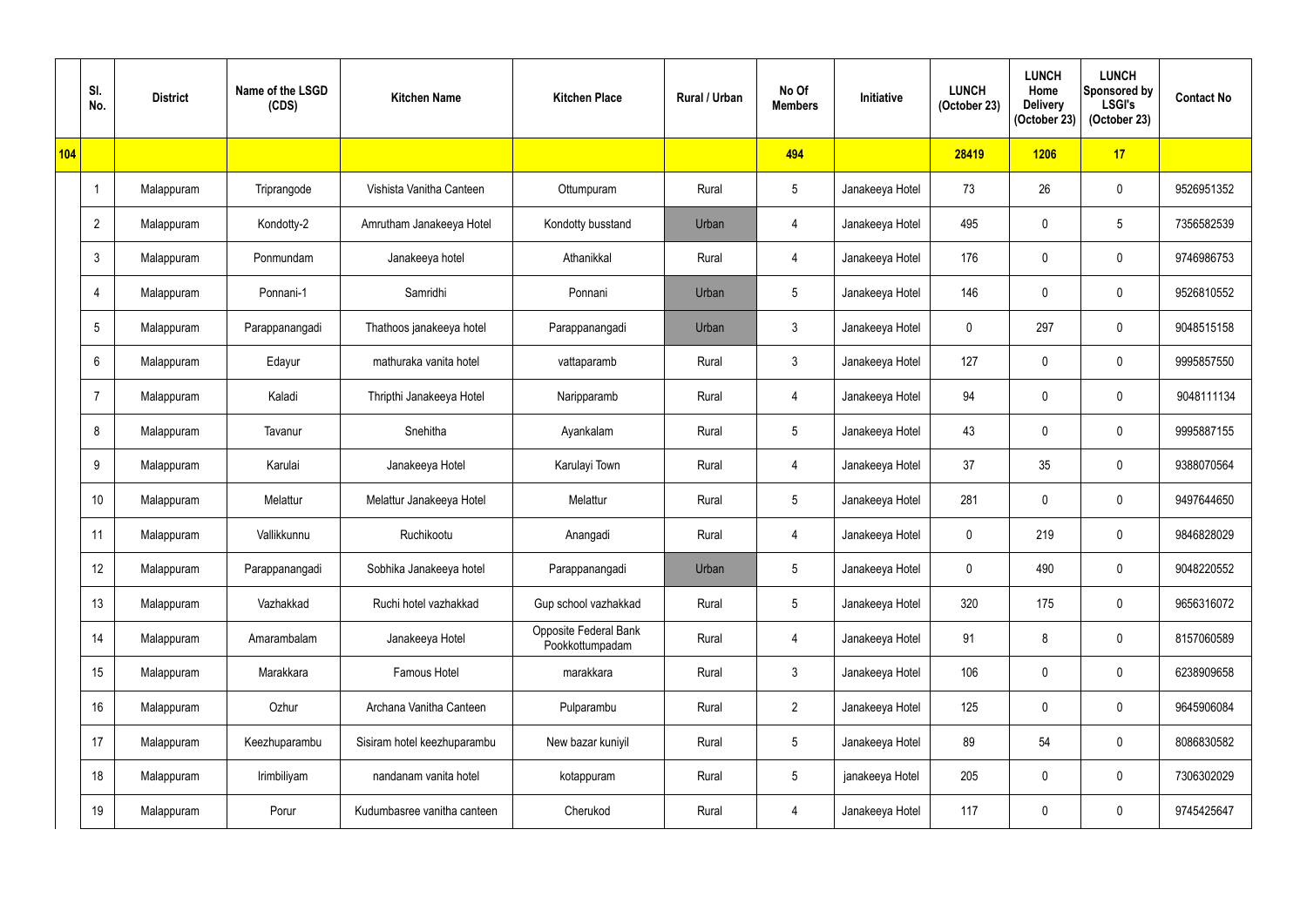| | Sl. No. | District | Name of the LSGD (CDS) | Kitchen Name | Kitchen Place | Rural / Urban | No Of Members | Initiative | LUNCH (October 23) | LUNCH Home Delivery (October 23) | LUNCH Sponsored by LSGI's (October 23) | Contact No |
|---|---|---|---|---|---|---|---|---|---|---|---|---|
| 104 | | | | | | | 494 | | 28419 | 1206 | 17 | |
| | 1 | Malappuram | Triprangode | Vishista Vanitha Canteen | Ottumpuram | Rural | 5 | Janakeeya Hotel | 73 | 26 | 0 | 9526951352 |
| | 2 | Malappuram | Kondotty-2 | Amrutham Janakeeya Hotel | Kondotty busstand | Urban | 4 | Janakeeya Hotel | 495 | 0 | 5 | 7356582539 |
| | 3 | Malappuram | Ponmundam | Janakeeya hotel | Athanikkal | Rural | 4 | Janakeeya Hotel | 176 | 0 | 0 | 9746986753 |
| | 4 | Malappuram | Ponnani-1 | Samridhi | Ponnani | Urban | 5 | Janakeeya Hotel | 146 | 0 | 0 | 9526810552 |
| | 5 | Malappuram | Parappanangadi | Thathoos janakeeya hotel | Parappanangadi | Urban | 3 | Janakeeya Hotel | 0 | 297 | 0 | 9048515158 |
| | 6 | Malappuram | Edayur | mathuraka vanita hotel | vattaparamb | Rural | 3 | Janakeeya Hotel | 127 | 0 | 0 | 9995857550 |
| | 7 | Malappuram | Kaladi | Thripthi Janakeeya Hotel | Naripparamb | Rural | 4 | Janakeeya Hotel | 94 | 0 | 0 | 9048111134 |
| | 8 | Malappuram | Tavanur | Snehitha | Ayankalam | Rural | 5 | Janakeeya Hotel | 43 | 0 | 0 | 9995887155 |
| | 9 | Malappuram | Karulai | Janakeeya Hotel | Karulayi Town | Rural | 4 | Janakeeya Hotel | 37 | 35 | 0 | 9388070564 |
| | 10 | Malappuram | Melattur | Melattur Janakeeya Hotel | Melattur | Rural | 5 | Janakeeya Hotel | 281 | 0 | 0 | 9497644650 |
| | 11 | Malappuram | Vallikkunnu | Ruchikootu | Anangadi | Rural | 4 | Janakeeya Hotel | 0 | 219 | 0 | 9846828029 |
| | 12 | Malappuram | Parappanangadi | Sobhika Janakeeya hotel | Parappanangadi | Urban | 5 | Janakeeya Hotel | 0 | 490 | 0 | 9048220552 |
| | 13 | Malappuram | Vazhakkad | Ruchi hotel vazhakkad | Gup school vazhakkad | Rural | 5 | Janakeeya Hotel | 320 | 175 | 0 | 9656316072 |
| | 14 | Malappuram | Amarambalam | Janakeeya Hotel | Opposite Federal Bank Pookkottumpadam | Rural | 4 | Janakeeya Hotel | 91 | 8 | 0 | 8157060589 |
| | 15 | Malappuram | Marakkara | Famous Hotel | marakkara | Rural | 3 | Janakeeya Hotel | 106 | 0 | 0 | 6238909658 |
| | 16 | Malappuram | Ozhur | Archana Vanitha Canteen | Pulparambu | Rural | 2 | Janakeeya Hotel | 125 | 0 | 0 | 9645906084 |
| | 17 | Malappuram | Keezhuparambu | Sisiram hotel keezhuparambu | New bazar kuniyil | Rural | 5 | Janakeeya Hotel | 89 | 54 | 0 | 8086830582 |
| | 18 | Malappuram | Irimbiliyam | nandanam vanita hotel | kotappuram | Rural | 5 | janakeeya Hotel | 205 | 0 | 0 | 7306302029 |
| | 19 | Malappuram | Porur | Kudumbasree vanitha canteen | Cherukod | Rural | 4 | Janakeeya Hotel | 117 | 0 | 0 | 9745425647 |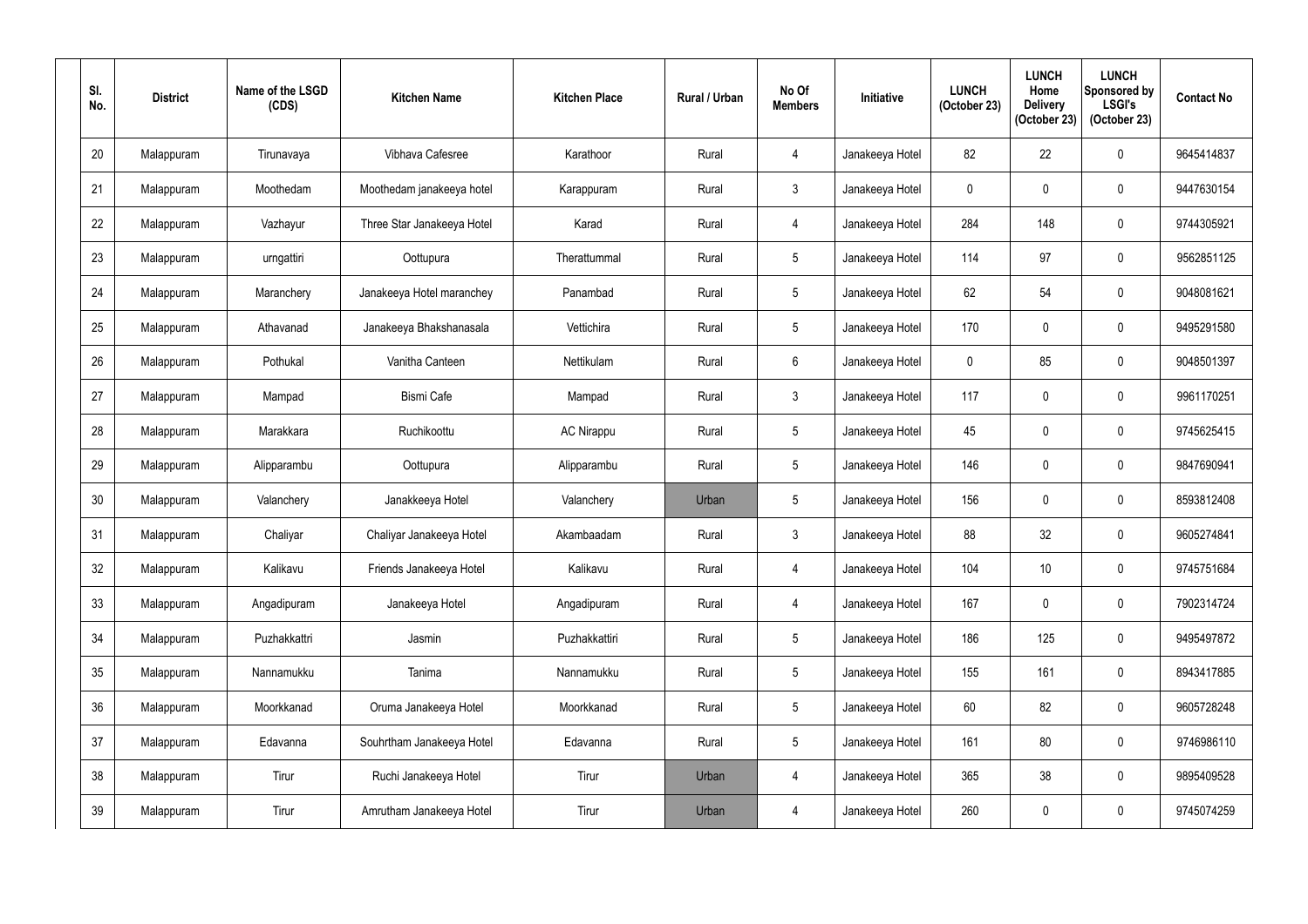| Sl. No. | District | Name of the LSGD (CDS) | Kitchen Name | Kitchen Place | Rural / Urban | No Of Members | Initiative | LUNCH (October 23) | LUNCH Home Delivery (October 23) | LUNCH Sponsored by LSGI's (October 23) | Contact No |
|---|---|---|---|---|---|---|---|---|---|---|---|
| 20 | Malappuram | Tirunavaya | Vibhava Cafesree | Karathoor | Rural | 4 | Janakeeya Hotel | 82 | 22 | 0 | 9645414837 |
| 21 | Malappuram | Moothedam | Moothedam janakeeya hotel | Karappuram | Rural | 3 | Janakeeya Hotel | 0 | 0 | 0 | 9447630154 |
| 22 | Malappuram | Vazhayur | Three Star Janakeeya Hotel | Karad | Rural | 4 | Janakeeya Hotel | 284 | 148 | 0 | 9744305921 |
| 23 | Malappuram | urngattiri | Oottupura | Therattummal | Rural | 5 | Janakeeya Hotel | 114 | 97 | 0 | 9562851125 |
| 24 | Malappuram | Maranchery | Janakeeya Hotel maranchey | Panambad | Rural | 5 | Janakeeya Hotel | 62 | 54 | 0 | 9048081621 |
| 25 | Malappuram | Athavanad | Janakeeya Bhakshanasala | Vettichira | Rural | 5 | Janakeeya Hotel | 170 | 0 | 0 | 9495291580 |
| 26 | Malappuram | Pothukal | Vanitha Canteen | Nettikulam | Rural | 6 | Janakeeya Hotel | 0 | 85 | 0 | 9048501397 |
| 27 | Malappuram | Mampad | Bismi Cafe | Mampad | Rural | 3 | Janakeeya Hotel | 117 | 0 | 0 | 9961170251 |
| 28 | Malappuram | Marakkara | Ruchikoottu | AC Nirappu | Rural | 5 | Janakeeya Hotel | 45 | 0 | 0 | 9745625415 |
| 29 | Malappuram | Alipparambu | Oottupura | Alipparambu | Rural | 5 | Janakeeya Hotel | 146 | 0 | 0 | 9847690941 |
| 30 | Malappuram | Valanchery | Janakkeeya Hotel | Valanchery | Urban | 5 | Janakeeya Hotel | 156 | 0 | 0 | 8593812408 |
| 31 | Malappuram | Chaliyar | Chaliyar Janakeeya Hotel | Akambaadam | Rural | 3 | Janakeeya Hotel | 88 | 32 | 0 | 9605274841 |
| 32 | Malappuram | Kalikavu | Friends Janakeeya Hotel | Kalikavu | Rural | 4 | Janakeeya Hotel | 104 | 10 | 0 | 9745751684 |
| 33 | Malappuram | Angadipuram | Janakeeya Hotel | Angadipuram | Rural | 4 | Janakeeya Hotel | 167 | 0 | 0 | 7902314724 |
| 34 | Malappuram | Puzhakkattri | Jasmin | Puzhakkattiri | Rural | 5 | Janakeeya Hotel | 186 | 125 | 0 | 9495497872 |
| 35 | Malappuram | Nannamukku | Tanima | Nannamukku | Rural | 5 | Janakeeya Hotel | 155 | 161 | 0 | 8943417885 |
| 36 | Malappuram | Moorkkanad | Oruma Janakeeya Hotel | Moorkkanad | Rural | 5 | Janakeeya Hotel | 60 | 82 | 0 | 9605728248 |
| 37 | Malappuram | Edavanna | Souhrtham Janakeeya Hotel | Edavanna | Rural | 5 | Janakeeya Hotel | 161 | 80 | 0 | 9746986110 |
| 38 | Malappuram | Tirur | Ruchi Janakeeya Hotel | Tirur | Urban | 4 | Janakeeya Hotel | 365 | 38 | 0 | 9895409528 |
| 39 | Malappuram | Tirur | Amrutham Janakeeya Hotel | Tirur | Urban | 4 | Janakeeya Hotel | 260 | 0 | 0 | 9745074259 |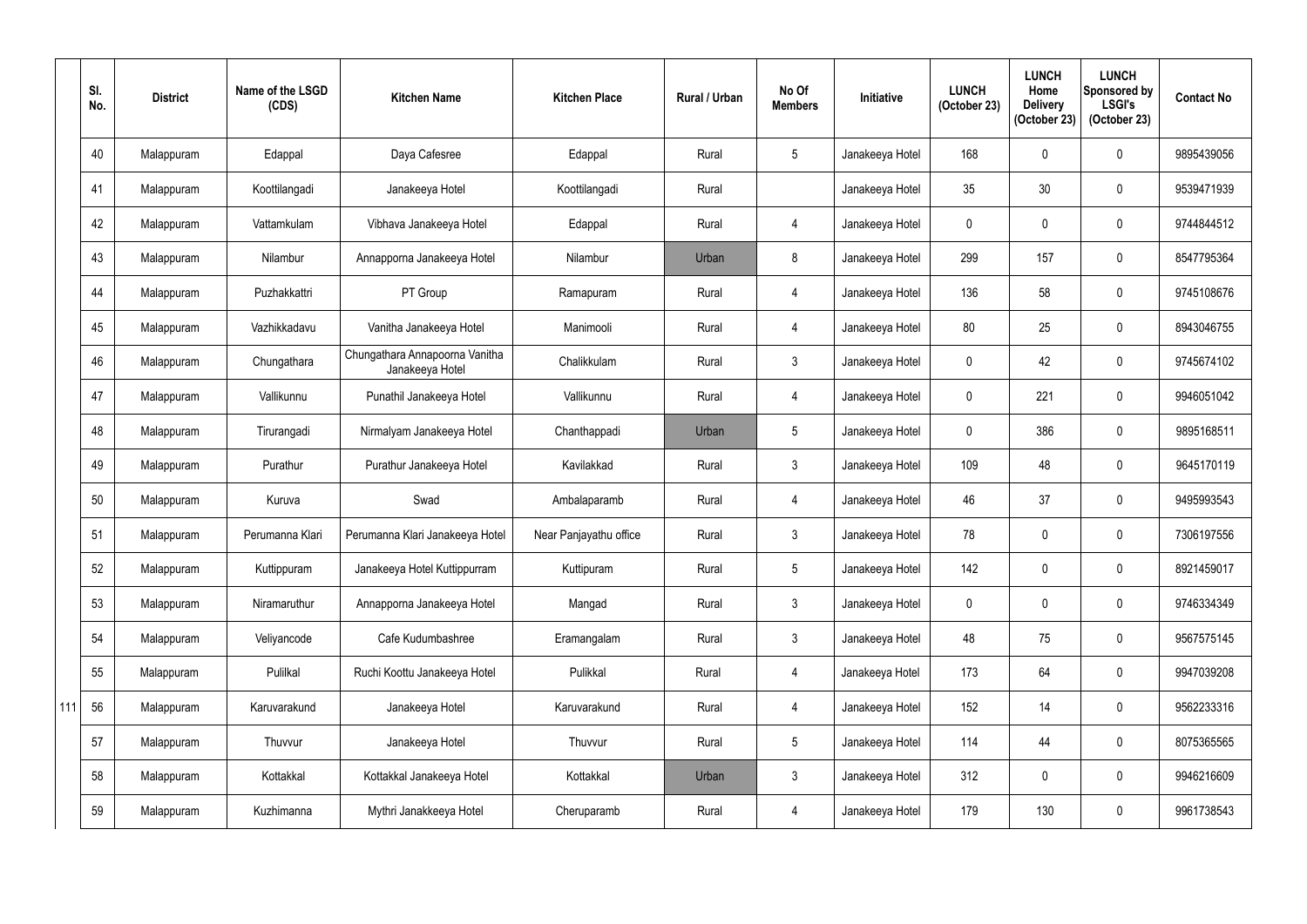| | Sl. No. | District | Name of the LSGD (CDS) | Kitchen Name | Kitchen Place | Rural / Urban | No Of Members | Initiative | LUNCH (October 23) | LUNCH Home Delivery (October 23) | LUNCH Sponsored by LSGI's (October 23) | Contact No |
|---|---|---|---|---|---|---|---|---|---|---|---|---|
| | 40 | Malappuram | Edappal | Daya Cafesree | Edappal | Rural | 5 | Janakeeya Hotel | 168 | 0 | 0 | 9895439056 |
| | 41 | Malappuram | Koottilangadi | Janakeeya Hotel | Koottilangadi | Rural | | Janakeeya Hotel | 35 | 30 | 0 | 9539471939 |
| | 42 | Malappuram | Vattamkulam | Vibhava Janakeeya Hotel | Edappal | Rural | 4 | Janakeeya Hotel | 0 | 0 | 0 | 9744844512 |
| | 43 | Malappuram | Nilambur | Annapporna Janakeeya Hotel | Nilambur | Urban | 8 | Janakeeya Hotel | 299 | 157 | 0 | 8547795364 |
| | 44 | Malappuram | Puzhakkattri | PT Group | Ramapuram | Rural | 4 | Janakeeya Hotel | 136 | 58 | 0 | 9745108676 |
| | 45 | Malappuram | Vazhikkadavu | Vanitha Janakeeya Hotel | Manimooli | Rural | 4 | Janakeeya Hotel | 80 | 25 | 0 | 8943046755 |
| | 46 | Malappuram | Chungathara | Chungathara Annapoorna Vanitha Janakeeya Hotel | Chalikkulam | Rural | 3 | Janakeeya Hotel | 0 | 42 | 0 | 9745674102 |
| | 47 | Malappuram | Vallikunnu | Punathil Janakeeya Hotel | Vallikunnu | Rural | 4 | Janakeeya Hotel | 0 | 221 | 0 | 9946051042 |
| | 48 | Malappuram | Tirurangadi | Nirmalyam Janakeeya Hotel | Chanthappadi | Urban | 5 | Janakeeya Hotel | 0 | 386 | 0 | 9895168511 |
| | 49 | Malappuram | Purathur | Purathur Janakeeya Hotel | Kavilakkad | Rural | 3 | Janakeeya Hotel | 109 | 48 | 0 | 9645170119 |
| | 50 | Malappuram | Kuruva | Swad | Ambalaparamb | Rural | 4 | Janakeeya Hotel | 46 | 37 | 0 | 9495993543 |
| | 51 | Malappuram | Perumanna Klari | Perumanna Klari Janakeeya Hotel | Near Panjayathu office | Rural | 3 | Janakeeya Hotel | 78 | 0 | 0 | 7306197556 |
| | 52 | Malappuram | Kuttippuram | Janakeeya Hotel Kuttippurram | Kuttipuram | Rural | 5 | Janakeeya Hotel | 142 | 0 | 0 | 8921459017 |
| | 53 | Malappuram | Niramaruthur | Annapporna Janakeeya Hotel | Mangad | Rural | 3 | Janakeeya Hotel | 0 | 0 | 0 | 9746334349 |
| | 54 | Malappuram | Veliyancode | Cafe Kudumbashree | Eramangalam | Rural | 3 | Janakeeya Hotel | 48 | 75 | 0 | 9567575145 |
| | 55 | Malappuram | Pulilkal | Ruchi Koottu Janakeeya Hotel | Pulikkal | Rural | 4 | Janakeeya Hotel | 173 | 64 | 0 | 9947039208 |
| 111 | 56 | Malappuram | Karuvarakund | Janakeeya Hotel | Karuvarakund | Rural | 4 | Janakeeya Hotel | 152 | 14 | 0 | 9562233316 |
| | 57 | Malappuram | Thuvvur | Janakeeya Hotel | Thuvvur | Rural | 5 | Janakeeya Hotel | 114 | 44 | 0 | 8075365565 |
| | 58 | Malappuram | Kottakkal | Kottakkal Janakeeya Hotel | Kottakkal | Urban | 3 | Janakeeya Hotel | 312 | 0 | 0 | 9946216609 |
| | 59 | Malappuram | Kuzhimanna | Mythri Janakkeeya Hotel | Cheruparamb | Rural | 4 | Janakeeya Hotel | 179 | 130 | 0 | 9961738543 |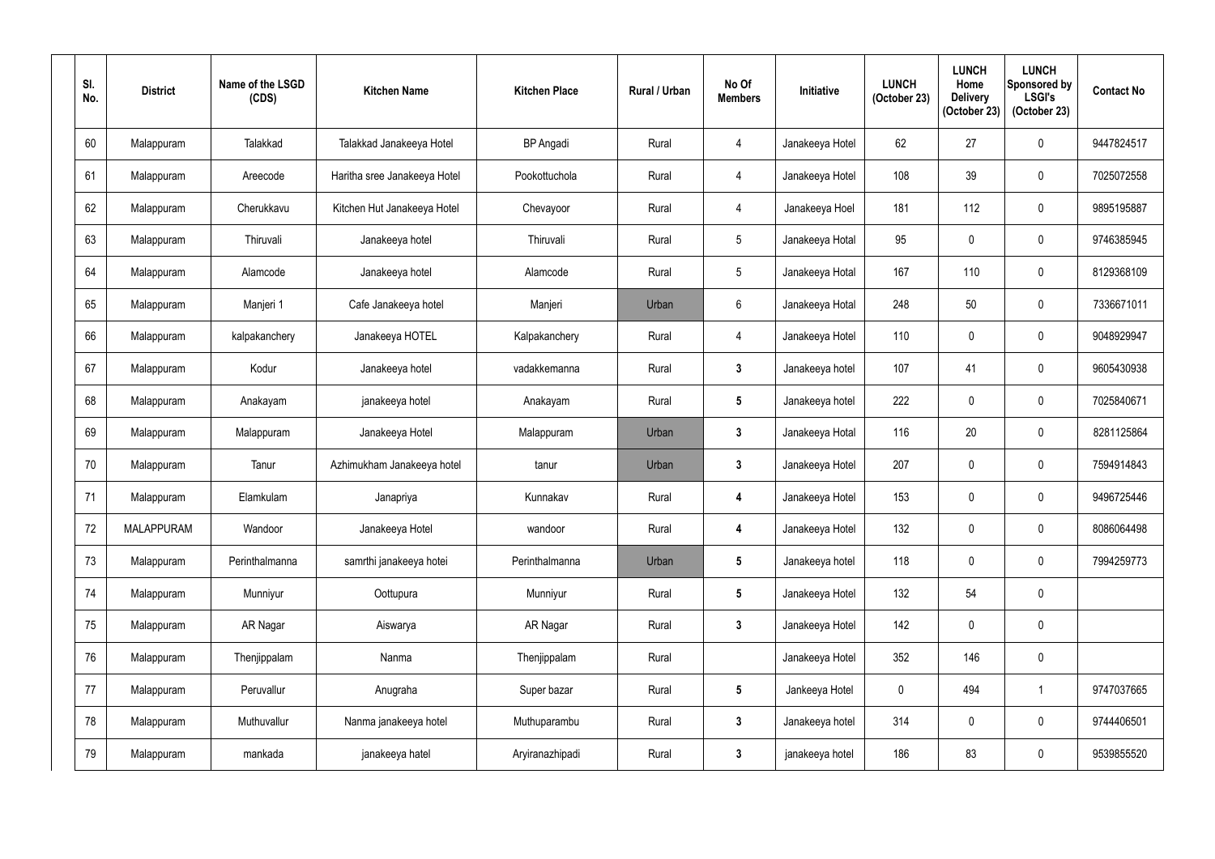| Sl. No. | District | Name of the LSGD (CDS) | Kitchen Name | Kitchen Place | Rural / Urban | No Of Members | Initiative | LUNCH (October 23) | LUNCH Home Delivery (October 23) | LUNCH Sponsored by LSGI's (October 23) | Contact No |
|---|---|---|---|---|---|---|---|---|---|---|---|
| 60 | Malappuram | Talakkad | Talakkad Janakeeya Hotel | BP Angadi | Rural | 4 | Janakeeya Hotel | 62 | 27 | 0 | 9447824517 |
| 61 | Malappuram | Areecode | Haritha sree Janakeeya Hotel | Pookottuchola | Rural | 4 | Janakeeya Hotel | 108 | 39 | 0 | 7025072558 |
| 62 | Malappuram | Cherukkavu | Kitchen Hut Janakeeya Hotel | Chevayoor | Rural | 4 | Janakeeya Hoel | 181 | 112 | 0 | 9895195887 |
| 63 | Malappuram | Thiruvali | Janakeeya hotel | Thiruvali | Rural | 5 | Janakeeya Hotal | 95 | 0 | 0 | 9746385945 |
| 64 | Malappuram | Alamcode | Janakeeya hotel | Alamcode | Rural | 5 | Janakeeya Hotal | 167 | 110 | 0 | 8129368109 |
| 65 | Malappuram | Manjeri 1 | Cafe Janakeeya hotel | Manjeri | Urban | 6 | Janakeeya Hotal | 248 | 50 | 0 | 7336671011 |
| 66 | Malappuram | kalpakanchery | Janakeeya HOTEL | Kalpakanchery | Rural | 4 | Janakeeya Hotel | 110 | 0 | 0 | 9048929947 |
| 67 | Malappuram | Kodur | Janakeeya hotel | vadakkemanna | Rural | 3 | Janakeeya hotel | 107 | 41 | 0 | 9605430938 |
| 68 | Malappuram | Anakayam | janakeeya hotel | Anakayam | Rural | 5 | Janakeeya hotel | 222 | 0 | 0 | 7025840671 |
| 69 | Malappuram | Malappuram | Janakeeya Hotel | Malappuram | Urban | 3 | Janakeeya Hotal | 116 | 20 | 0 | 8281125864 |
| 70 | Malappuram | Tanur | Azhimukham Janakeeya hotel | tanur | Urban | 3 | Janakeeya Hotel | 207 | 0 | 0 | 7594914843 |
| 71 | Malappuram | Elamkulam | Janapriya | Kunnakav | Rural | 4 | Janakeeya Hotel | 153 | 0 | 0 | 9496725446 |
| 72 | MALAPPURAM | Wandoor | Janakeeya Hotel | wandoor | Rural | 4 | Janakeeya Hotel | 132 | 0 | 0 | 8086064498 |
| 73 | Malappuram | Perinthalmanna | samrthi janakeeya hotei | Perinthalmanna | Urban | 5 | Janakeeya hotel | 118 | 0 | 0 | 7994259773 |
| 74 | Malappuram | Munniyur | Oottupura | Munniyur | Rural | 5 | Janakeeya Hotel | 132 | 54 | 0 | |
| 75 | Malappuram | AR Nagar | Aiswarya | AR Nagar | Rural | 3 | Janakeeya Hotel | 142 | 0 | 0 | |
| 76 | Malappuram | Thenjippalam | Nanma | Thenjippalam | Rural | | Janakeeya Hotel | 352 | 146 | 0 | |
| 77 | Malappuram | Peruvallur | Anugraha | Super bazar | Rural | 5 | Jankeeya Hotel | 0 | 494 | 1 | 9747037665 |
| 78 | Malappuram | Muthuvallur | Nanma janakeeya hotel | Muthuparambu | Rural | 3 | Janakeeya hotel | 314 | 0 | 0 | 9744406501 |
| 79 | Malappuram | mankada | janakeeya hatel | Aryiranazhipadi | Rural | 3 | janakeeya hotel | 186 | 83 | 0 | 9539855520 |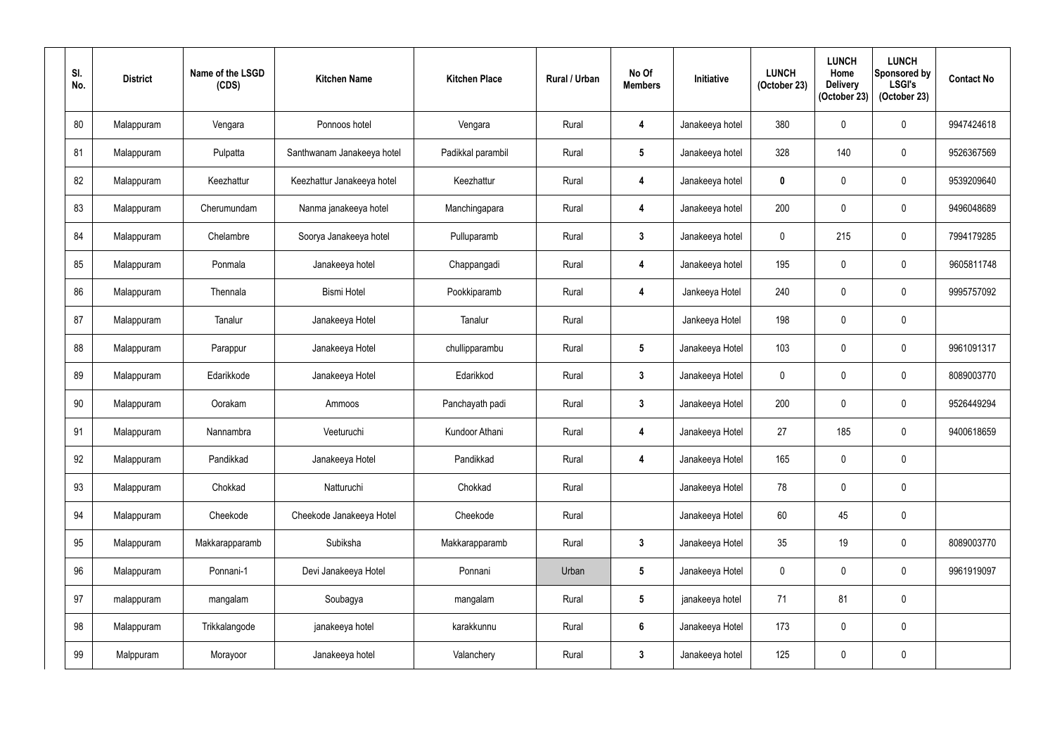| Sl. No. | District | Name of the LSGD (CDS) | Kitchen Name | Kitchen Place | Rural / Urban | No Of Members | Initiative | LUNCH (October 23) | LUNCH Home Delivery (October 23) | LUNCH Sponsored by LSGI's (October 23) | Contact No |
|---|---|---|---|---|---|---|---|---|---|---|---|
| 80 | Malappuram | Vengara | Ponnoos hotel | Vengara | Rural | 4 | Janakeeya hotel | 380 | 0 | 0 | 9947424618 |
| 81 | Malappuram | Pulpatta | Santhwanam Janakeeya hotel | Padikkal parambil | Rural | 5 | Janakeeya hotel | 328 | 140 | 0 | 9526367569 |
| 82 | Malappuram | Keezhattur | Keezhattur Janakeeya hotel | Keezhattur | Rural | 4 | Janakeeya hotel | 0 | 0 | 0 | 9539209640 |
| 83 | Malappuram | Cherumundam | Nanma janakeeya hotel | Manchingapara | Rural | 4 | Janakeeya hotel | 200 | 0 | 0 | 9496048689 |
| 84 | Malappuram | Chelambre | Soorya Janakeeya hotel | Pulluparamb | Rural | 3 | Janakeeya hotel | 0 | 215 | 0 | 7994179285 |
| 85 | Malappuram | Ponmala | Janakeeya hotel | Chappangadi | Rural | 4 | Janakeeya hotel | 195 | 0 | 0 | 9605811748 |
| 86 | Malappuram | Thennala | Bismi Hotel | Pookkiparamb | Rural | 4 | Jankeeya Hotel | 240 | 0 | 0 | 9995757092 |
| 87 | Malappuram | Tanalur | Janakeeya Hotel | Tanalur | Rural | | Jankeeya Hotel | 198 | 0 | 0 | |
| 88 | Malappuram | Parappur | Janakeeya Hotel | chullipparambu | Rural | 5 | Janakeeya Hotel | 103 | 0 | 0 | 9961091317 |
| 89 | Malappuram | Edarikkode | Janakeeya Hotel | Edarikkod | Rural | 3 | Janakeeya Hotel | 0 | 0 | 0 | 8089003770 |
| 90 | Malappuram | Oorakam | Ammoos | Panchayath padi | Rural | 3 | Janakeeya Hotel | 200 | 0 | 0 | 9526449294 |
| 91 | Malappuram | Nannambra | Veeturuchi | Kundoor Athani | Rural | 4 | Janakeeya Hotel | 27 | 185 | 0 | 9400618659 |
| 92 | Malappuram | Pandikkad | Janakeeya Hotel | Pandikkad | Rural | 4 | Janakeeya Hotel | 165 | 0 | 0 | |
| 93 | Malappuram | Chokkad | Natturuchi | Chokkad | Rural | | Janakeeya Hotel | 78 | 0 | 0 | |
| 94 | Malappuram | Cheekode | Cheekode Janakeeya Hotel | Cheekode | Rural | | Janakeeya Hotel | 60 | 45 | 0 | |
| 95 | Malappuram | Makkarapparamb | Subiksha | Makkarapparamb | Rural | 3 | Janakeeya Hotel | 35 | 19 | 0 | 8089003770 |
| 96 | Malappuram | Ponnani-1 | Devi Janakeeya Hotel | Ponnani | Urban | 5 | Janakeeya Hotel | 0 | 0 | 0 | 9961919097 |
| 97 | malappuram | mangalam | Soubagya | mangalam | Rural | 5 | janakeeya hotel | 71 | 81 | 0 | |
| 98 | Malappuram | Trikkalangode | janakeeya hotel | karakkunnu | Rural | 6 | Janakeeya Hotel | 173 | 0 | 0 | |
| 99 | Malppuram | Morayoor | Janakeeya hotel | Valanchery | Rural | 3 | Janakeeya hotel | 125 | 0 | 0 | |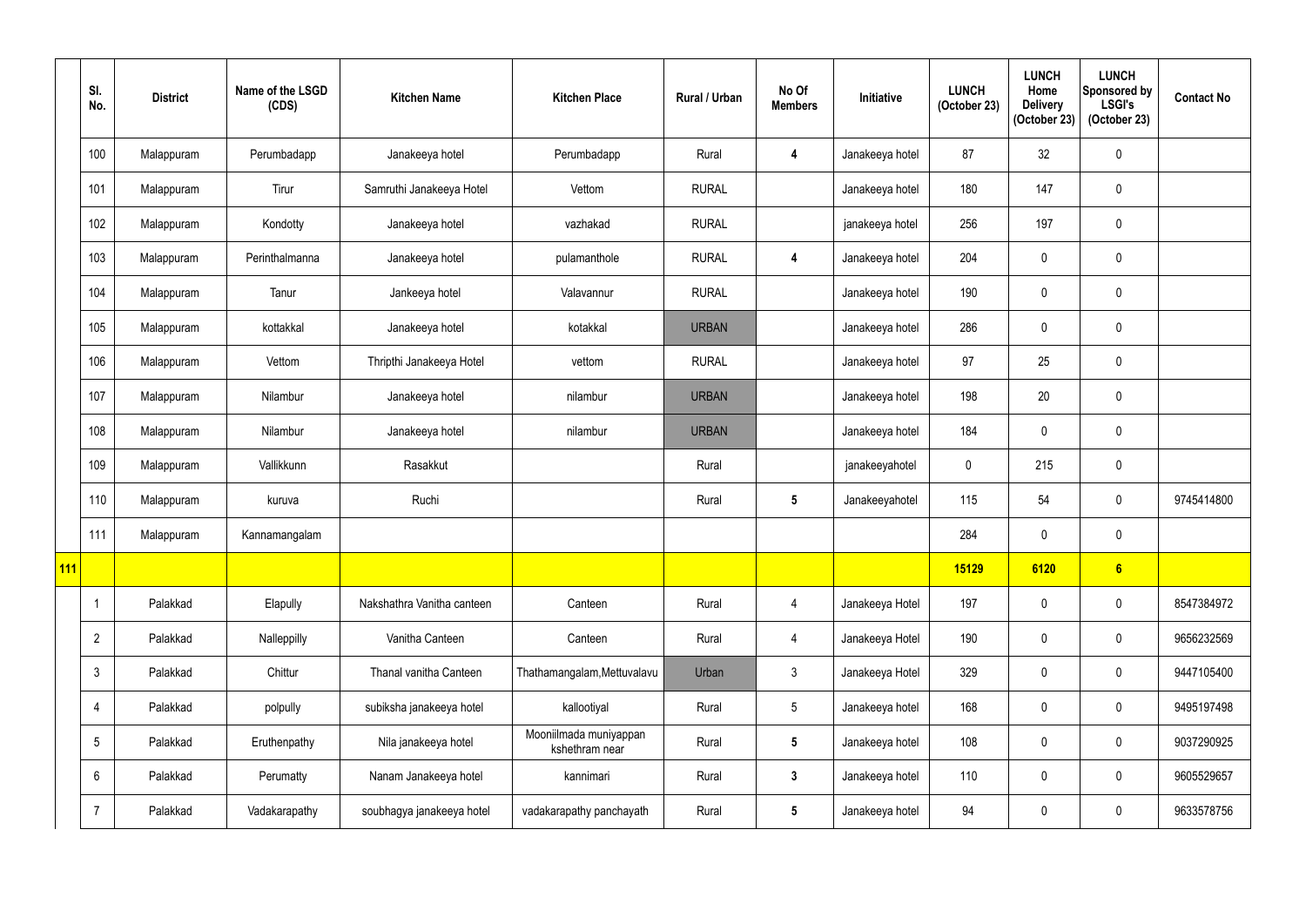| | Sl. No. | District | Name of the LSGD (CDS) | Kitchen Name | Kitchen Place | Rural / Urban | No Of Members | Initiative | LUNCH (October 23) | LUNCH Home Delivery (October 23) | LUNCH Sponsored by LSGI's (October 23) | Contact No |
|---|---|---|---|---|---|---|---|---|---|---|---|---|
| | 100 | Malappuram | Perumbadapp | Janakeeya hotel | Perumbadapp | Rural | 4 | Janakeeya hotel | 87 | 32 | 0 | |
| | 101 | Malappuram | Tirur | Samruthi Janakeeya Hotel | Vettom | RURAL | | Janakeeya hotel | 180 | 147 | 0 | |
| | 102 | Malappuram | Kondotty | Janakeeya hotel | vazhakad | RURAL | | janakeeya hotel | 256 | 197 | 0 | |
| | 103 | Malappuram | Perinthalmanna | Janakeeya hotel | pulamanthole | RURAL | 4 | Janakeeya hotel | 204 | 0 | 0 | |
| | 104 | Malappuram | Tanur | Jankeeya hotel | Valavannur | RURAL | | Janakeeya hotel | 190 | 0 | 0 | |
| | 105 | Malappuram | kottakkal | Janakeeya hotel | kotakkal | URBAN | | Janakeeya hotel | 286 | 0 | 0 | |
| | 106 | Malappuram | Vettom | Thripthi Janakeeya Hotel | vettom | RURAL | | Janakeeya hotel | 97 | 25 | 0 | |
| | 107 | Malappuram | Nilambur | Janakeeya hotel | nilambur | URBAN | | Janakeeya hotel | 198 | 20 | 0 | |
| | 108 | Malappuram | Nilambur | Janakeeya hotel | nilambur | URBAN | | Janakeeya hotel | 184 | 0 | 0 | |
| | 109 | Malappuram | Vallikkunn | Rasakkut | | Rural | | janakeeyahotel | 0 | 215 | 0 | |
| | 110 | Malappuram | kuruva | Ruchi | | Rural | 5 | Janakeeyahotel | 115 | 54 | 0 | 9745414800 |
| | 111 | Malappuram | Kannamangalam | | | | | | 284 | 0 | 0 | |
| **111** | | | | | | | | | **15129** | **6120** | **6** | |
| | 1 | Palakkad | Elapully | Nakshathra Vanitha canteen | Canteen | Rural | 4 | Janakeeya Hotel | 197 | 0 | 0 | 8547384972 |
| | 2 | Palakkad | Nalleppilly | Vanitha Canteen | Canteen | Rural | 4 | Janakeeya Hotel | 190 | 0 | 0 | 9656232569 |
| | 3 | Palakkad | Chittur | Thanal vanitha Canteen | Thathamangalam,Mettuvalavu | Urban | 3 | Janakeeya Hotel | 329 | 0 | 0 | 9447105400 |
| | 4 | Palakkad | polpully | subiksha janakeeya hotel | kallootiyal | Rural | 5 | Janakeeya hotel | 168 | 0 | 0 | 9495197498 |
| | 5 | Palakkad | Eruthenpathy | Nila janakeeya hotel | Mooniilmada muniyappan kshethram near | Rural | 5 | Janakeeya hotel | 108 | 0 | 0 | 9037290925 |
| | 6 | Palakkad | Perumatty | Nanam Janakeeya hotel | kannimari | Rural | 3 | Janakeeya hotel | 110 | 0 | 0 | 9605529657 |
| | 7 | Palakkad | Vadakarapathy | soubhagya janakeeya hotel | vadakarapathy panchayath | Rural | 5 | Janakeeya hotel | 94 | 0 | 0 | 9633578756 |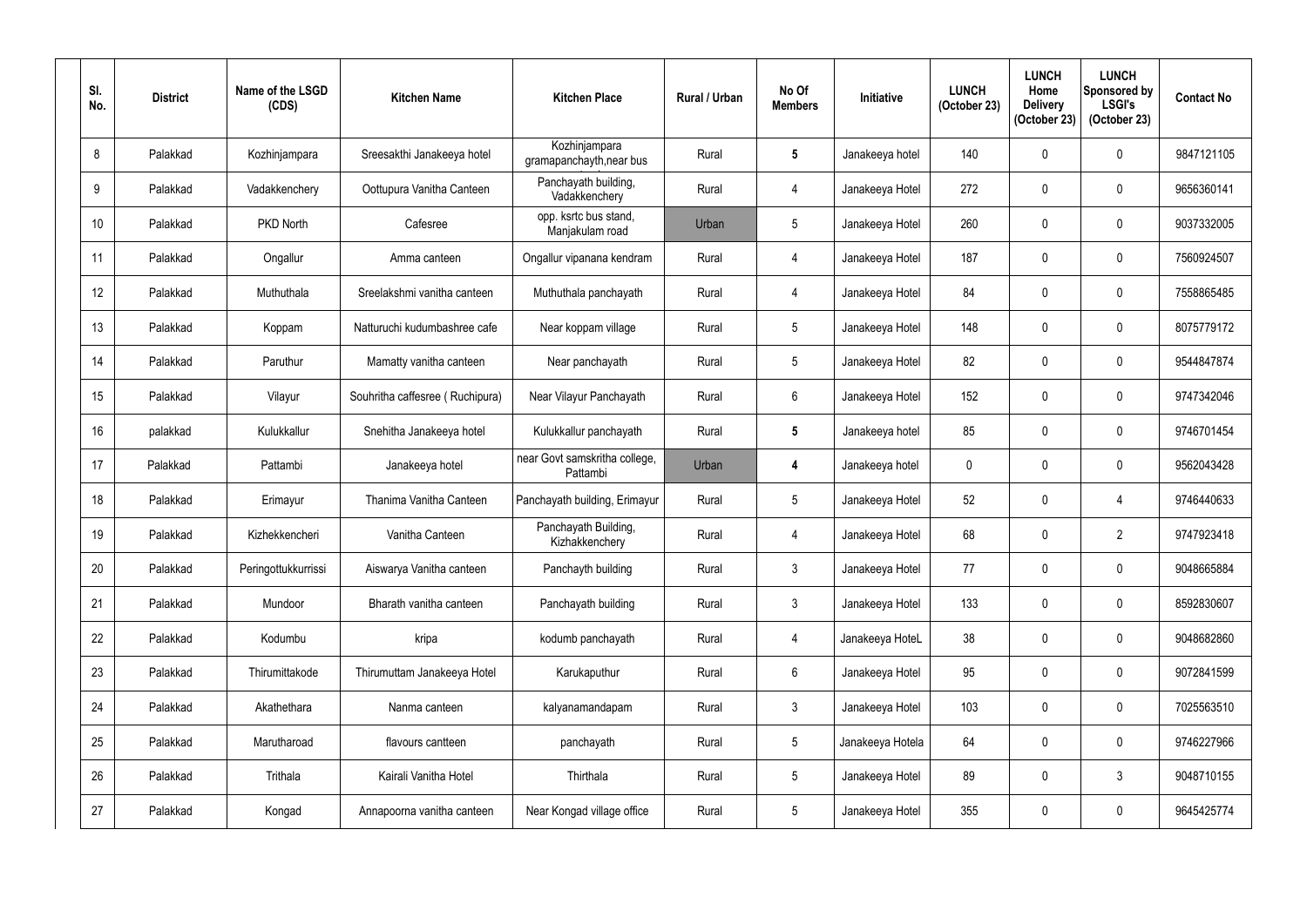| Sl. No. | District | Name of the LSGD (CDS) | Kitchen Name | Kitchen Place | Rural / Urban | No Of Members | Initiative | LUNCH (October 23) | LUNCH Home Delivery (October 23) | LUNCH Sponsored by LSGI's (October 23) | Contact No |
|---|---|---|---|---|---|---|---|---|---|---|---|
| 8 | Palakkad | Kozhinjampara | Sreesakthi Janakeeya hotel | Kozhinjampara gramapanchayth,near bus | Rural | **5** | Janakeeya hotel | 140 | 0 | 0 | 9847121105 |
| 9 | Palakkad | Vadakkenchery | Oottupura Vanitha Canteen | Panchayath building, Vadakkenchery | Rural | 4 | Janakeeya Hotel | 272 | 0 | 0 | 9656360141 |
| 10 | Palakkad | PKD North | Cafesree | opp. ksrtc bus stand, Manjakulam road | Urban | 5 | Janakeeya Hotel | 260 | 0 | 0 | 9037332005 |
| 11 | Palakkad | Ongallur | Amma canteen | Ongallur vipanana kendram | Rural | 4 | Janakeeya Hotel | 187 | 0 | 0 | 7560924507 |
| 12 | Palakkad | Muthuthala | Sreelakshmi vanitha canteen | Muthuthala panchayath | Rural | 4 | Janakeeya Hotel | 84 | 0 | 0 | 7558865485 |
| 13 | Palakkad | Koppam | Natturuchi kudumbashree cafe | Near koppam village | Rural | 5 | Janakeeya Hotel | 148 | 0 | 0 | 8075779172 |
| 14 | Palakkad | Paruthur | Mamatty vanitha canteen | Near panchayath | Rural | 5 | Janakeeya Hotel | 82 | 0 | 0 | 9544847874 |
| 15 | Palakkad | Vilayur | Souhritha caffesree ( Ruchipura) | Near Vilayur Panchayath | Rural | 6 | Janakeeya Hotel | 152 | 0 | 0 | 9747342046 |
| 16 | palakkad | Kulukkallur | Snehitha Janakeeya hotel | Kulukkallur panchayath | Rural | **5** | Janakeeya hotel | 85 | 0 | 0 | 9746701454 |
| 17 | Palakkad | Pattambi | Janakeeya hotel | near Govt samskritha college, Pattambi | Urban | **4** | Janakeeya hotel | 0 | 0 | 0 | 9562043428 |
| 18 | Palakkad | Erimayur | Thanima Vanitha Canteen | Panchayath building, Erimayur | Rural | 5 | Janakeeya Hotel | 52 | 0 | 4 | 9746440633 |
| 19 | Palakkad | Kizhekkencheri | Vanitha Canteen | Panchayath Building, Kizhakkenchery | Rural | 4 | Janakeeya Hotel | 68 | 0 | 2 | 9747923418 |
| 20 | Palakkad | Peringottukkurrissi | Aiswarya Vanitha canteen | Panchayth building | Rural | 3 | Janakeeya Hotel | 77 | 0 | 0 | 9048665884 |
| 21 | Palakkad | Mundoor | Bharath vanitha canteen | Panchayath building | Rural | 3 | Janakeeya Hotel | 133 | 0 | 0 | 8592830607 |
| 22 | Palakkad | Kodumbu | kripa | kodumb panchayath | Rural | 4 | Janakeeya HoteL | 38 | 0 | 0 | 9048682860 |
| 23 | Palakkad | Thirumittakode | Thirumuttam Janakeeya Hotel | Karukaputhur | Rural | 6 | Janakeeya Hotel | 95 | 0 | 0 | 9072841599 |
| 24 | Palakkad | Akathethara | Nanma canteen | kalyanamandapam | Rural | 3 | Janakeeya Hotel | 103 | 0 | 0 | 7025563510 |
| 25 | Palakkad | Marutharoad | flavours cantteen | panchayath | Rural | 5 | Janakeeya Hotela | 64 | 0 | 0 | 9746227966 |
| 26 | Palakkad | Trithala | Kairali Vanitha Hotel | Thirthala | Rural | 5 | Janakeeya Hotel | 89 | 0 | 3 | 9048710155 |
| 27 | Palakkad | Kongad | Annapoorna vanitha canteen | Near Kongad village office | Rural | 5 | Janakeeya Hotel | 355 | 0 | 0 | 9645425774 |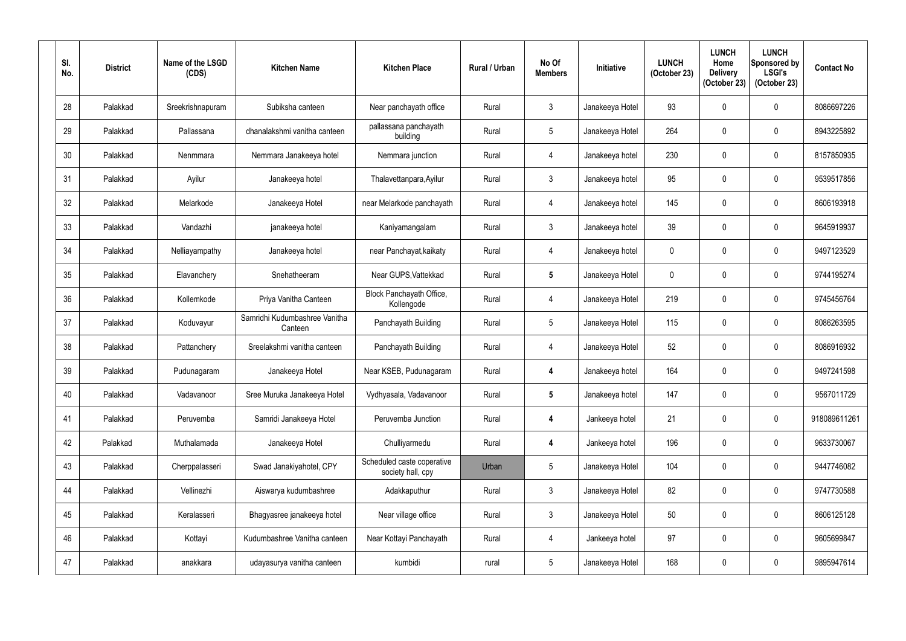| Sl. No. | District | Name of the LSGD (CDS) | Kitchen Name | Kitchen Place | Rural / Urban | No Of Members | Initiative | LUNCH (October 23) | LUNCH Home Delivery (October 23) | LUNCH Sponsored by LSGI's (October 23) | Contact No |
|---|---|---|---|---|---|---|---|---|---|---|---|
| 28 | Palakkad | Sreekrishnapuram | Subiksha canteen | Near panchayath office | Rural | 3 | Janakeeya Hotel | 93 | 0 | 0 | 8086697226 |
| 29 | Palakkad | Pallassana | dhanalakshmi vanitha canteen | pallassana panchayath building | Rural | 5 | Janakeeya Hotel | 264 | 0 | 0 | 8943225892 |
| 30 | Palakkad | Nenmmara | Nemmara Janakeeya hotel | Nemmara junction | Rural | 4 | Janakeeya hotel | 230 | 0 | 0 | 8157850935 |
| 31 | Palakkad | Ayilur | Janakeeya hotel | Thalavettanpara,Ayilur | Rural | 3 | Janakeeya hotel | 95 | 0 | 0 | 9539517856 |
| 32 | Palakkad | Melarkode | Janakeeya Hotel | near Melarkode panchayath | Rural | 4 | Janakeeya hotel | 145 | 0 | 0 | 8606193918 |
| 33 | Palakkad | Vandazhi | janakeeya hotel | Kaniyamangalam | Rural | 3 | Janakeeya hotel | 39 | 0 | 0 | 9645919937 |
| 34 | Palakkad | Nelliayampathy | Janakeeya hotel | near Panchayat,kaikaty | Rural | 4 | Janakeeya hotel | 0 | 0 | 0 | 9497123529 |
| 35 | Palakkad | Elavanchery | Snehatheeram | Near GUPS,Vattekkad | Rural | **5** | Janakeeya Hotel | 0 | 0 | 0 | 9744195274 |
| 36 | Palakkad | Kollemkode | Priya Vanitha Canteen | Block Panchayath Office, Kollengode | Rural | 4 | Janakeeya Hotel | 219 | 0 | 0 | 9745456764 |
| 37 | Palakkad | Koduvayur | Samridhi Kudumbashree Vanitha Canteen | Panchayath Building | Rural | 5 | Janakeeya Hotel | 115 | 0 | 0 | 8086263595 |
| 38 | Palakkad | Pattanchery | Sreelakshmi vanitha canteen | Panchayath Building | Rural | 4 | Janakeeya Hotel | 52 | 0 | 0 | 8086916932 |
| 39 | Palakkad | Pudunagaram | Janakeeya Hotel | Near KSEB, Pudunagaram | Rural | **4** | Janakeeya hotel | 164 | 0 | 0 | 9497241598 |
| 40 | Palakkad | Vadavanoor | Sree Muruka Janakeeya Hotel | Vydhyasala, Vadavanoor | Rural | **5** | Janakeeya hotel | 147 | 0 | 0 | 9567011729 |
| 41 | Palakkad | Peruvemba | Samridi Janakeeya Hotel | Peruvemba Junction | Rural | **4** | Jankeeya hotel | 21 | 0 | 0 | 918089611261 |
| 42 | Palakkad | Muthalamada | Janakeeya Hotel | Chulliyarmedu | Rural | **4** | Jankeeya hotel | 196 | 0 | 0 | 9633730067 |
| 43 | Palakkad | Cherppalasseri | Swad Janakiyahotel, CPY | Scheduled caste coperative society hall, cpy | Urban | 5 | Janakeeya Hotel | 104 | 0 | 0 | 9447746082 |
| 44 | Palakkad | Vellinezhi | Aiswarya kudumbashree | Adakkaputhur | Rural | 3 | Janakeeya Hotel | 82 | 0 | 0 | 9747730588 |
| 45 | Palakkad | Keralasseri | Bhagyasree janakeeya hotel | Near village office | Rural | 3 | Janakeeya Hotel | 50 | 0 | 0 | 8606125128 |
| 46 | Palakkad | Kottayi | Kudumbashree Vanitha canteen | Near Kottayi Panchayath | Rural | 4 | Jankeeya hotel | 97 | 0 | 0 | 9605699847 |
| 47 | Palakkad | anakkara | udayasurya vanitha canteen | kumbidi | rural | 5 | Janakeeya Hotel | 168 | 0 | 0 | 9895947614 |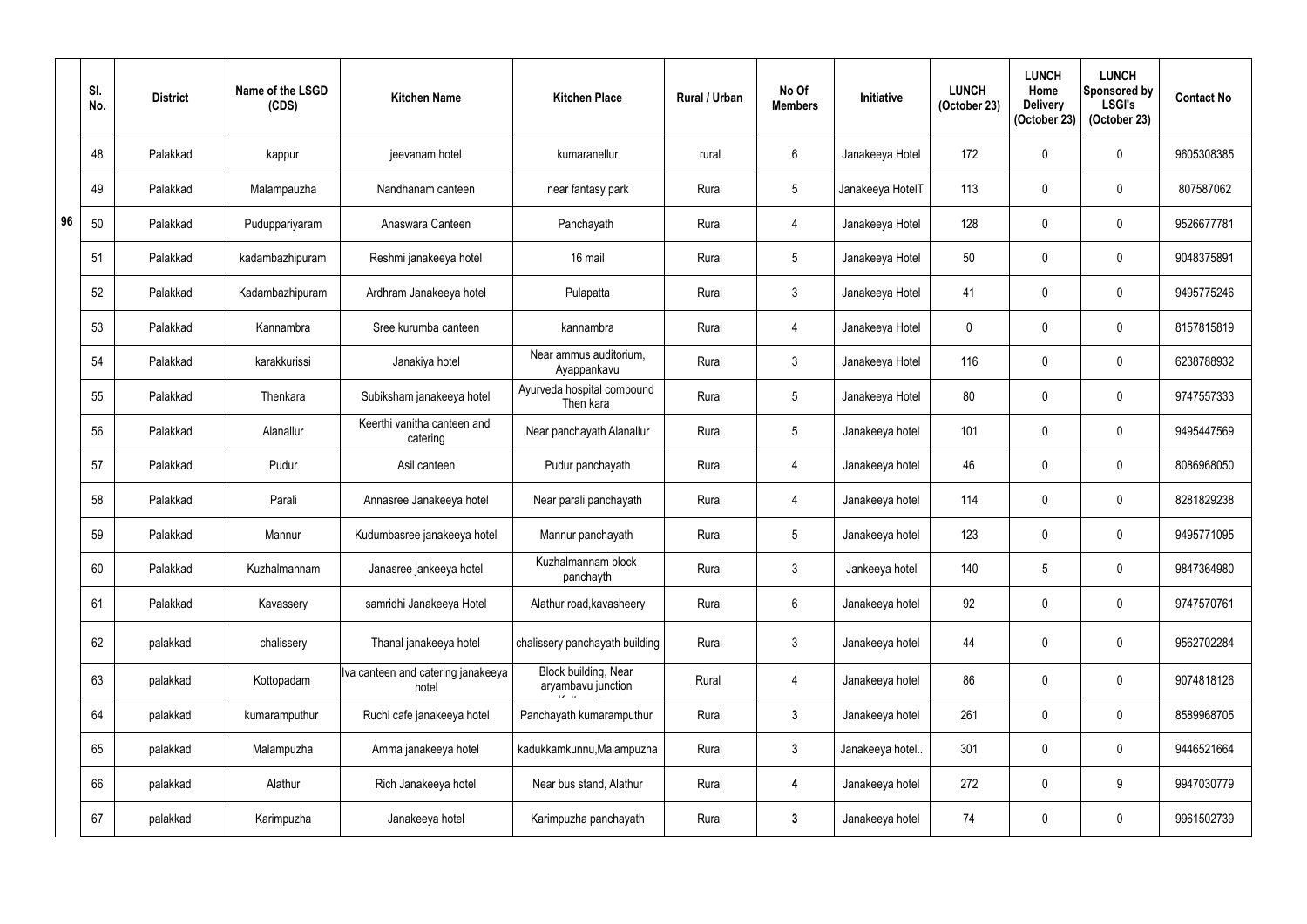| | Sl. No. | District | Name of the LSGD (CDS) | Kitchen Name | Kitchen Place | Rural / Urban | No Of Members | Initiative | LUNCH (October 23) | LUNCH Home Delivery (October 23) | LUNCH Sponsored by LSGI's (October 23) | Contact No |
|---|---|---|---|---|---|---|---|---|---|---|---|---|
| | 48 | Palakkad | kappur | jeevanam hotel | kumaranellur | rural | 6 | Janakeeya Hotel | 172 | 0 | 0 | 9605308385 |
| | 49 | Palakkad | Malampauzha | Nandhanam canteen | near fantasy park | Rural | 5 | Janakeeya HotelT | 113 | 0 | 0 | 807587062 |
| 96 | 50 | Palakkad | Puduppariyaram | Anaswara Canteen | Panchayath | Rural | 4 | Janakeeya Hotel | 128 | 0 | 0 | 9526677781 |
| | 51 | Palakkad | kadambazhipuram | Reshmi janakeeya hotel | 16 mail | Rural | 5 | Janakeeya Hotel | 50 | 0 | 0 | 9048375891 |
| | 52 | Palakkad | Kadambazhipuram | Ardhram Janakeeya hotel | Pulapatta | Rural | 3 | Janakeeya Hotel | 41 | 0 | 0 | 9495775246 |
| | 53 | Palakkad | Kannambra | Sree kurumba canteen | kannambra | Rural | 4 | Janakeeya Hotel | 0 | 0 | 0 | 8157815819 |
| | 54 | Palakkad | karakkurissi | Janakiya hotel | Near ammus auditorium, Ayappankavu | Rural | 3 | Janakeeya Hotel | 116 | 0 | 0 | 6238788932 |
| | 55 | Palakkad | Thenkara | Subiksham janakeeya hotel | Ayurveda hospital compound Then kara | Rural | 5 | Janakeeya Hotel | 80 | 0 | 0 | 9747557333 |
| | 56 | Palakkad | Alanallur | Keerthi vanitha canteen and catering | Near panchayath Alanallur | Rural | 5 | Janakeeya hotel | 101 | 0 | 0 | 9495447569 |
| | 57 | Palakkad | Pudur | Asil canteen | Pudur panchayath | Rural | 4 | Janakeeya hotel | 46 | 0 | 0 | 8086968050 |
| | 58 | Palakkad | Parali | Annasree Janakeeya hotel | Near parali panchayath | Rural | 4 | Janakeeya hotel | 114 | 0 | 0 | 8281829238 |
| | 59 | Palakkad | Mannur | Kudumbasree janakeeya hotel | Mannur panchayath | Rural | 5 | Janakeeya hotel | 123 | 0 | 0 | 9495771095 |
| | 60 | Palakkad | Kuzhalmannam | Janasree jankeeya hotel | Kuzhalmannam block panchayth | Rural | 3 | Jankeeya hotel | 140 | 5 | 0 | 9847364980 |
| | 61 | Palakkad | Kavassery | samridhi Janakeeya Hotel | Alathur road,kavasheery | Rural | 6 | Janakeeya hotel | 92 | 0 | 0 | 9747570761 |
| | 62 | palakkad | chalissery | Thanal janakeeya hotel | chalissery panchayath building | Rural | 3 | Janakeeya hotel | 44 | 0 | 0 | 9562702284 |
| | 63 | palakkad | Kottopadam | Iva canteen and catering janakeeya hotel | Block building, Near aryambavu junction | Rural | 4 | Janakeeya hotel | 86 | 0 | 0 | 9074818126 |
| | 64 | palakkad | kumaramputhur | Ruchi cafe janakeeya hotel | Panchayath kumaramputhur | Rural | **3** | Janakeeya hotel | 261 | 0 | 0 | 8589968705 |
| | 65 | palakkad | Malampuzha | Amma janakeeya hotel | kadukkamkunnu,Malampuzha | Rural | **3** | Janakeeya hotel.. | 301 | 0 | 0 | 9446521664 |
| | 66 | palakkad | Alathur | Rich Janakeeya hotel | Near bus stand, Alathur | Rural | **4** | Janakeeya hotel | 272 | 0 | 9 | 9947030779 |
| | 67 | palakkad | Karimpuzha | Janakeeya hotel | Karimpuzha panchayath | Rural | **3** | Janakeeya hotel | 74 | 0 | 0 | 9961502739 |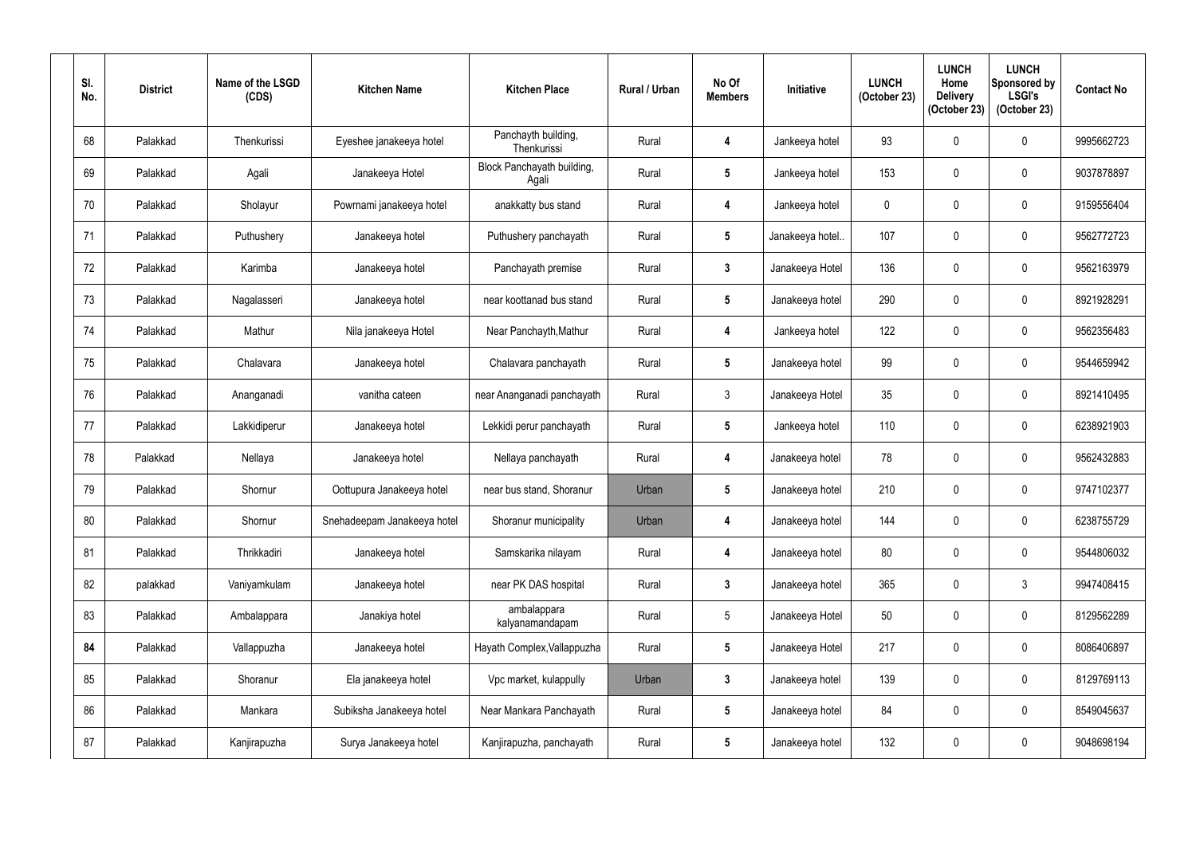| Sl. No. | District | Name of the LSGD (CDS) | Kitchen Name | Kitchen Place | Rural / Urban | No Of Members | Initiative | LUNCH (October 23) | LUNCH Home Delivery (October 23) | LUNCH Sponsored by LSGI's (October 23) | Contact No |
|---|---|---|---|---|---|---|---|---|---|---|---|
| 68 | Palakkad | Thenkurissi | Eyeshee janakeeya hotel | Panchayth building, Thenkurissi | Rural | 4 | Jankeeya hotel | 93 | 0 | 0 | 9995662723 |
| 69 | Palakkad | Agali | Janakeeya Hotel | Block Panchayath building, Agali | Rural | 5 | Jankeeya hotel | 153 | 0 | 0 | 9037878897 |
| 70 | Palakkad | Sholayur | Powrnami janakeeya hotel | anakkatty bus stand | Rural | 4 | Jankeeya hotel | 0 | 0 | 0 | 9159556404 |
| 71 | Palakkad | Puthushery | Janakeeya hotel | Puthushery panchayath | Rural | 5 | Janakeeya hotel.. | 107 | 0 | 0 | 9562772723 |
| 72 | Palakkad | Karimba | Janakeeya hotel | Panchayath premise | Rural | 3 | Janakeeya Hotel | 136 | 0 | 0 | 9562163979 |
| 73 | Palakkad | Nagalasseri | Janakeeya hotel | near koottanad bus stand | Rural | 5 | Janakeeya hotel | 290 | 0 | 0 | 8921928291 |
| 74 | Palakkad | Mathur | Nila janakeeya Hotel | Near Panchayth,Mathur | Rural | 4 | Jankeeya hotel | 122 | 0 | 0 | 9562356483 |
| 75 | Palakkad | Chalavara | Janakeeya hotel | Chalavara panchayath | Rural | 5 | Janakeeya hotel | 99 | 0 | 0 | 9544659942 |
| 76 | Palakkad | Ananganadi | vanitha cateen | near Ananganadi panchayath | Rural | 3 | Janakeeya Hotel | 35 | 0 | 0 | 8921410495 |
| 77 | Palakkad | Lakkidiperur | Janakeeya hotel | Lekkidi perur panchayath | Rural | 5 | Jankeeya hotel | 110 | 0 | 0 | 6238921903 |
| 78 | Palakkad | Nellaya | Janakeeya hotel | Nellaya panchayath | Rural | 4 | Janakeeya hotel | 78 | 0 | 0 | 9562432883 |
| 79 | Palakkad | Shornur | Oottupura Janakeeya hotel | near bus stand, Shoranur | Urban | 5 | Janakeeya hotel | 210 | 0 | 0 | 9747102377 |
| 80 | Palakkad | Shornur | Snehadeepam Janakeeya hotel | Shoranur municipality | Urban | 4 | Janakeeya hotel | 144 | 0 | 0 | 6238755729 |
| 81 | Palakkad | Thrikkadiri | Janakeeya hotel | Samskarika nilayam | Rural | 4 | Janakeeya hotel | 80 | 0 | 0 | 9544806032 |
| 82 | palakkad | Vaniyamkulam | Janakeeya hotel | near PK DAS hospital | Rural | 3 | Janakeeya hotel | 365 | 0 | 3 | 9947408415 |
| 83 | Palakkad | Ambalappara | Janakiya hotel | ambalappara kalyanamandapam | Rural | 5 | Janakeeya Hotel | 50 | 0 | 0 | 8129562289 |
| 84 | Palakkad | Vallappuzha | Janakeeya hotel | Hayath Complex,Vallappuzha | Rural | 5 | Janakeeya Hotel | 217 | 0 | 0 | 8086406897 |
| 85 | Palakkad | Shoranur | Ela janakeeya hotel | Vpc market, kulappully | Urban | 3 | Janakeeya hotel | 139 | 0 | 0 | 8129769113 |
| 86 | Palakkad | Mankara | Subiksha Janakeeya hotel | Near Mankara Panchayath | Rural | 5 | Janakeeya hotel | 84 | 0 | 0 | 8549045637 |
| 87 | Palakkad | Kanjirapuzha | Surya Janakeeya hotel | Kanjirapuzha, panchayath | Rural | 5 | Janakeeya hotel | 132 | 0 | 0 | 9048698194 |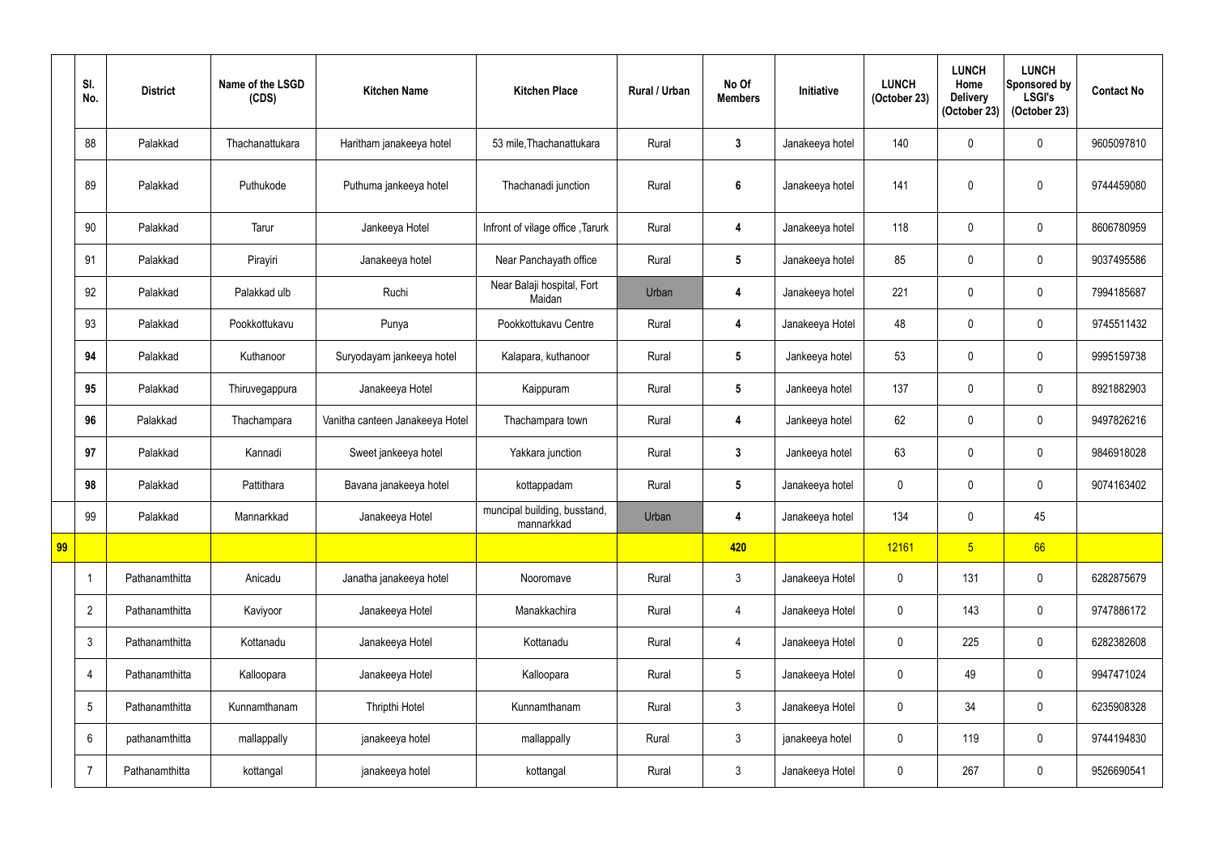| | Sl. No. | District | Name of the LSGD (CDS) | Kitchen Name | Kitchen Place | Rural / Urban | No Of Members | Initiative | LUNCH (October 23) | LUNCH Home Delivery (October 23) | LUNCH Sponsored by LSGI's (October 23) | Contact No |
|---|---|---|---|---|---|---|---|---|---|---|---|---|
| | 88 | Palakkad | Thachanattukara | Haritham janakeeya hotel | 53 mile,Thachanattukara | Rural | 3 | Janakeeya hotel | 140 | 0 | 0 | 9605097810 |
| | 89 | Palakkad | Puthukode | Puthuma jankeeya hotel | Thachanadi junction | Rural | 6 | Janakeeya hotel | 141 | 0 | 0 | 9744459080 |
| | 90 | Palakkad | Tarur | Jankeeya Hotel | Infront of vilage office ,Tarurk | Rural | 4 | Janakeeya hotel | 118 | 0 | 0 | 8606780959 |
| | 91 | Palakkad | Pirayiri | Janakeeya hotel | Near Panchayath office | Rural | 5 | Janakeeya hotel | 85 | 0 | 0 | 9037495586 |
| | 92 | Palakkad | Palakkad ulb | Ruchi | Near Balaji hospital, Fort Maidan | Urban | 4 | Janakeeya hotel | 221 | 0 | 0 | 7994185687 |
| | 93 | Palakkad | Pookkottukavu | Punya | Pookkottukavu Centre | Rural | 4 | Janakeeya Hotel | 48 | 0 | 0 | 9745511432 |
| | 94 | Palakkad | Kuthanoor | Suryodayam jankeeya hotel | Kalapara, kuthanoor | Rural | 5 | Jankeeya hotel | 53 | 0 | 0 | 9995159738 |
| | 95 | Palakkad | Thiruvegappura | Janakeeya Hotel | Kaippuram | Rural | 5 | Jankeeya hotel | 137 | 0 | 0 | 8921882903 |
| | 96 | Palakkad | Thachampara | Vanitha canteen Janakeeya Hotel | Thachampara town | Rural | 4 | Jankeeya hotel | 62 | 0 | 0 | 9497826216 |
| | 97 | Palakkad | Kannadi | Sweet jankeeya hotel | Yakkara junction | Rural | 3 | Jankeeya hotel | 63 | 0 | 0 | 9846918028 |
| | 98 | Palakkad | Pattithara | Bavana janakeeya hotel | kottappadam | Rural | 5 | Janakeeya hotel | 0 | 0 | 0 | 9074163402 |
| | 99 | Palakkad | Mannarkkad | Janakeeya Hotel | muncipal building, busstand, mannarkkad | Urban | 4 | Janakeeya hotel | 134 | 0 | 45 | |
| 99 | | | | | | | 420 | | 12161 | 5 | 66 | |
| | 1 | Pathanamthitta | Anicadu | Janatha janakeeya hotel | Nooromave | Rural | 3 | Janakeeya Hotel | 0 | 131 | 0 | 6282875679 |
| | 2 | Pathanamthitta | Kaviyoor | Janakeeya Hotel | Manakkachira | Rural | 4 | Janakeeya Hotel | 0 | 143 | 0 | 9747886172 |
| | 3 | Pathanamthitta | Kottanadu | Janakeeya Hotel | Kottanadu | Rural | 4 | Janakeeya Hotel | 0 | 225 | 0 | 6282382608 |
| | 4 | Pathanamthitta | Kalloopara | Janakeeya Hotel | Kalloopara | Rural | 5 | Janakeeya Hotel | 0 | 49 | 0 | 9947471024 |
| | 5 | Pathanamthitta | Kunnamthanam | Thripthi Hotel | Kunnamthanam | Rural | 3 | Janakeeya Hotel | 0 | 34 | 0 | 6235908328 |
| | 6 | pathanamthitta | mallappally | janakeeya hotel | mallappally | Rural | 3 | janakeeya hotel | 0 | 119 | 0 | 9744194830 |
| | 7 | Pathanamthitta | kottangal | janakeeya hotel | kottangal | Rural | 3 | Janakeeya Hotel | 0 | 267 | 0 | 9526690541 |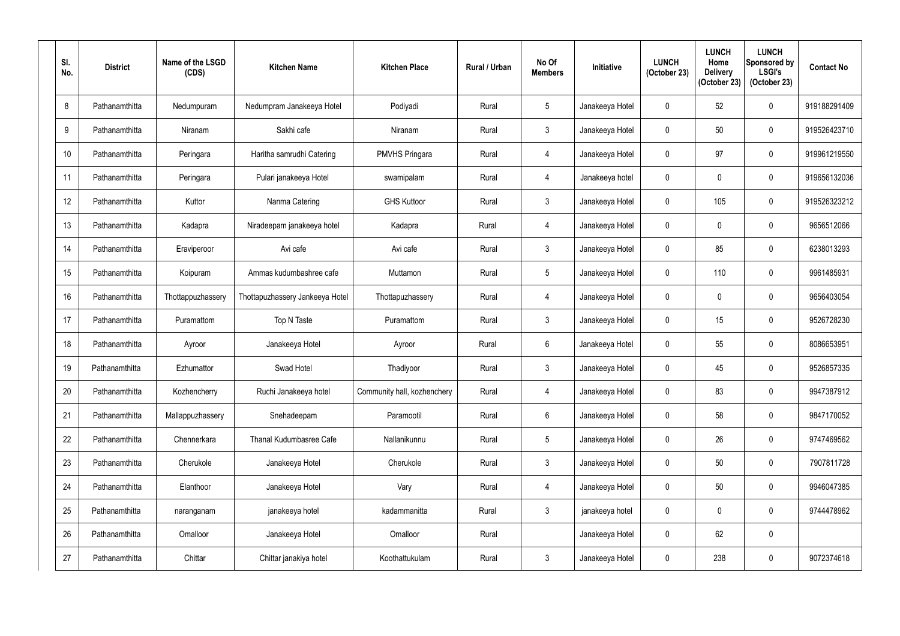| Sl. No. | District | Name of the LSGD (CDS) | Kitchen Name | Kitchen Place | Rural / Urban | No Of Members | Initiative | LUNCH (October 23) | LUNCH Home Delivery (October 23) | LUNCH Sponsored by LSGI's (October 23) | Contact No |
|---|---|---|---|---|---|---|---|---|---|---|---|
| 8 | Pathanamthitta | Nedumpuram | Nedumpram Janakeeya Hotel | Podiyadi | Rural | 5 | Janakeeya Hotel | 0 | 52 | 0 | 919188291409 |
| 9 | Pathanamthitta | Niranam | Sakhi cafe | Niranam | Rural | 3 | Janakeeya Hotel | 0 | 50 | 0 | 919526423710 |
| 10 | Pathanamthitta | Peringara | Haritha samrudhi Catering | PMVHS Pringara | Rural | 4 | Janakeeya Hotel | 0 | 97 | 0 | 919961219550 |
| 11 | Pathanamthitta | Peringara | Pulari janakeeya Hotel | swamipalam | Rural | 4 | Janakeeya hotel | 0 | 0 | 0 | 919656132036 |
| 12 | Pathanamthitta | Kuttor | Nanma Catering | GHS Kuttoor | Rural | 3 | Janakeeya Hotel | 0 | 105 | 0 | 919526323212 |
| 13 | Pathanamthitta | Kadapra | Niradeepam janakeeya hotel | Kadapra | Rural | 4 | Janakeeya Hotel | 0 | 0 | 0 | 9656512066 |
| 14 | Pathanamthitta | Eraviperoor | Avi cafe | Avi cafe | Rural | 3 | Janakeeya Hotel | 0 | 85 | 0 | 6238013293 |
| 15 | Pathanamthitta | Koipuram | Ammas kudumbashree cafe | Muttamon | Rural | 5 | Janakeeya Hotel | 0 | 110 | 0 | 9961485931 |
| 16 | Pathanamthitta | Thottappuzhassery | Thottapuzhassery Jankeeya Hotel | Thottapuzhassery | Rural | 4 | Janakeeya Hotel | 0 | 0 | 0 | 9656403054 |
| 17 | Pathanamthitta | Puramattom | Top N Taste | Puramattom | Rural | 3 | Janakeeya Hotel | 0 | 15 | 0 | 9526728230 |
| 18 | Pathanamthitta | Ayroor | Janakeeya Hotel | Ayroor | Rural | 6 | Janakeeya Hotel | 0 | 55 | 0 | 8086653951 |
| 19 | Pathanamthitta | Ezhumattor | Swad Hotel | Thadiyoor | Rural | 3 | Janakeeya Hotel | 0 | 45 | 0 | 9526857335 |
| 20 | Pathanamthitta | Kozhencherry | Ruchi Janakeeya hotel | Community hall, kozhenchery | Rural | 4 | Janakeeya Hotel | 0 | 83 | 0 | 9947387912 |
| 21 | Pathanamthitta | Mallappuzhassery | Snehadeepam | Paramootil | Rural | 6 | Janakeeya Hotel | 0 | 58 | 0 | 9847170052 |
| 22 | Pathanamthitta | Chennerkara | Thanal Kudumbasree Cafe | Nallanikunnu | Rural | 5 | Janakeeya Hotel | 0 | 26 | 0 | 9747469562 |
| 23 | Pathanamthitta | Cherukole | Janakeeya Hotel | Cherukole | Rural | 3 | Janakeeya Hotel | 0 | 50 | 0 | 7907811728 |
| 24 | Pathanamthitta | Elanthoor | Janakeeya Hotel | Vary | Rural | 4 | Janakeeya Hotel | 0 | 50 | 0 | 9946047385 |
| 25 | Pathanamthitta | naranganam | janakeeya hotel | kadammanitta | Rural | 3 | janakeeya hotel | 0 | 0 | 0 | 9744478962 |
| 26 | Pathanamthitta | Omalloor | Janakeeya Hotel | Omalloor | Rural | | Janakeeya Hotel | 0 | 62 | 0 | |
| 27 | Pathanamthitta | Chittar | Chittar janakiya hotel | Koothattukulam | Rural | 3 | Janakeeya Hotel | 0 | 238 | 0 | 9072374618 |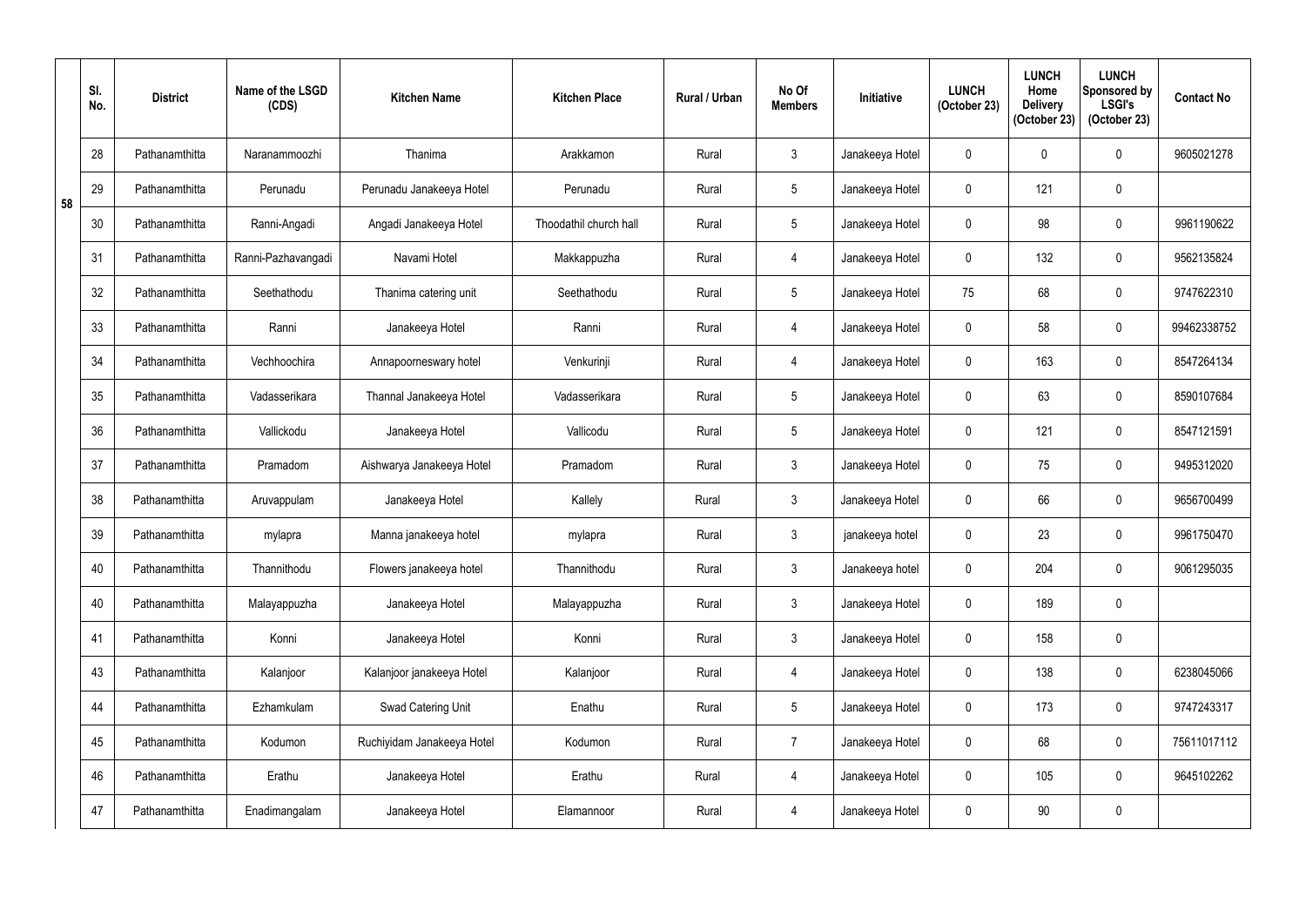| | Sl. No. | District | Name of the LSGD (CDS) | Kitchen Name | Kitchen Place | Rural / Urban | No Of Members | Initiative | LUNCH (October 23) | LUNCH Home Delivery (October 23) | LUNCH Sponsored by LSGI's (October 23) | Contact No |
|---|---|---|---|---|---|---|---|---|---|---|---|---|
| 58 | 28 | Pathanamthitta | Naranammoozhi | Thanima | Arakkamon | Rural | 3 | Janakeeya Hotel | 0 | 0 | 0 | 9605021278 |
| | 29 | Pathanamthitta | Perunadu | Perunadu Janakeeya Hotel | Perunadu | Rural | 5 | Janakeeya Hotel | 0 | 121 | 0 | |
| | 30 | Pathanamthitta | Ranni-Angadi | Angadi Janakeeya Hotel | Thoodathil church hall | Rural | 5 | Janakeeya Hotel | 0 | 98 | 0 | 9961190622 |
| | 31 | Pathanamthitta | Ranni-Pazhavangadi | Navami Hotel | Makkappuzha | Rural | 4 | Janakeeya Hotel | 0 | 132 | 0 | 9562135824 |
| | 32 | Pathanamthitta | Seethathodu | Thanima catering unit | Seethathodu | Rural | 5 | Janakeeya Hotel | 75 | 68 | 0 | 9747622310 |
| | 33 | Pathanamthitta | Ranni | Janakeeya Hotel | Ranni | Rural | 4 | Janakeeya Hotel | 0 | 58 | 0 | 99462338752 |
| | 34 | Pathanamthitta | Vechhoochira | Annapoorneswary hotel | Venkurinji | Rural | 4 | Janakeeya Hotel | 0 | 163 | 0 | 8547264134 |
| | 35 | Pathanamthitta | Vadasserikara | Thannal Janakeeya Hotel | Vadasserikara | Rural | 5 | Janakeeya Hotel | 0 | 63 | 0 | 8590107684 |
| | 36 | Pathanamthitta | Vallickodu | Janakeeya Hotel | Vallicodu | Rural | 5 | Janakeeya Hotel | 0 | 121 | 0 | 8547121591 |
| | 37 | Pathanamthitta | Pramadom | Aishwarya Janakeeya Hotel | Pramadom | Rural | 3 | Janakeeya Hotel | 0 | 75 | 0 | 9495312020 |
| | 38 | Pathanamthitta | Aruvappulam | Janakeeya Hotel | Kallely | Rural | 3 | Janakeeya Hotel | 0 | 66 | 0 | 9656700499 |
| | 39 | Pathanamthitta | mylapra | Manna janakeeya hotel | mylapra | Rural | 3 | janakeeya hotel | 0 | 23 | 0 | 9961750470 |
| | 40 | Pathanamthitta | Thannithodu | Flowers janakeeya hotel | Thannithodu | Rural | 3 | Janakeeya hotel | 0 | 204 | 0 | 9061295035 |
| | 40 | Pathanamthitta | Malayappuzha | Janakeeya Hotel | Malayappuzha | Rural | 3 | Janakeeya Hotel | 0 | 189 | 0 | |
| | 41 | Pathanamthitta | Konni | Janakeeya Hotel | Konni | Rural | 3 | Janakeeya Hotel | 0 | 158 | 0 | |
| | 43 | Pathanamthitta | Kalanjoor | Kalanjoor janakeeya Hotel | Kalanjoor | Rural | 4 | Janakeeya Hotel | 0 | 138 | 0 | 6238045066 |
| | 44 | Pathanamthitta | Ezhamkulam | Swad Catering Unit | Enathu | Rural | 5 | Janakeeya Hotel | 0 | 173 | 0 | 9747243317 |
| | 45 | Pathanamthitta | Kodumon | Ruchiyidam Janakeeya Hotel | Kodumon | Rural | 7 | Janakeeya Hotel | 0 | 68 | 0 | 75611017112 |
| | 46 | Pathanamthitta | Erathu | Janakeeya Hotel | Erathu | Rural | 4 | Janakeeya Hotel | 0 | 105 | 0 | 9645102262 |
| | 47 | Pathanamthitta | Enadimangalam | Janakeeya Hotel | Elamannoor | Rural | 4 | Janakeeya Hotel | 0 | 90 | 0 | |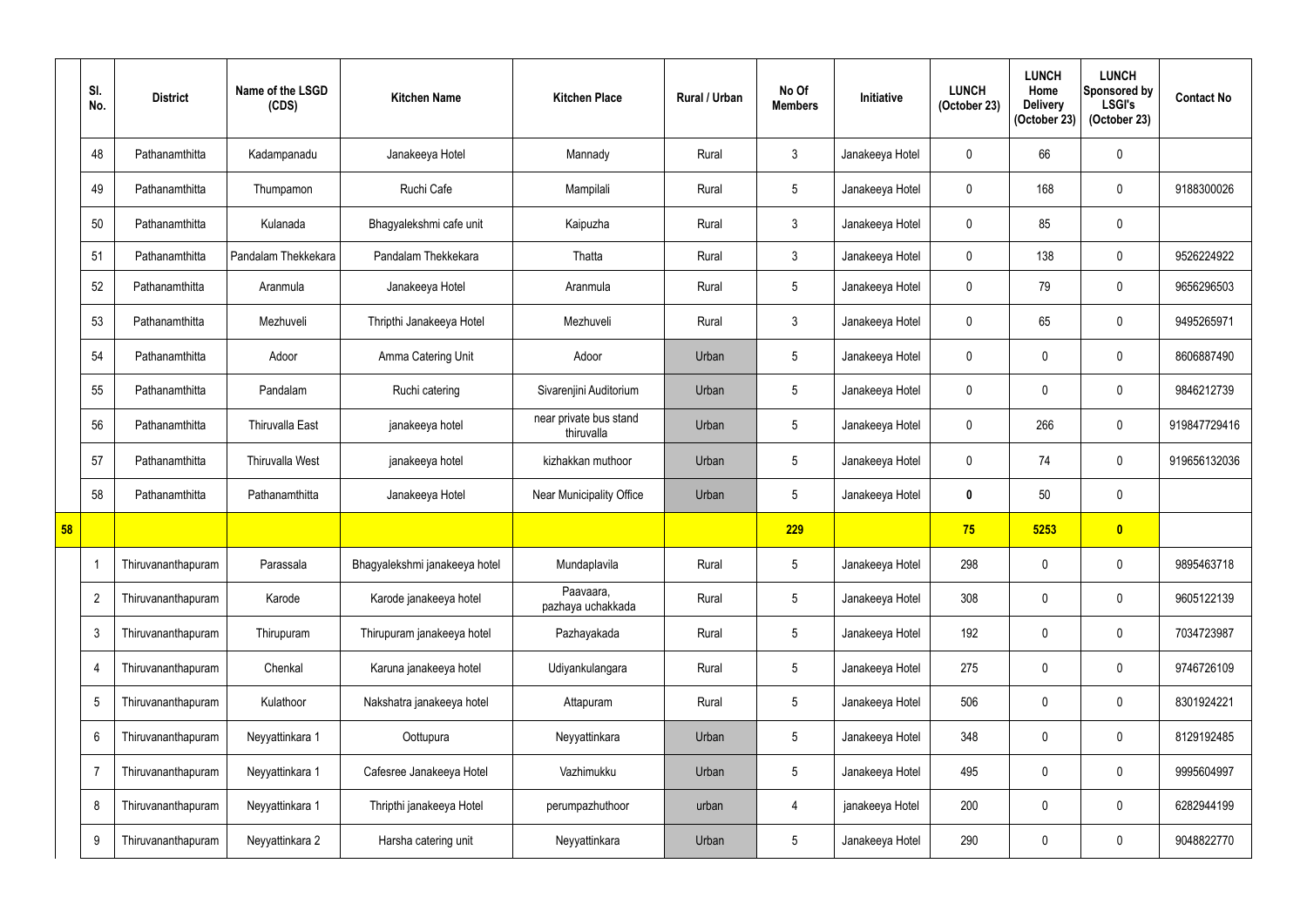| | Sl. No. | District | Name of the LSGD (CDS) | Kitchen Name | Kitchen Place | Rural / Urban | No Of Members | Initiative | LUNCH (October 23) | LUNCH Home Delivery (October 23) | LUNCH Sponsored by LSGI's (October 23) | Contact No |
|---|---|---|---|---|---|---|---|---|---|---|---|---|
| | 48 | Pathanamthitta | Kadampanadu | Janakeeya Hotel | Mannady | Rural | 3 | Janakeeya Hotel | 0 | 66 | 0 | |
| | 49 | Pathanamthitta | Thumpamon | Ruchi Cafe | Mampilali | Rural | 5 | Janakeeya Hotel | 0 | 168 | 0 | 9188300026 |
| | 50 | Pathanamthitta | Kulanada | Bhagyalekshmi cafe unit | Kaipuzha | Rural | 3 | Janakeeya Hotel | 0 | 85 | 0 | |
| | 51 | Pathanamthitta | Pandalam Thekkekara | Pandalam Thekkekara | Thatta | Rural | 3 | Janakeeya Hotel | 0 | 138 | 0 | 9526224922 |
| | 52 | Pathanamthitta | Aranmula | Janakeeya Hotel | Aranmula | Rural | 5 | Janakeeya Hotel | 0 | 79 | 0 | 9656296503 |
| | 53 | Pathanamthitta | Mezhuveli | Thripthi Janakeeya Hotel | Mezhuveli | Rural | 3 | Janakeeya Hotel | 0 | 65 | 0 | 9495265971 |
| | 54 | Pathanamthitta | Adoor | Amma Catering Unit | Adoor | Urban | 5 | Janakeeya Hotel | 0 | 0 | 0 | 8606887490 |
| | 55 | Pathanamthitta | Pandalam | Ruchi catering | Sivarenjini Auditorium | Urban | 5 | Janakeeya Hotel | 0 | 0 | 0 | 9846212739 |
| | 56 | Pathanamthitta | Thiruvalla East | janakeeya hotel | near private bus stand thiruvalla | Urban | 5 | Janakeeya Hotel | 0 | 266 | 0 | 919847729416 |
| | 57 | Pathanamthitta | Thiruvalla West | janakeeya hotel | kizhakkan muthoor | Urban | 5 | Janakeeya Hotel | 0 | 74 | 0 | 919656132036 |
| | 58 | Pathanamthitta | Pathanamthitta | Janakeeya Hotel | Near Municipality Office | Urban | 5 | Janakeeya Hotel | **0** | 50 | 0 | |
| **58** | | | | | | | **229** | | **75** | **5253** | **0** | |
| | 1 | Thiruvananthapuram | Parassala | Bhagyalekshmi janakeeya hotel | Mundaplavila | Rural | 5 | Janakeeya Hotel | 298 | 0 | 0 | 9895463718 |
| | 2 | Thiruvananthapuram | Karode | Karode janakeeya hotel | Paavaara, pazhaya uchakkada | Rural | 5 | Janakeeya Hotel | 308 | 0 | 0 | 9605122139 |
| | 3 | Thiruvananthapuram | Thirupuram | Thirupuram janakeeya hotel | Pazhayakada | Rural | 5 | Janakeeya Hotel | 192 | 0 | 0 | 7034723987 |
| | 4 | Thiruvananthapuram | Chenkal | Karuna janakeeya hotel | Udiyankulangara | Rural | 5 | Janakeeya Hotel | 275 | 0 | 0 | 9746726109 |
| | 5 | Thiruvananthapuram | Kulathoor | Nakshatra janakeeya hotel | Attapuram | Rural | 5 | Janakeeya Hotel | 506 | 0 | 0 | 8301924221 |
| | 6 | Thiruvananthapuram | Neyyattinkara 1 | Oottupura | Neyyattinkara | Urban | 5 | Janakeeya Hotel | 348 | 0 | 0 | 8129192485 |
| | 7 | Thiruvananthapuram | Neyyattinkara 1 | Cafesree Janakeeya Hotel | Vazhimukku | Urban | 5 | Janakeeya Hotel | 495 | 0 | 0 | 9995604997 |
| | 8 | Thiruvananthapuram | Neyyattinkara 1 | Thripthi janakeeya Hotel | perumpazhuthoor | urban | 4 | janakeeya Hotel | 200 | 0 | 0 | 6282944199 |
| | 9 | Thiruvananthapuram | Neyyattinkara 2 | Harsha catering unit | Neyyattinkara | Urban | 5 | Janakeeya Hotel | 290 | 0 | 0 | 9048822770 |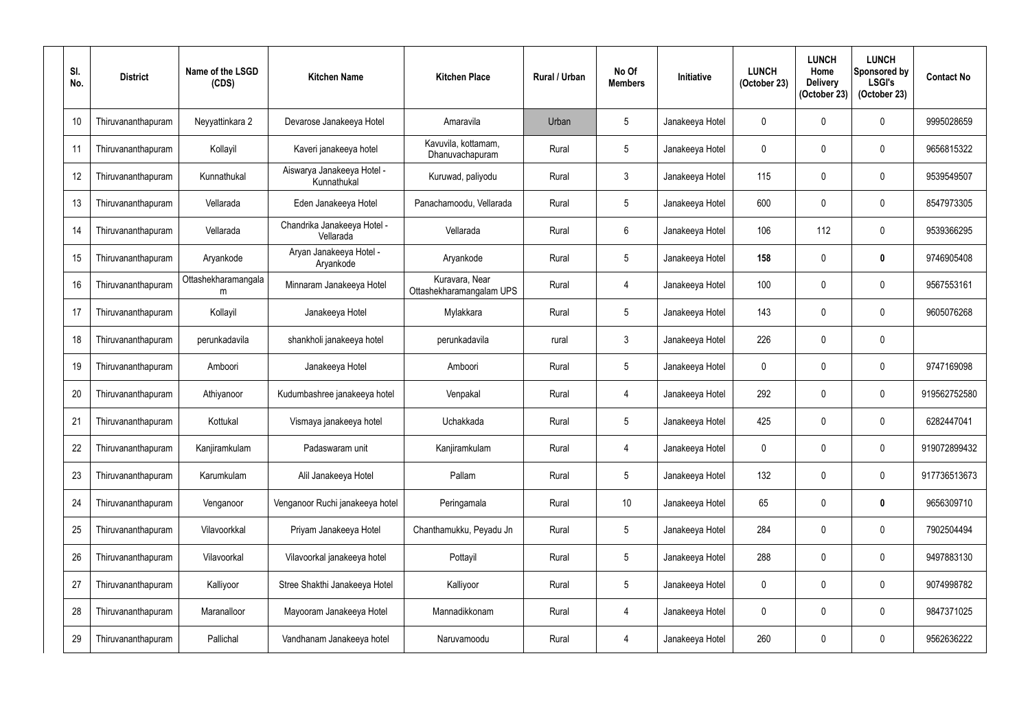| Sl. No. | District | Name of the LSGD (CDS) | Kitchen Name | Kitchen Place | Rural / Urban | No Of Members | Initiative | LUNCH (October 23) | LUNCH Home Delivery (October 23) | LUNCH Sponsored by LSGI's (October 23) | Contact No |
|---|---|---|---|---|---|---|---|---|---|---|---|
| 10 | Thiruvananthapuram | Neyyattinkara 2 | Devarose Janakeeya Hotel | Amaravila | Urban | 5 | Janakeeya Hotel | 0 | 0 | 0 | 9995028659 |
| 11 | Thiruvananthapuram | Kollayil | Kaveri janakeeya hotel | Kavuvila, kottamam, Dhanuvachapuram | Rural | 5 | Janakeeya Hotel | 0 | 0 | 0 | 9656815322 |
| 12 | Thiruvananthapuram | Kunnathukal | Aiswarya Janakeeya Hotel - Kunnathukal | Kuruwad, paliyodu | Rural | 3 | Janakeeya Hotel | 115 | 0 | 0 | 9539549507 |
| 13 | Thiruvananthapuram | Vellarada | Eden Janakeeya Hotel | Panachamoodu, Vellarada | Rural | 5 | Janakeeya Hotel | 600 | 0 | 0 | 8547973305 |
| 14 | Thiruvananthapuram | Vellarada | Chandrika Janakeeya Hotel - Vellarada | Vellarada | Rural | 6 | Janakeeya Hotel | 106 | 112 | 0 | 9539366295 |
| 15 | Thiruvananthapuram | Aryankode | Aryan Janakeeya Hotel - Aryankode | Aryankode | Rural | 5 | Janakeeya Hotel | **158** | 0 | **0** | 9746905408 |
| 16 | Thiruvananthapuram | Ottashekharamangalam | Minnaram Janakeeya Hotel | Kuravara, Near Ottashekharamangalam UPS | Rural | 4 | Janakeeya Hotel | 100 | 0 | 0 | 9567553161 |
| 17 | Thiruvananthapuram | Kollayil | Janakeeya Hotel | Mylakkara | Rural | 5 | Janakeeya Hotel | 143 | 0 | 0 | 9605076268 |
| 18 | Thiruvananthapuram | perunkadavila | shankholi janakeeya hotel | perunkadavila | rural | 3 | Janakeeya Hotel | 226 | 0 | 0 | |
| 19 | Thiruvananthapuram | Amboori | Janakeeya Hotel | Amboori | Rural | 5 | Janakeeya Hotel | 0 | 0 | 0 | 9747169098 |
| 20 | Thiruvananthapuram | Athiyanoor | Kudumbashree janakeeya hotel | Venpakal | Rural | 4 | Janakeeya Hotel | 292 | 0 | 0 | 919562752580 |
| 21 | Thiruvananthapuram | Kottukal | Vismaya janakeeya hotel | Uchakkada | Rural | 5 | Janakeeya Hotel | 425 | 0 | 0 | 6282447041 |
| 22 | Thiruvananthapuram | Kanjiramkulam | Padaswaram unit | Kanjiramkulam | Rural | 4 | Janakeeya Hotel | 0 | 0 | 0 | 919072899432 |
| 23 | Thiruvananthapuram | Karumkulam | Alil Janakeeya Hotel | Pallam | Rural | 5 | Janakeeya Hotel | 132 | 0 | 0 | 917736513673 |
| 24 | Thiruvananthapuram | Venganoor | Venganoor Ruchi janakeeya hotel | Peringamala | Rural | 10 | Janakeeya Hotel | 65 | 0 | **0** | 9656309710 |
| 25 | Thiruvananthapuram | Vilavoorkkal | Priyam Janakeeya Hotel | Chanthamukku, Peyadu Jn | Rural | 5 | Janakeeya Hotel | 284 | 0 | 0 | 7902504494 |
| 26 | Thiruvananthapuram | Vilavoorkal | Vilavoorkal janakeeya hotel | Pottayil | Rural | 5 | Janakeeya Hotel | 288 | 0 | 0 | 9497883130 |
| 27 | Thiruvananthapuram | Kalliyoor | Stree Shakthi Janakeeya Hotel | Kalliyoor | Rural | 5 | Janakeeya Hotel | 0 | 0 | 0 | 9074998782 |
| 28 | Thiruvananthapuram | Maranalloor | Mayooram Janakeeya Hotel | Mannadikkonam | Rural | 4 | Janakeeya Hotel | 0 | 0 | 0 | 9847371025 |
| 29 | Thiruvananthapuram | Pallichal | Vandhanam Janakeeya hotel | Naruvamoodu | Rural | 4 | Janakeeya Hotel | 260 | 0 | 0 | 9562636222 |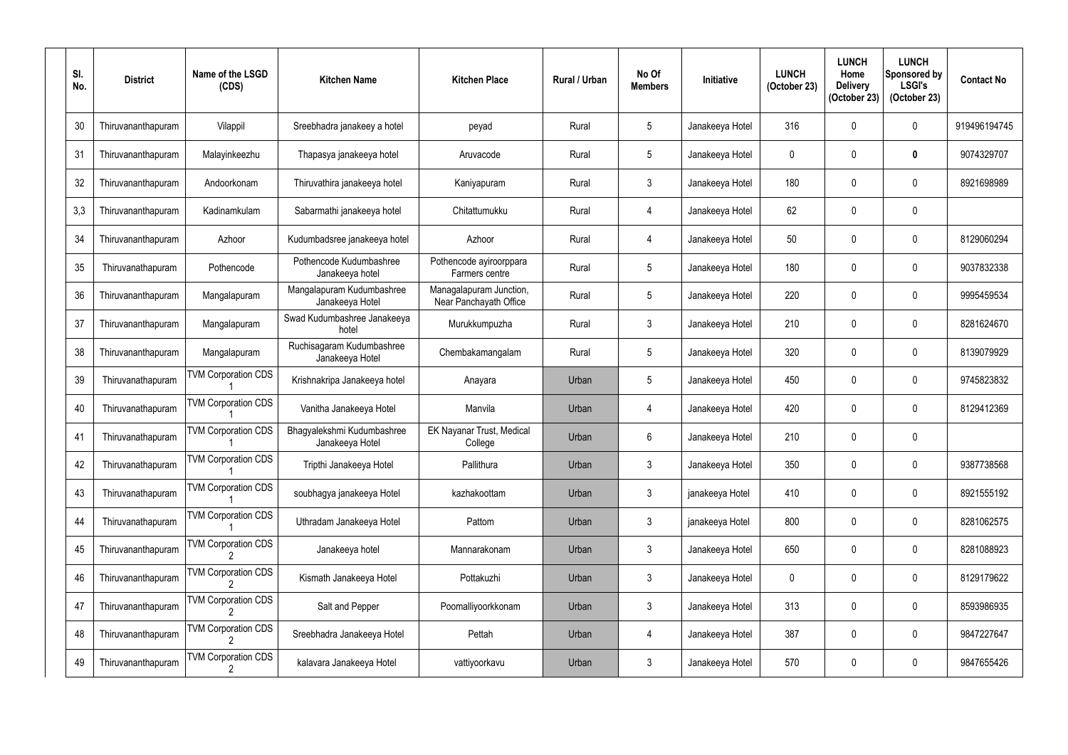| Sl. No. | District | Name of the LSGD (CDS) | Kitchen Name | Kitchen Place | Rural / Urban | No Of Members | Initiative | LUNCH (October 23) | LUNCH Home Delivery (October 23) | LUNCH Sponsored by LSGI's (October 23) | Contact No |
|---|---|---|---|---|---|---|---|---|---|---|---|
| 30 | Thiruvananthapuram | Vilappil | Sreebhadra janakeey a hotel | peyad | Rural | 5 | Janakeeya Hotel | 316 | 0 | 0 | 919496194745 |
| 31 | Thiruvananthapuram | Malayinkeezhu | Thapasya janakeeya hotel | Aruvacode | Rural | 5 | Janakeeya Hotel | 0 | 0 | **0** | 9074329707 |
| 32 | Thiruvananthapuram | Andoorkonam | Thiruvathira janakeeya hotel | Kaniyapuram | Rural | 3 | Janakeeya Hotel | 180 | 0 | 0 | 8921698989 |
| 3,3 | Thiruvananthapuram | Kadinamkulam | Sabarmathi janakeeya hotel | Chitattumukku | Rural | 4 | Janakeeya Hotel | 62 | 0 | 0 | |
| 34 | Thiruvananthapuram | Azhoor | Kudumbadsree janakeeya hotel | Azhoor | Rural | 4 | Janakeeya Hotel | 50 | 0 | 0 | 8129060294 |
| 35 | Thiruvanathapuram | Pothencode | Pothencode Kudumbashree Janakeeya hotel | Pothencode ayiroorppara Farmers centre | Rural | 5 | Janakeeya Hotel | 180 | 0 | 0 | 9037832338 |
| 36 | Thiruvananthapuram | Mangalapuram | Mangalapuram Kudumbashree Janakeeya Hotel | Managalapuram Junction, Near Panchayath Office | Rural | 5 | Janakeeya Hotel | 220 | 0 | 0 | 9995459534 |
| 37 | Thiruvananthapuram | Mangalapuram | Swad Kudumbashree Janakeeya hotel | Murukkumpuzha | Rural | 3 | Janakeeya Hotel | 210 | 0 | 0 | 8281624670 |
| 38 | Thiruvananthapuram | Mangalapuram | Ruchisagaram Kudumbashree Janakeeya Hotel | Chembakamangalam | Rural | 5 | Janakeeya Hotel | 320 | 0 | 0 | 8139079929 |
| 39 | Thiruvanathapuram | TVM Corporation CDS 1 | Krishnakripa Janakeeya hotel | Anayara | Urban | 5 | Janakeeya Hotel | 450 | 0 | 0 | 9745823832 |
| 40 | Thiruvanathapuram | TVM Corporation CDS 1 | Vanitha Janakeeya Hotel | Manvila | Urban | 4 | Janakeeya Hotel | 420 | 0 | 0 | 8129412369 |
| 41 | Thiruvanathapuram | TVM Corporation CDS 1 | Bhagyalekshmi Kudumbashree Janakeeya Hotel | EK Nayanar Trust, Medical College | Urban | 6 | Janakeeya Hotel | 210 | 0 | 0 | |
| 42 | Thiruvanathapuram | TVM Corporation CDS 1 | Tripthi Janakeeya Hotel | Pallithura | Urban | 3 | Janakeeya Hotel | 350 | 0 | 0 | 9387738568 |
| 43 | Thiruvanathapuram | TVM Corporation CDS 1 | soubhagya janakeeya Hotel | kazhakoottam | Urban | 3 | janakeeya Hotel | 410 | 0 | 0 | 8921555192 |
| 44 | Thiruvanathapuram | TVM Corporation CDS 1 | Uthradam Janakeeya Hotel | Pattom | Urban | 3 | janakeeya Hotel | 800 | 0 | 0 | 8281062575 |
| 45 | Thiruvananthapuram | TVM Corporation CDS 2 | Janakeeya hotel | Mannarakonam | Urban | 3 | Janakeeya Hotel | 650 | 0 | 0 | 8281088923 |
| 46 | Thiruvananthapuram | TVM Corporation CDS 2 | Kismath Janakeeya Hotel | Pottakuzhi | Urban | 3 | Janakeeya Hotel | 0 | 0 | 0 | 8129179622 |
| 47 | Thiruvananthapuram | TVM Corporation CDS 2 | Salt and Pepper | Poomalliyoorkkonam | Urban | 3 | Janakeeya Hotel | 313 | 0 | 0 | 8593986935 |
| 48 | Thiruvananthapuram | TVM Corporation CDS 2 | Sreebhadra Janakeeya Hotel | Pettah | Urban | 4 | Janakeeya Hotel | 387 | 0 | 0 | 9847227647 |
| 49 | Thiruvananthapuram | TVM Corporation CDS 2 | kalavara Janakeeya Hotel | vattiyoorkavu | Urban | 3 | Janakeeya Hotel | 570 | 0 | 0 | 9847655426 |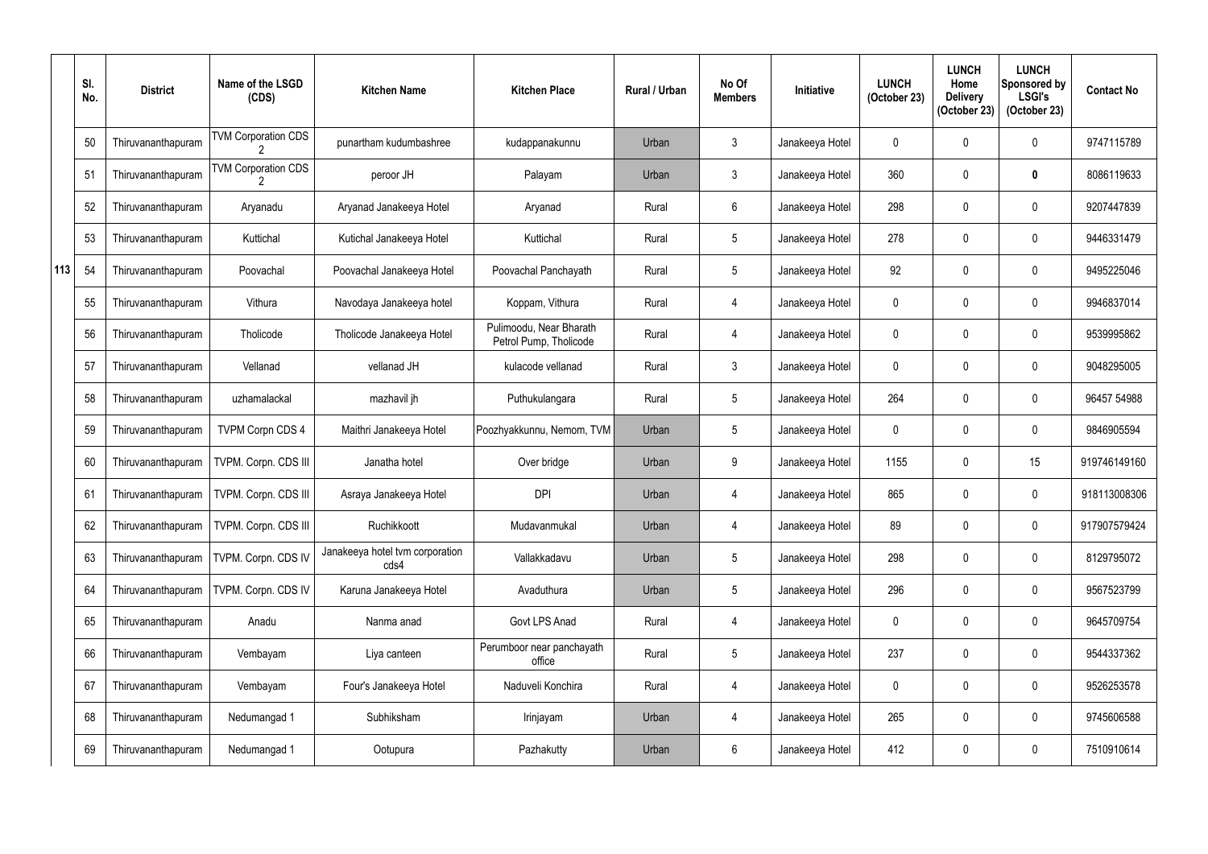| | Sl. No. | District | Name of the LSGD (CDS) | Kitchen Name | Kitchen Place | Rural / Urban | No Of Members | Initiative | LUNCH (October 23) | LUNCH Home Delivery (October 23) | LUNCH Sponsored by LSGI's (October 23) | Contact No |
|---|---|---|---|---|---|---|---|---|---|---|---|---|
| 113 | 50 | Thiruvananthapuram | TVM Corporation CDS 2 | punartham kudumbashree | kudappanakunnu | Urban | 3 | Janakeeya Hotel | 0 | 0 | 0 | 9747115789 |
| | 51 | Thiruvananthapuram | TVM Corporation CDS 2 | peroor JH | Palayam | Urban | 3 | Janakeeya Hotel | 360 | 0 | **0** | 8086119633 |
| | 52 | Thiruvananthapuram | Aryanadu | Aryanad Janakeeya Hotel | Aryanad | Rural | 6 | Janakeeya Hotel | 298 | 0 | 0 | 9207447839 |
| | 53 | Thiruvananthapuram | Kuttichal | Kutichal Janakeeya Hotel | Kuttichal | Rural | 5 | Janakeeya Hotel | 278 | 0 | 0 | 9446331479 |
| | 54 | Thiruvananthapuram | Poovachal | Poovachal Janakeeya Hotel | Poovachal Panchayath | Rural | 5 | Janakeeya Hotel | 92 | 0 | 0 | 9495225046 |
| | 55 | Thiruvananthapuram | Vithura | Navodaya Janakeeya hotel | Koppam, Vithura | Rural | 4 | Janakeeya Hotel | 0 | 0 | 0 | 9946837014 |
| | 56 | Thiruvananthapuram | Tholicode | Tholicode Janakeeya Hotel | Pulimoodu, Near Bharath Petrol Pump, Tholicode | Rural | 4 | Janakeeya Hotel | 0 | 0 | 0 | 9539995862 |
| | 57 | Thiruvananthapuram | Vellanad | vellanad JH | kulacode vellanad | Rural | 3 | Janakeeya Hotel | 0 | 0 | 0 | 9048295005 |
| | 58 | Thiruvananthapuram | uzhamalackal | mazhavil jh | Puthukulangara | Rural | 5 | Janakeeya Hotel | 264 | 0 | 0 | 96457 54988 |
| | 59 | Thiruvananthapuram | TVPM Corpn CDS 4 | Maithri Janakeeya Hotel | Poozhyakkunnu, Nemom, TVM | Urban | 5 | Janakeeya Hotel | 0 | 0 | 0 | 9846905594 |
| | 60 | Thiruvananthapuram | TVPM. Corpn. CDS III | Janatha hotel | Over bridge | Urban | 9 | Janakeeya Hotel | 1155 | 0 | 15 | 919746149160 |
| | 61 | Thiruvananthapuram | TVPM. Corpn. CDS III | Asraya Janakeeya Hotel | DPI | Urban | 4 | Janakeeya Hotel | 865 | 0 | 0 | 918113008306 |
| | 62 | Thiruvananthapuram | TVPM. Corpn. CDS III | Ruchikkoott | Mudavanmukal | Urban | 4 | Janakeeya Hotel | 89 | 0 | 0 | 917907579424 |
| | 63 | Thiruvananthapuram | TVPM. Corpn. CDS IV | Janakeeya hotel tvm corporation cds4 | Vallakkadavu | Urban | 5 | Janakeeya Hotel | 298 | 0 | 0 | 8129795072 |
| | 64 | Thiruvananthapuram | TVPM. Corpn. CDS IV | Karuna Janakeeya Hotel | Avaduthura | Urban | 5 | Janakeeya Hotel | 296 | 0 | 0 | 9567523799 |
| | 65 | Thiruvananthapuram | Anadu | Nanma anad | Govt LPS Anad | Rural | 4 | Janakeeya Hotel | 0 | 0 | 0 | 9645709754 |
| | 66 | Thiruvananthapuram | Vembayam | Liya canteen | Perumboor near panchayath office | Rural | 5 | Janakeeya Hotel | 237 | 0 | 0 | 9544337362 |
| | 67 | Thiruvananthapuram | Vembayam | Four's Janakeeya Hotel | Naduveli Konchira | Rural | 4 | Janakeeya Hotel | 0 | 0 | 0 | 9526253578 |
| | 68 | Thiruvananthapuram | Nedumangad 1 | Subhiksham | Irinjayam | Urban | 4 | Janakeeya Hotel | 265 | 0 | 0 | 9745606588 |
| | 69 | Thiruvananthapuram | Nedumangad 1 | Ootupura | Pazhakutty | Urban | 6 | Janakeeya Hotel | 412 | 0 | 0 | 7510910614 |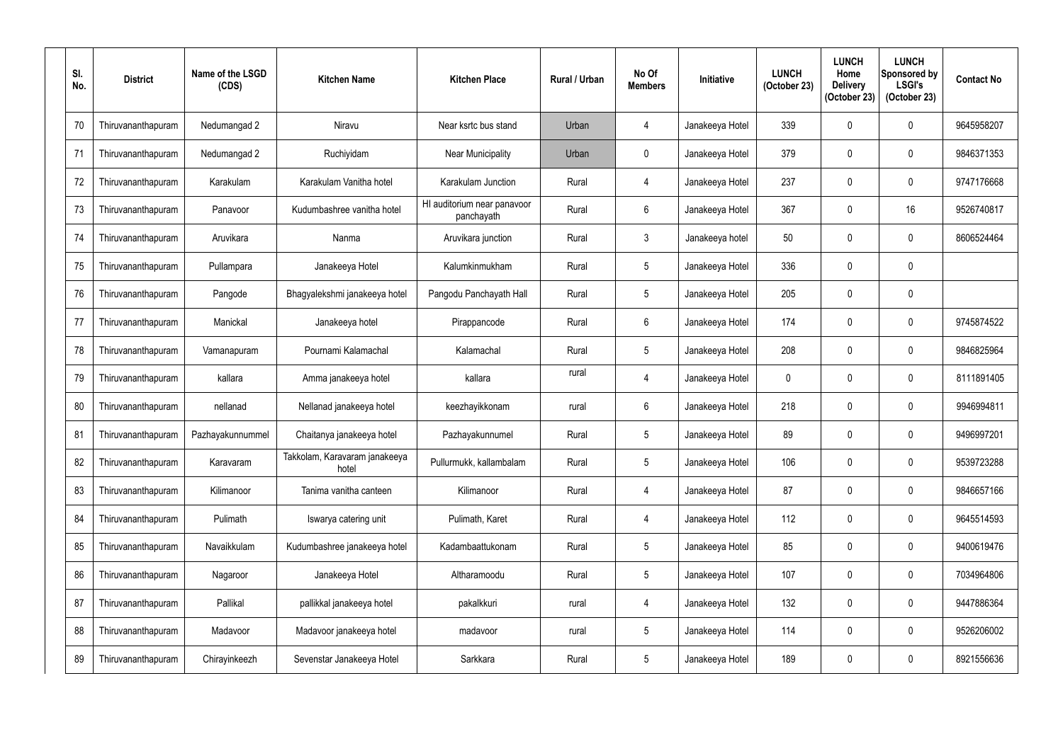| Sl. No. | District | Name of the LSGD (CDS) | Kitchen Name | Kitchen Place | Rural / Urban | No Of Members | Initiative | LUNCH (October 23) | LUNCH Home Delivery (October 23) | LUNCH Sponsored by LSGI's (October 23) | Contact No |
|---|---|---|---|---|---|---|---|---|---|---|---|
| 70 | Thiruvananthapuram | Nedumangad 2 | Niravu | Near ksrtc bus stand | Urban | 4 | Janakeeya Hotel | 339 | 0 | 0 | 9645958207 |
| 71 | Thiruvananthapuram | Nedumangad 2 | Ruchiyidam | Near Municipality | Urban | 0 | Janakeeya Hotel | 379 | 0 | 0 | 9846371353 |
| 72 | Thiruvananthapuram | Karakulam | Karakulam Vanitha hotel | Karakulam Junction | Rural | 4 | Janakeeya Hotel | 237 | 0 | 0 | 9747176668 |
| 73 | Thiruvananthapuram | Panavoor | Kudumbashree vanitha hotel | HI auditorium near panavoor panchayath | Rural | 6 | Janakeeya Hotel | 367 | 0 | 16 | 9526740817 |
| 74 | Thiruvananthapuram | Aruvikara | Nanma | Aruvikara junction | Rural | 3 | Janakeeya hotel | 50 | 0 | 0 | 8606524464 |
| 75 | Thiruvananthapuram | Pullampara | Janakeeya Hotel | Kalumkinmukham | Rural | 5 | Janakeeya Hotel | 336 | 0 | 0 | |
| 76 | Thiruvananthapuram | Pangode | Bhagyalekshmi janakeeya hotel | Pangodu Panchayath Hall | Rural | 5 | Janakeeya Hotel | 205 | 0 | 0 | |
| 77 | Thiruvananthapuram | Manickal | Janakeeya hotel | Pirappancode | Rural | 6 | Janakeeya Hotel | 174 | 0 | 0 | 9745874522 |
| 78 | Thiruvananthapuram | Vamanapuram | Pournami Kalamachal | Kalamachal | Rural | 5 | Janakeeya Hotel | 208 | 0 | 0 | 9846825964 |
| 79 | Thiruvananthapuram | kallara | Amma janakeeya hotel | kallara | rural | 4 | Janakeeya Hotel | 0 | 0 | 0 | 8111891405 |
| 80 | Thiruvananthapuram | nellanad | Nellanad janakeeya hotel | keezhayikkonam | rural | 6 | Janakeeya Hotel | 218 | 0 | 0 | 9946994811 |
| 81 | Thiruvananthapuram | Pazhayakunnummel | Chaitanya janakeeya hotel | Pazhayakunnumel | Rural | 5 | Janakeeya Hotel | 89 | 0 | 0 | 9496997201 |
| 82 | Thiruvananthapuram | Karavaram | Takkolam, Karavaram janakeeya hotel | Pullurmukk, kallambalam | Rural | 5 | Janakeeya Hotel | 106 | 0 | 0 | 9539723288 |
| 83 | Thiruvananthapuram | Kilimanoor | Tanima vanitha canteen | Kilimanoor | Rural | 4 | Janakeeya Hotel | 87 | 0 | 0 | 9846657166 |
| 84 | Thiruvananthapuram | Pulimath | Iswarya catering unit | Pulimath, Karet | Rural | 4 | Janakeeya Hotel | 112 | 0 | 0 | 9645514593 |
| 85 | Thiruvananthapuram | Navaikkulam | Kudumbashree janakeeya hotel | Kadambaattukonam | Rural | 5 | Janakeeya Hotel | 85 | 0 | 0 | 9400619476 |
| 86 | Thiruvananthapuram | Nagaroor | Janakeeya Hotel | Altharamoodu | Rural | 5 | Janakeeya Hotel | 107 | 0 | 0 | 7034964806 |
| 87 | Thiruvananthapuram | Pallikal | pallikkal janakeeya hotel | pakalkkuri | rural | 4 | Janakeeya Hotel | 132 | 0 | 0 | 9447886364 |
| 88 | Thiruvananthapuram | Madavoor | Madavoor janakeeya hotel | madavoor | rural | 5 | Janakeeya Hotel | 114 | 0 | 0 | 9526206002 |
| 89 | Thiruvananthapuram | Chirayinkeezh | Sevenstar Janakeeya Hotel | Sarkkara | Rural | 5 | Janakeeya Hotel | 189 | 0 | 0 | 8921556636 |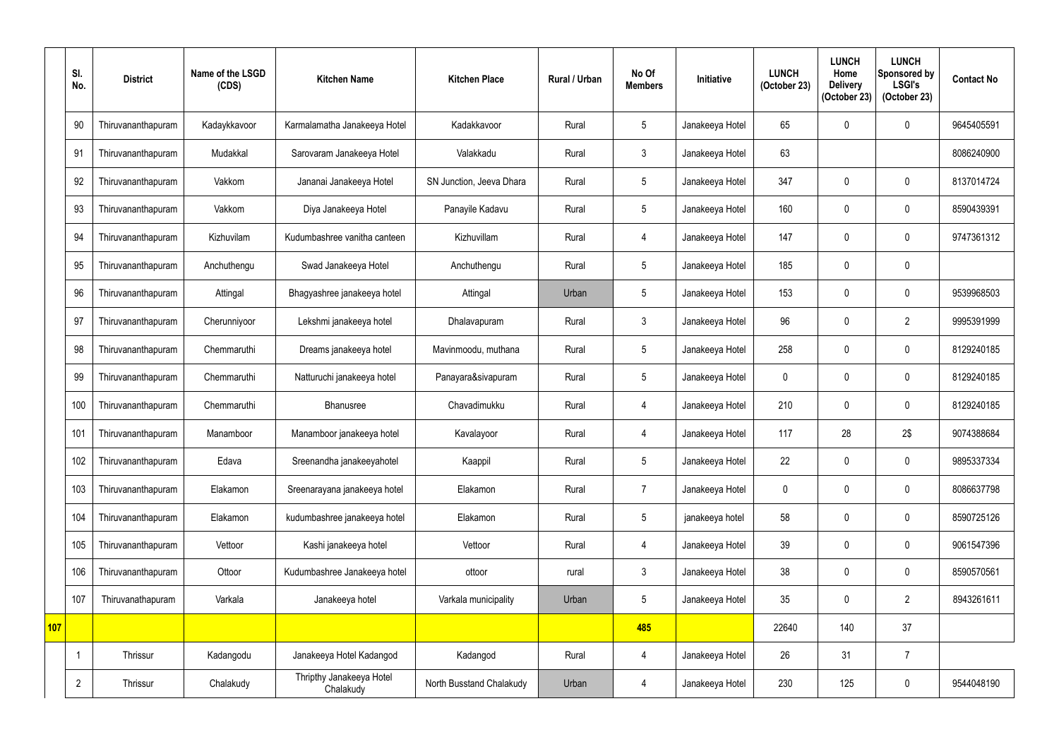| | Sl. No. | District | Name of the LSGD (CDS) | Kitchen Name | Kitchen Place | Rural / Urban | No Of Members | Initiative | LUNCH (October 23) | LUNCH Home Delivery (October 23) | LUNCH Sponsored by LSGI's (October 23) | Contact No |
|---|---|---|---|---|---|---|---|---|---|---|---|---|
| | 90 | Thiruvananthapuram | Kadaykkavoor | Karmalamatha Janakeeya Hotel | Kadakkavoor | Rural | 5 | Janakeeya Hotel | 65 | 0 | 0 | 9645405591 |
| | 91 | Thiruvananthapuram | Mudakkal | Sarovaram Janakeeya Hotel | Valakkadu | Rural | 3 | Janakeeya Hotel | 63 | | | 8086240900 |
| | 92 | Thiruvananthapuram | Vakkom | Jananai Janakeeya Hotel | SN Junction, Jeeva Dhara | Rural | 5 | Janakeeya Hotel | 347 | 0 | 0 | 8137014724 |
| | 93 | Thiruvananthapuram | Vakkom | Diya Janakeeya Hotel | Panayile Kadavu | Rural | 5 | Janakeeya Hotel | 160 | 0 | 0 | 8590439391 |
| | 94 | Thiruvananthapuram | Kizhuvilam | Kudumbashree vanitha canteen | Kizhuvillam | Rural | 4 | Janakeeya Hotel | 147 | 0 | 0 | 9747361312 |
| | 95 | Thiruvananthapuram | Anchuthengu | Swad Janakeeya Hotel | Anchuthengu | Rural | 5 | Janakeeya Hotel | 185 | 0 | 0 | |
| | 96 | Thiruvananthapuram | Attingal | Bhagyashree janakeeya hotel | Attingal | Urban | 5 | Janakeeya Hotel | 153 | 0 | 0 | 9539968503 |
| | 97 | Thiruvananthapuram | Cherunniyoor | Lekshmi janakeeya hotel | Dhalavapuram | Rural | 3 | Janakeeya Hotel | 96 | 0 | 2 | 9995391999 |
| | 98 | Thiruvananthapuram | Chemmaruthi | Dreams janakeeya hotel | Mavinmoodu, muthana | Rural | 5 | Janakeeya Hotel | 258 | 0 | 0 | 8129240185 |
| | 99 | Thiruvananthapuram | Chemmaruthi | Natturuchi janakeeya hotel | Panayara&sivapuram | Rural | 5 | Janakeeya Hotel | 0 | 0 | 0 | 8129240185 |
| | 100 | Thiruvananthapuram | Chemmaruthi | Bhanusree | Chavadimukku | Rural | 4 | Janakeeya Hotel | 210 | 0 | 0 | 8129240185 |
| | 101 | Thiruvananthapuram | Manamboor | Manamboor janakeeya hotel | Kavalayoor | Rural | 4 | Janakeeya Hotel | 117 | 28 | 2$ | 9074388684 |
| | 102 | Thiruvananthapuram | Edava | Sreenandha janakeeyahotel | Kaappil | Rural | 5 | Janakeeya Hotel | 22 | 0 | 0 | 9895337334 |
| | 103 | Thiruvananthapuram | Elakamon | Sreenarayana janakeeya hotel | Elakamon | Rural | 7 | Janakeeya Hotel | 0 | 0 | 0 | 8086637798 |
| | 104 | Thiruvananthapuram | Elakamon | kudumbashree janakeeya hotel | Elakamon | Rural | 5 | janakeeya hotel | 58 | 0 | 0 | 8590725126 |
| | 105 | Thiruvananthapuram | Vettoor | Kashi janakeeya hotel | Vettoor | Rural | 4 | Janakeeya Hotel | 39 | 0 | 0 | 9061547396 |
| | 106 | Thiruvananthapuram | Ottoor | Kudumbashree Janakeeya hotel | ottoor | rural | 3 | Janakeeya Hotel | 38 | 0 | 0 | 8590570561 |
| | 107 | Thiruvanathapuram | Varkala | Janakeeya hotel | Varkala municipality | Urban | 5 | Janakeeya Hotel | 35 | 0 | 2 | 8943261611 |
| **107** | | | | | | | **485** | | 22640 | 140 | 37 | |
| | 1 | Thrissur | Kadangodu | Janakeeya Hotel Kadangod | Kadangod | Rural | 4 | Janakeeya Hotel | 26 | 31 | 7 | |
| | 2 | Thrissur | Chalakudy | Thripthy Janakeeya Hotel Chalakudy | North Busstand Chalakudy | Urban | 4 | Janakeeya Hotel | 230 | 125 | 0 | 9544048190 |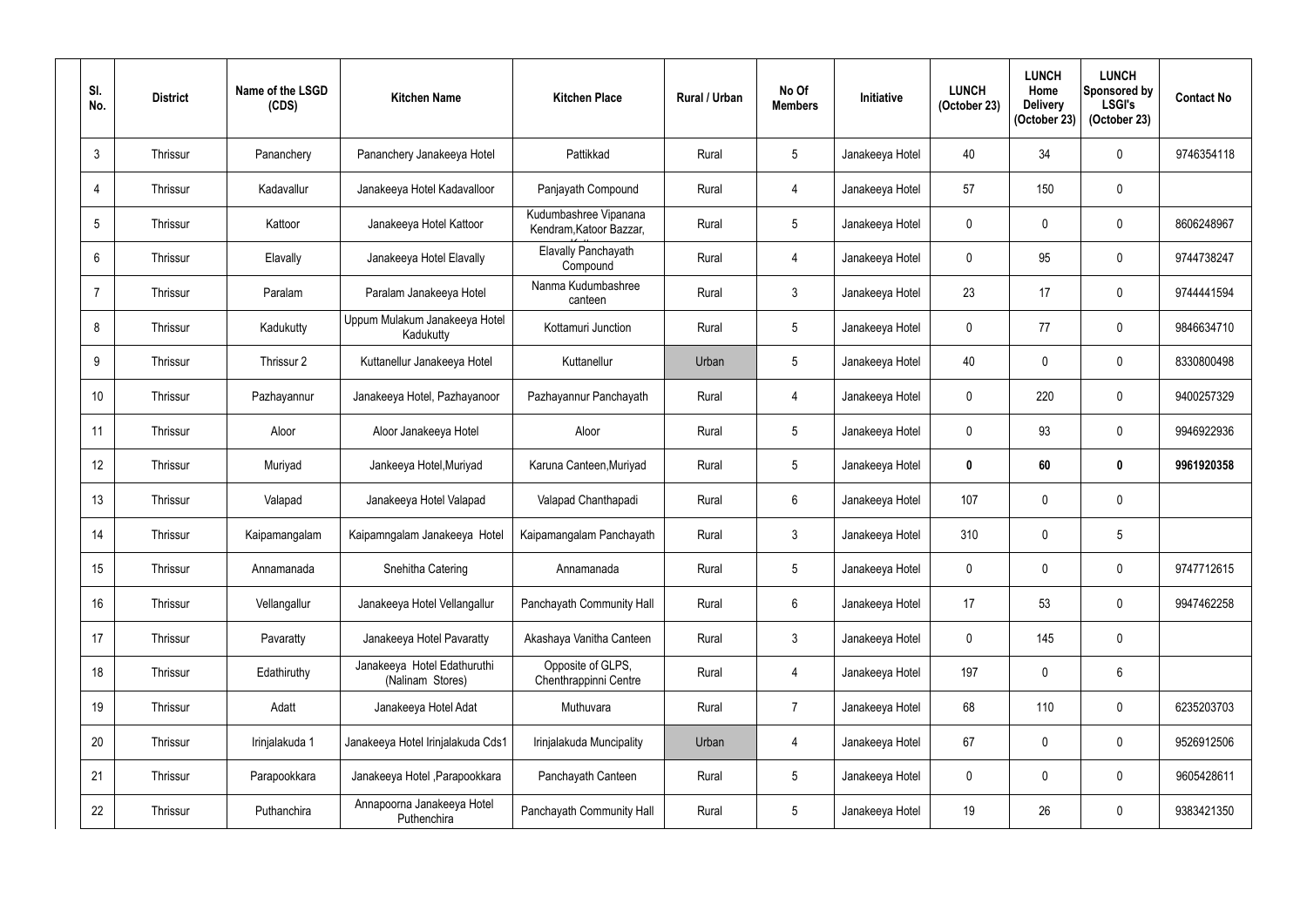| Sl. No. | District | Name of the LSGD (CDS) | Kitchen Name | Kitchen Place | Rural / Urban | No Of Members | Initiative | LUNCH (October 23) | LUNCH Home Delivery (October 23) | LUNCH Sponsored by LSGI's (October 23) | Contact No |
|---|---|---|---|---|---|---|---|---|---|---|---|
| 3 | Thrissur | Pananchery | Pananchery Janakeeya Hotel | Pattikkad | Rural | 5 | Janakeeya Hotel | 40 | 34 | 0 | 9746354118 |
| 4 | Thrissur | Kadavallur | Janakeeya Hotel Kadavalloor | Panjayath Compound | Rural | 4 | Janakeeya Hotel | 57 | 150 | 0 | |
| 5 | Thrissur | Kattoor | Janakeeya Hotel Kattoor | Kudumbashree Vipanana Kendram,Katoor Bazzar, | Rural | 5 | Janakeeya Hotel | 0 | 0 | 0 | 8606248967 |
| 6 | Thrissur | Elavally | Janakeeya Hotel Elavally | Elavally Panchayath Compound | Rural | 4 | Janakeeya Hotel | 0 | 95 | 0 | 9744738247 |
| 7 | Thrissur | Paralam | Paralam Janakeeya Hotel | Nanma Kudumbashree canteen | Rural | 3 | Janakeeya Hotel | 23 | 17 | 0 | 9744441594 |
| 8 | Thrissur | Kadukutty | Uppum Mulakum Janakeeya Hotel Kadukutty | Kottamuri Junction | Rural | 5 | Janakeeya Hotel | 0 | 77 | 0 | 9846634710 |
| 9 | Thrissur | Thrissur 2 | Kuttanellur Janakeeya Hotel | Kuttanellur | Urban | 5 | Janakeeya Hotel | 40 | 0 | 0 | 8330800498 |
| 10 | Thrissur | Pazhayannur | Janakeeya Hotel, Pazhayanoor | Pazhayannur Panchayath | Rural | 4 | Janakeeya Hotel | 0 | 220 | 0 | 9400257329 |
| 11 | Thrissur | Aloor | Aloor Janakeeya Hotel | Aloor | Rural | 5 | Janakeeya Hotel | 0 | 93 | 0 | 9946922936 |
| 12 | Thrissur | Muriyad | Jankeeya Hotel,Muriyad | Karuna Canteen,Muriyad | Rural | 5 | Janakeeya Hotel | **0** | **60** | **0** | **9961920358** |
| 13 | Thrissur | Valapad | Janakeeya Hotel Valapad | Valapad Chanthapadi | Rural | 6 | Janakeeya Hotel | 107 | 0 | 0 | |
| 14 | Thrissur | Kaipamangalam | Kaipamngalam Janakeeya Hotel | Kaipamangalam Panchayath | Rural | 3 | Janakeeya Hotel | 310 | 0 | 5 | |
| 15 | Thrissur | Annamanada | Snehitha Catering | Annamanada | Rural | 5 | Janakeeya Hotel | 0 | 0 | 0 | 9747712615 |
| 16 | Thrissur | Vellangallur | Janakeeya Hotel Vellangallur | Panchayath Community Hall | Rural | 6 | Janakeeya Hotel | 17 | 53 | 0 | 9947462258 |
| 17 | Thrissur | Pavaratty | Janakeeya Hotel Pavaratty | Akashaya Vanitha Canteen | Rural | 3 | Janakeeya Hotel | 0 | 145 | 0 | |
| 18 | Thrissur | Edathiruthy | Janakeeya Hotel Edathuruthi (Nalinam Stores) | Opposite of GLPS, Chenthrappinni Centre | Rural | 4 | Janakeeya Hotel | 197 | 0 | 6 | |
| 19 | Thrissur | Adatt | Janakeeya Hotel Adat | Muthuvara | Rural | 7 | Janakeeya Hotel | 68 | 110 | 0 | 6235203703 |
| 20 | Thrissur | Irinjalakuda 1 | Janakeeya Hotel Irinjalakuda Cds1 | Irinjalakuda Muncipality | Urban | 4 | Janakeeya Hotel | 67 | 0 | 0 | 9526912506 |
| 21 | Thrissur | Parapookkara | Janakeeya Hotel ,Parapookkara | Panchayath Canteen | Rural | 5 | Janakeeya Hotel | 0 | 0 | 0 | 9605428611 |
| 22 | Thrissur | Puthanchira | Annapoorna Janakeeya Hotel Puthenchira | Panchayath Community Hall | Rural | 5 | Janakeeya Hotel | 19 | 26 | 0 | 9383421350 |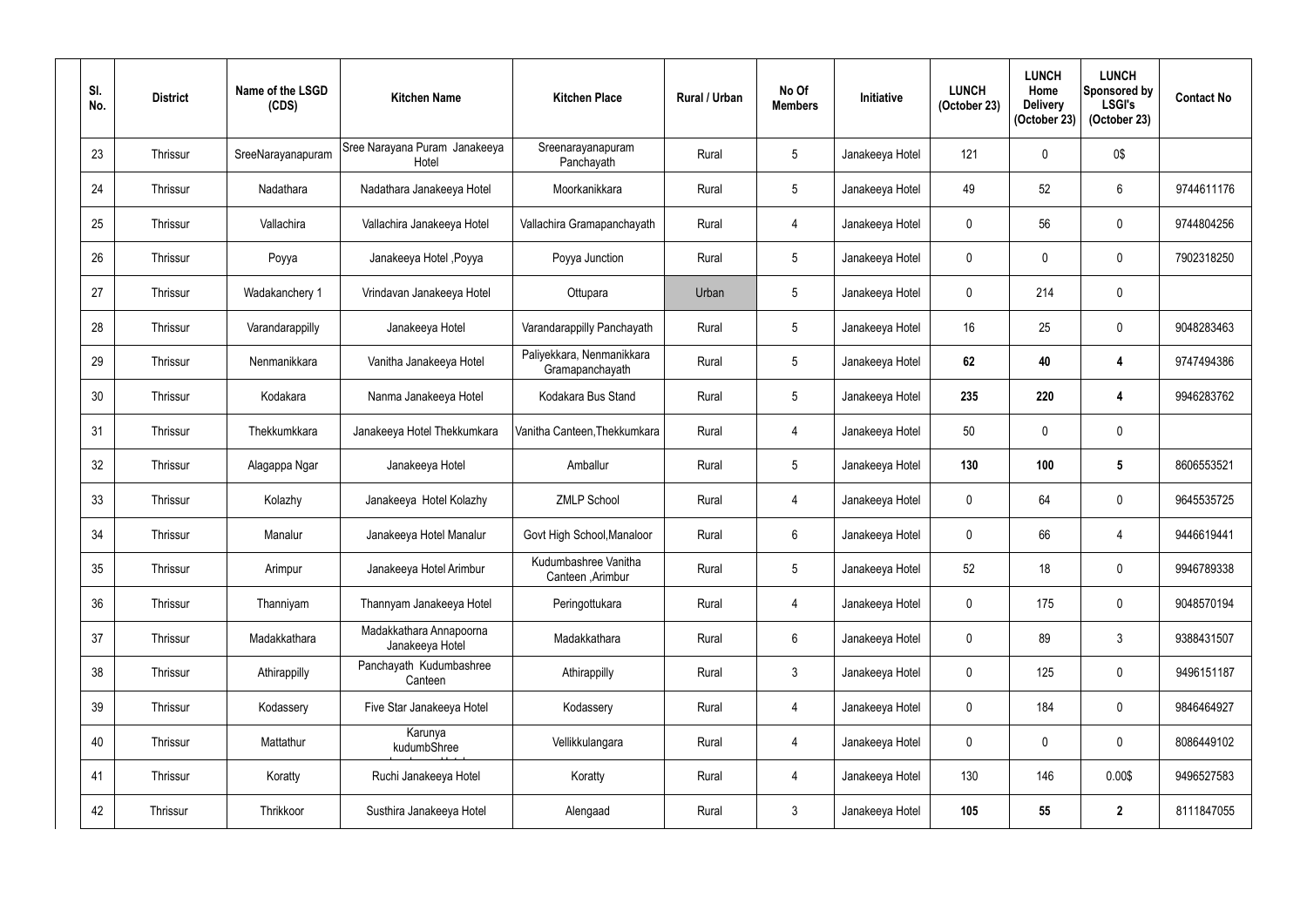| Sl. No. | District | Name of the LSGD (CDS) | Kitchen Name | Kitchen Place | Rural / Urban | No Of Members | Initiative | LUNCH (October 23) | LUNCH Home Delivery (October 23) | LUNCH Sponsored by LSGI's (October 23) | Contact No |
|---|---|---|---|---|---|---|---|---|---|---|---|
| 23 | Thrissur | SreeNarayanapuram | Sree Narayana Puram Janakeeya Hotel | Sreenarayanapuram Panchayath | Rural | 5 | Janakeeya Hotel | 121 | 0 | 0$ | |
| 24 | Thrissur | Nadathara | Nadathara Janakeeya Hotel | Moorkanikkara | Rural | 5 | Janakeeya Hotel | 49 | 52 | 6 | 9744611176 |
| 25 | Thrissur | Vallachira | Vallachira Janakeeya Hotel | Vallachira Gramapanchayath | Rural | 4 | Janakeeya Hotel | 0 | 56 | 0 | 9744804256 |
| 26 | Thrissur | Poyya | Janakeeya Hotel ,Poyya | Poyya Junction | Rural | 5 | Janakeeya Hotel | 0 | 0 | 0 | 7902318250 |
| 27 | Thrissur | Wadakanchery 1 | Vrindavan Janakeeya Hotel | Ottupara | Urban | 5 | Janakeeya Hotel | 0 | 214 | 0 | |
| 28 | Thrissur | Varandarappilly | Janakeeya Hotel | Varandarappilly Panchayath | Rural | 5 | Janakeeya Hotel | 16 | 25 | 0 | 9048283463 |
| 29 | Thrissur | Nenmanikkara | Vanitha Janakeeya Hotel | Paliyekkara, Nenmanikkara Gramapanchayath | Rural | 5 | Janakeeya Hotel | **62** | **40** | **4** | 9747494386 |
| 30 | Thrissur | Kodakara | Nanma Janakeeya Hotel | Kodakara Bus Stand | Rural | 5 | Janakeeya Hotel | **235** | **220** | **4** | 9946283762 |
| 31 | Thrissur | Thekkumkkara | Janakeeya Hotel Thekkumkara | Vanitha Canteen,Thekkumkara | Rural | 4 | Janakeeya Hotel | 50 | 0 | 0 | |
| 32 | Thrissur | Alagappa Ngar | Janakeeya Hotel | Amballur | Rural | 5 | Janakeeya Hotel | **130** | **100** | **5** | 8606553521 |
| 33 | Thrissur | Kolazhy | Janakeeya Hotel Kolazhy | ZMLP School | Rural | 4 | Janakeeya Hotel | 0 | 64 | 0 | 9645535725 |
| 34 | Thrissur | Manalur | Janakeeya Hotel Manalur | Govt High School,Manaloor | Rural | 6 | Janakeeya Hotel | 0 | 66 | 4 | 9446619441 |
| 35 | Thrissur | Arimpur | Janakeeya Hotel Arimbur | Kudumbashree Vanitha Canteen ,Arimbur | Rural | 5 | Janakeeya Hotel | 52 | 18 | 0 | 9946789338 |
| 36 | Thrissur | Thanniyam | Thannyam Janakeeya Hotel | Peringottukara | Rural | 4 | Janakeeya Hotel | 0 | 175 | 0 | 9048570194 |
| 37 | Thrissur | Madakkathara | Madakkathara Annapoorna Janakeeya Hotel | Madakkathara | Rural | 6 | Janakeeya Hotel | 0 | 89 | 3 | 9388431507 |
| 38 | Thrissur | Athirappilly | Panchayath Kudumbashree Canteen | Athirappilly | Rural | 3 | Janakeeya Hotel | 0 | 125 | 0 | 9496151187 |
| 39 | Thrissur | Kodassery | Five Star Janakeeya Hotel | Kodassery | Rural | 4 | Janakeeya Hotel | 0 | 184 | 0 | 9846464927 |
| 40 | Thrissur | Mattathur | Karunya kudumbShree | Vellikkulangara | Rural | 4 | Janakeeya Hotel | 0 | 0 | 0 | 8086449102 |
| 41 | Thrissur | Koratty | Ruchi Janakeeya Hotel | Koratty | Rural | 4 | Janakeeya Hotel | 130 | 146 | 0.00$ | 9496527583 |
| 42 | Thrissur | Thrikkoor | Susthira Janakeeya Hotel | Alengaad | Rural | 3 | Janakeeya Hotel | **105** | **55** | **2** | 8111847055 |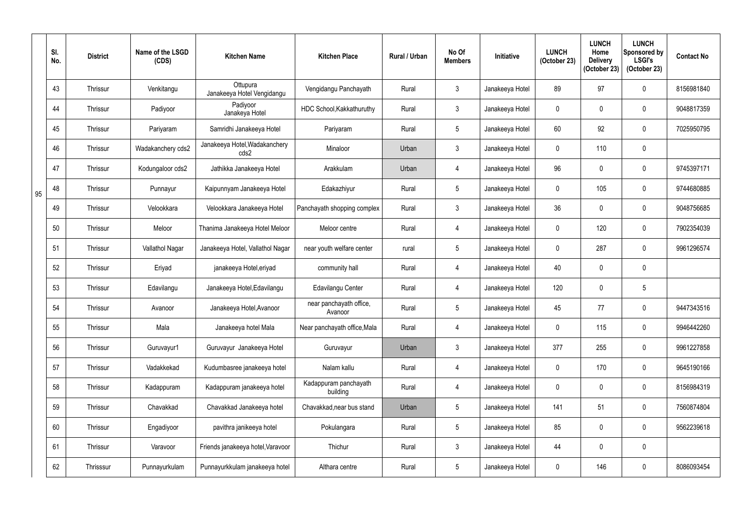|  | Sl. No. | District | Name of the LSGD (CDS) | Kitchen Name | Kitchen Place | Rural / Urban | No Of Members | Initiative | LUNCH (October 23) | LUNCH Home Delivery (October 23) | LUNCH Sponsored by LSGI's (October 23) | Contact No |
|---|---|---|---|---|---|---|---|---|---|---|---|---|
| 95 | 43 | Thrissur | Venkitangu | Ottupura Janakeeya Hotel Vengidangu | Vengidangu Panchayath | Rural | 3 | Janakeeya Hotel | 89 | 97 | 0 | 8156981840 |
|  | 44 | Thrissur | Padiyoor | Padiyoor Janakeya Hotel | HDC School,Kakkathuruthy | Rural | 3 | Janakeeya Hotel | 0 | 0 | 0 | 9048817359 |
|  | 45 | Thrissur | Pariyaram | Samridhi Janakeeya Hotel | Pariyaram | Rural | 5 | Janakeeya Hotel | 60 | 92 | 0 | 7025950795 |
|  | 46 | Thrissur | Wadakanchery cds2 | Janakeeya Hotel,Wadakanchery cds2 | Minaloor | Urban | 3 | Janakeeya Hotel | 0 | 110 | 0 |  |
|  | 47 | Thrissur | Kodungaloor cds2 | Jathikka Janakeeya Hotel | Arakkulam | Urban | 4 | Janakeeya Hotel | 96 | 0 | 0 | 9745397171 |
|  | 48 | Thrissur | Punnayur | Kaipunnyam Janakeeya Hotel | Edakazhiyur | Rural | 5 | Janakeeya Hotel | 0 | 105 | 0 | 9744680885 |
|  | 49 | Thrissur | Velookkara | Velookkara Janakeeya Hotel | Panchayath shopping complex | Rural | 3 | Janakeeya Hotel | 36 | 0 | 0 | 9048756685 |
|  | 50 | Thrissur | Meloor | Thanima Janakeeya Hotel Meloor | Meloor centre | Rural | 4 | Janakeeya Hotel | 0 | 120 | 0 | 7902354039 |
|  | 51 | Thrissur | Vallathol Nagar | Janakeeya Hotel, Vallathol Nagar | near youth welfare center | rural | 5 | Janakeeya Hotel | 0 | 287 | 0 | 9961296574 |
|  | 52 | Thrissur | Eriyad | janakeeya Hotel,eriyad | community hall | Rural | 4 | Janakeeya Hotel | 40 | 0 | 0 |  |
|  | 53 | Thrissur | Edavilangu | Janakeeya Hotel,Edavilangu | Edavilangu Center | Rural | 4 | Janakeeya Hotel | 120 | 0 | 5 |  |
|  | 54 | Thrissur | Avanoor | Janakeeya Hotel,Avanoor | near panchayath office, Avanoor | Rural | 5 | Janakeeya Hotel | 45 | 77 | 0 | 9447343516 |
|  | 55 | Thrissur | Mala | Janakeeya hotel Mala | Near panchayath office,Mala | Rural | 4 | Janakeeya Hotel | 0 | 115 | 0 | 9946442260 |
|  | 56 | Thrissur | Guruvayur1 | Guruvayur Janakeeya Hotel | Guruvayur | Urban | 3 | Janakeeya Hotel | 377 | 255 | 0 | 9961227858 |
|  | 57 | Thrissur | Vadakkekad | Kudumbasree janakeeya hotel | Nalam kallu | Rural | 4 | Janakeeya Hotel | 0 | 170 | 0 | 9645190166 |
|  | 58 | Thrissur | Kadappuram | Kadappuram janakeeya hotel | Kadappuram panchayath building | Rural | 4 | Janakeeya Hotel | 0 | 0 | 0 | 8156984319 |
|  | 59 | Thrissur | Chavakkad | Chavakkad Janakeeya hotel | Chavakkad,near bus stand | Urban | 5 | Janakeeya Hotel | 141 | 51 | 0 | 7560874804 |
|  | 60 | Thrissur | Engadiyoor | pavithra janikeeya hotel | Pokulangara | Rural | 5 | Janakeeya Hotel | 85 | 0 | 0 | 9562239618 |
|  | 61 | Thrissur | Varavoor | Friends janakeeya hotel,Varavoor | Thichur | Rural | 3 | Janakeeya Hotel | 44 | 0 | 0 |  |
|  | 62 | Thrisssur | Punnayurkulam | Punnayurkkulam janakeeya hotel | Althara centre | Rural | 5 | Janakeeya Hotel | 0 | 146 | 0 | 8086093454 |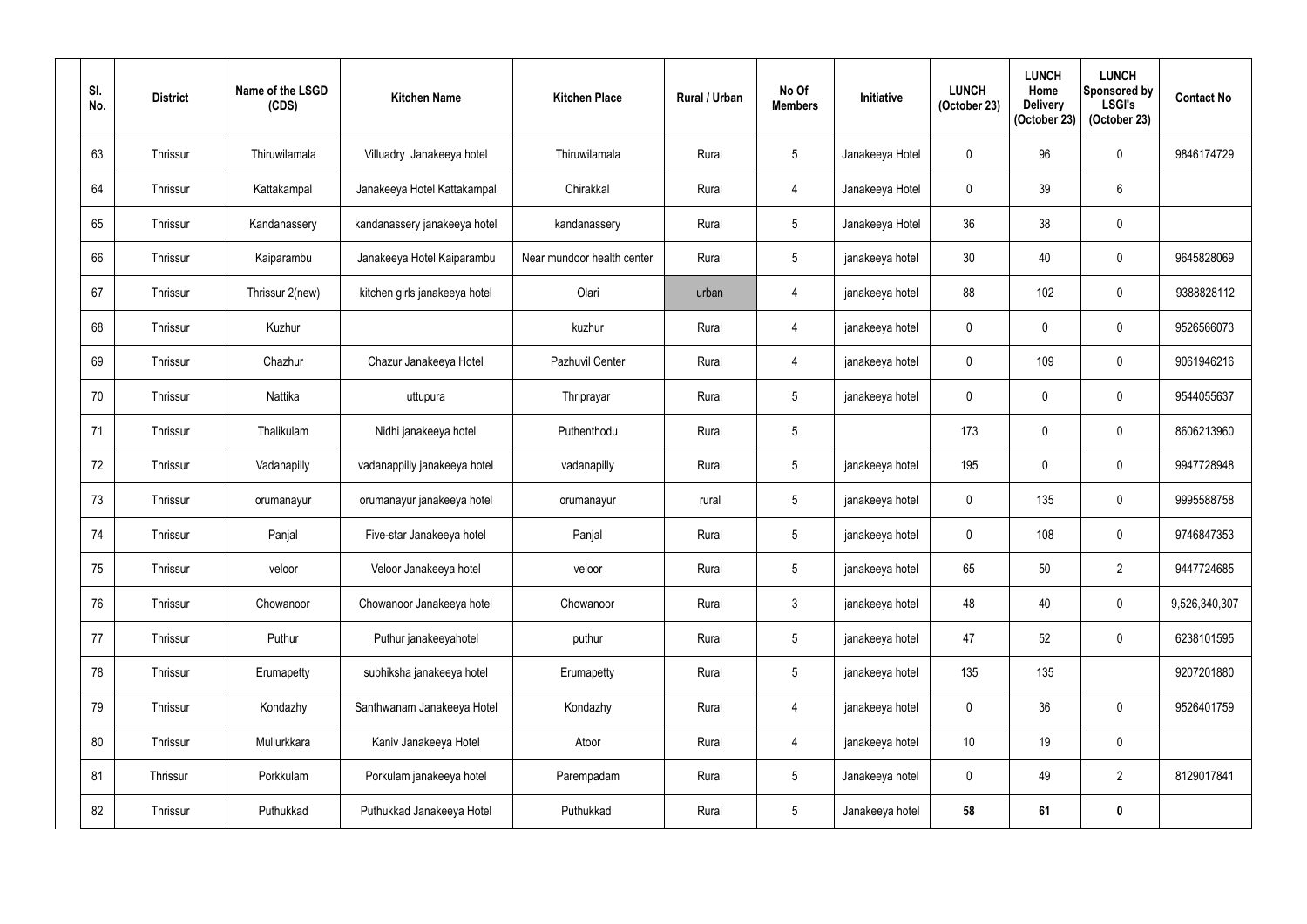| Sl. No. | District | Name of the LSGD (CDS) | Kitchen Name | Kitchen Place | Rural / Urban | No Of Members | Initiative | LUNCH (October 23) | LUNCH Home Delivery (October 23) | LUNCH Sponsored by LSGI's (October 23) | Contact No |
|---|---|---|---|---|---|---|---|---|---|---|---|
| 63 | Thrissur | Thiruwilamala | Villuadry Janakeeya hotel | Thiruwilamala | Rural | 5 | Janakeeya Hotel | 0 | 96 | 0 | 9846174729 |
| 64 | Thrissur | Kattakampal | Janakeeya Hotel Kattakampal | Chirakkal | Rural | 4 | Janakeeya Hotel | 0 | 39 | 6 | |
| 65 | Thrissur | Kandanassery | kandanassery janakeeya hotel | kandanassery | Rural | 5 | Janakeeya Hotel | 36 | 38 | 0 | |
| 66 | Thrissur | Kaiparambu | Janakeeya Hotel Kaiparambu | Near mundoor health center | Rural | 5 | janakeeya hotel | 30 | 40 | 0 | 9645828069 |
| 67 | Thrissur | Thrissur 2(new) | kitchen girls janakeeya hotel | Olari | urban | 4 | janakeeya hotel | 88 | 102 | 0 | 9388828112 |
| 68 | Thrissur | Kuzhur | | kuzhur | Rural | 4 | janakeeya hotel | 0 | 0 | 0 | 9526566073 |
| 69 | Thrissur | Chazhur | Chazur Janakeeya Hotel | Pazhuvil Center | Rural | 4 | janakeeya hotel | 0 | 109 | 0 | 9061946216 |
| 70 | Thrissur | Nattika | uttupura | Thriprayar | Rural | 5 | janakeeya hotel | 0 | 0 | 0 | 9544055637 |
| 71 | Thrissur | Thalikulam | Nidhi janakeeya hotel | Puthenthodu | Rural | 5 | | 173 | 0 | 0 | 8606213960 |
| 72 | Thrissur | Vadanapilly | vadanappilly janakeeya hotel | vadanapilly | Rural | 5 | janakeeya hotel | 195 | 0 | 0 | 9947728948 |
| 73 | Thrissur | orumanayur | orumanayur janakeeya hotel | orumanayur | rural | 5 | janakeeya hotel | 0 | 135 | 0 | 9995588758 |
| 74 | Thrissur | Panjal | Five-star Janakeeya hotel | Panjal | Rural | 5 | janakeeya hotel | 0 | 108 | 0 | 9746847353 |
| 75 | Thrissur | veloor | Veloor Janakeeya hotel | veloor | Rural | 5 | janakeeya hotel | 65 | 50 | 2 | 9447724685 |
| 76 | Thrissur | Chowanoor | Chowanoor Janakeeya hotel | Chowanoor | Rural | 3 | janakeeya hotel | 48 | 40 | 0 | 9,526,340,307 |
| 77 | Thrissur | Puthur | Puthur janakeeyahotel | puthur | Rural | 5 | janakeeya hotel | 47 | 52 | 0 | 6238101595 |
| 78 | Thrissur | Erumapetty | subhiksha janakeeya hotel | Erumapetty | Rural | 5 | janakeeya hotel | 135 | 135 | | 9207201880 |
| 79 | Thrissur | Kondazhy | Santhwanam Janakeeya Hotel | Kondazhy | Rural | 4 | janakeeya hotel | 0 | 36 | 0 | 9526401759 |
| 80 | Thrissur | Mullurkkara | Kaniv Janakeeya Hotel | Atoor | Rural | 4 | janakeeya hotel | 10 | 19 | 0 | |
| 81 | Thrissur | Porkkulam | Porkulam janakeeya hotel | Parempadam | Rural | 5 | Janakeeya hotel | 0 | 49 | 2 | 8129017841 |
| 82 | Thrissur | Puthukkad | Puthukkad Janakeeya Hotel | Puthukkad | Rural | 5 | Janakeeya hotel | **58** | **61** | **0** | |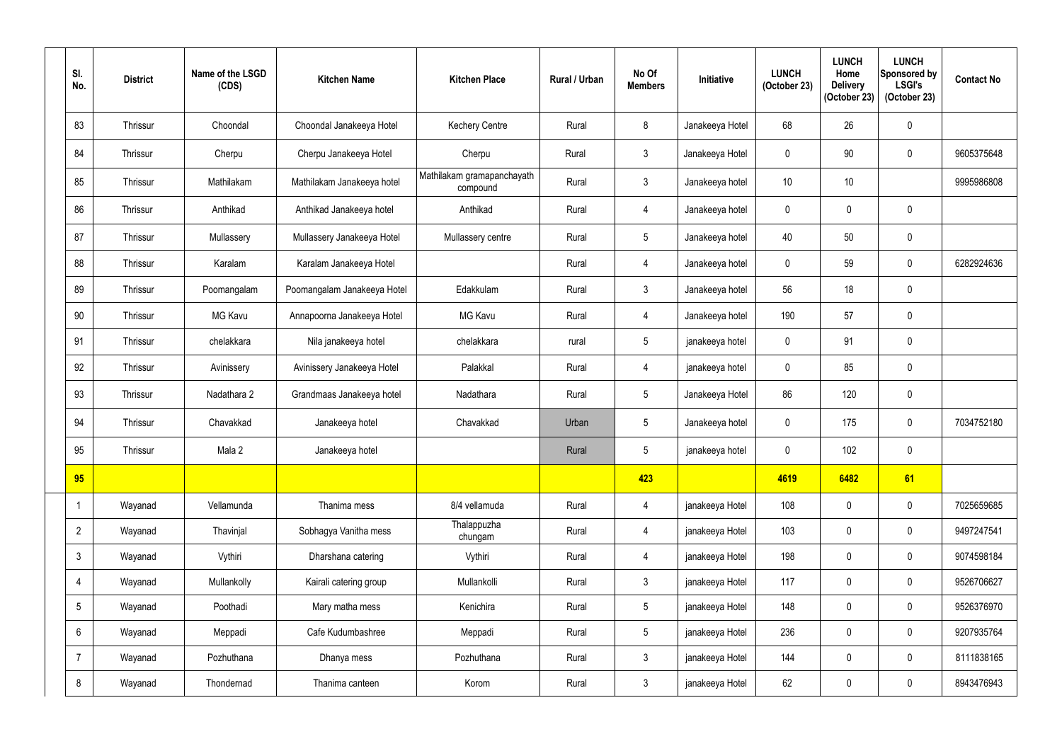| Sl. No. | District | Name of the LSGD (CDS) | Kitchen Name | Kitchen Place | Rural / Urban | No Of Members | Initiative | LUNCH (October 23) | LUNCH Home Delivery (October 23) | LUNCH Sponsored by LSGI's (October 23) | Contact No |
|---|---|---|---|---|---|---|---|---|---|---|---|
| 83 | Thrissur | Choondal | Choondal Janakeeya Hotel | Kechery Centre | Rural | 8 | Janakeeya Hotel | 68 | 26 | 0 | |
| 84 | Thrissur | Cherpu | Cherpu Janakeeya Hotel | Cherpu | Rural | 3 | Janakeeya Hotel | 0 | 90 | 0 | 9605375648 |
| 85 | Thrissur | Mathilakam | Mathilakam Janakeeya hotel | Mathilakam gramapanchayath compound | Rural | 3 | Janakeeya hotel | 10 | 10 | | 9995986808 |
| 86 | Thrissur | Anthikad | Anthikad Janakeeya hotel | Anthikad | Rural | 4 | Janakeeya hotel | 0 | 0 | 0 | |
| 87 | Thrissur | Mullassery | Mullassery Janakeeya Hotel | Mullassery centre | Rural | 5 | Janakeeya hotel | 40 | 50 | 0 | |
| 88 | Thrissur | Karalam | Karalam Janakeeya Hotel | | Rural | 4 | Janakeeya hotel | 0 | 59 | 0 | 6282924636 |
| 89 | Thrissur | Poomangalam | Poomangalam Janakeeya Hotel | Edakkulam | Rural | 3 | Janakeeya hotel | 56 | 18 | 0 | |
| 90 | Thrissur | MG Kavu | Annapoorna Janakeeya Hotel | MG Kavu | Rural | 4 | Janakeeya hotel | 190 | 57 | 0 | |
| 91 | Thrissur | chelakkara | Nila janakeeya hotel | chelakkara | rural | 5 | janakeeya hotel | 0 | 91 | 0 | |
| 92 | Thrissur | Avinissery | Avinissery Janakeeya Hotel | Palakkal | Rural | 4 | janakeeya hotel | 0 | 85 | 0 | |
| 93 | Thrissur | Nadathara 2 | Grandmaas Janakeeya hotel | Nadathara | Rural | 5 | Janakeeya Hotel | 86 | 120 | 0 | |
| 94 | Thrissur | Chavakkad | Janakeeya hotel | Chavakkad | Urban | 5 | Janakeeya hotel | 0 | 175 | 0 | 7034752180 |
| 95 | Thrissur | Mala 2 | Janakeeya hotel | | Rural | 5 | janakeeya hotel | 0 | 102 | 0 | |
| **95** | | | | | | **423** | | **4619** | **6482** | **61** | |
| 1 | Wayanad | Vellamunda | Thanima mess | 8/4 vellamuda | Rural | 4 | janakeeya Hotel | 108 | 0 | 0 | 7025659685 |
| 2 | Wayanad | Thavinjal | Sobhagya Vanitha mess | Thalappuzha chungam | Rural | 4 | janakeeya Hotel | 103 | 0 | 0 | 9497247541 |
| 3 | Wayanad | Vythiri | Dharshana catering | Vythiri | Rural | 4 | janakeeya Hotel | 198 | 0 | 0 | 9074598184 |
| 4 | Wayanad | Mullankolly | Kairali catering group | Mullankolli | Rural | 3 | janakeeya Hotel | 117 | 0 | 0 | 9526706627 |
| 5 | Wayanad | Poothadi | Mary matha mess | Kenichira | Rural | 5 | janakeeya Hotel | 148 | 0 | 0 | 9526376970 |
| 6 | Wayanad | Meppadi | Cafe Kudumbashree | Meppadi | Rural | 5 | janakeeya Hotel | 236 | 0 | 0 | 9207935764 |
| 7 | Wayanad | Pozhuthana | Dhanya mess | Pozhuthana | Rural | 3 | janakeeya Hotel | 144 | 0 | 0 | 8111838165 |
| 8 | Wayanad | Thondernad | Thanima canteen | Korom | Rural | 3 | janakeeya Hotel | 62 | 0 | 0 | 8943476943 |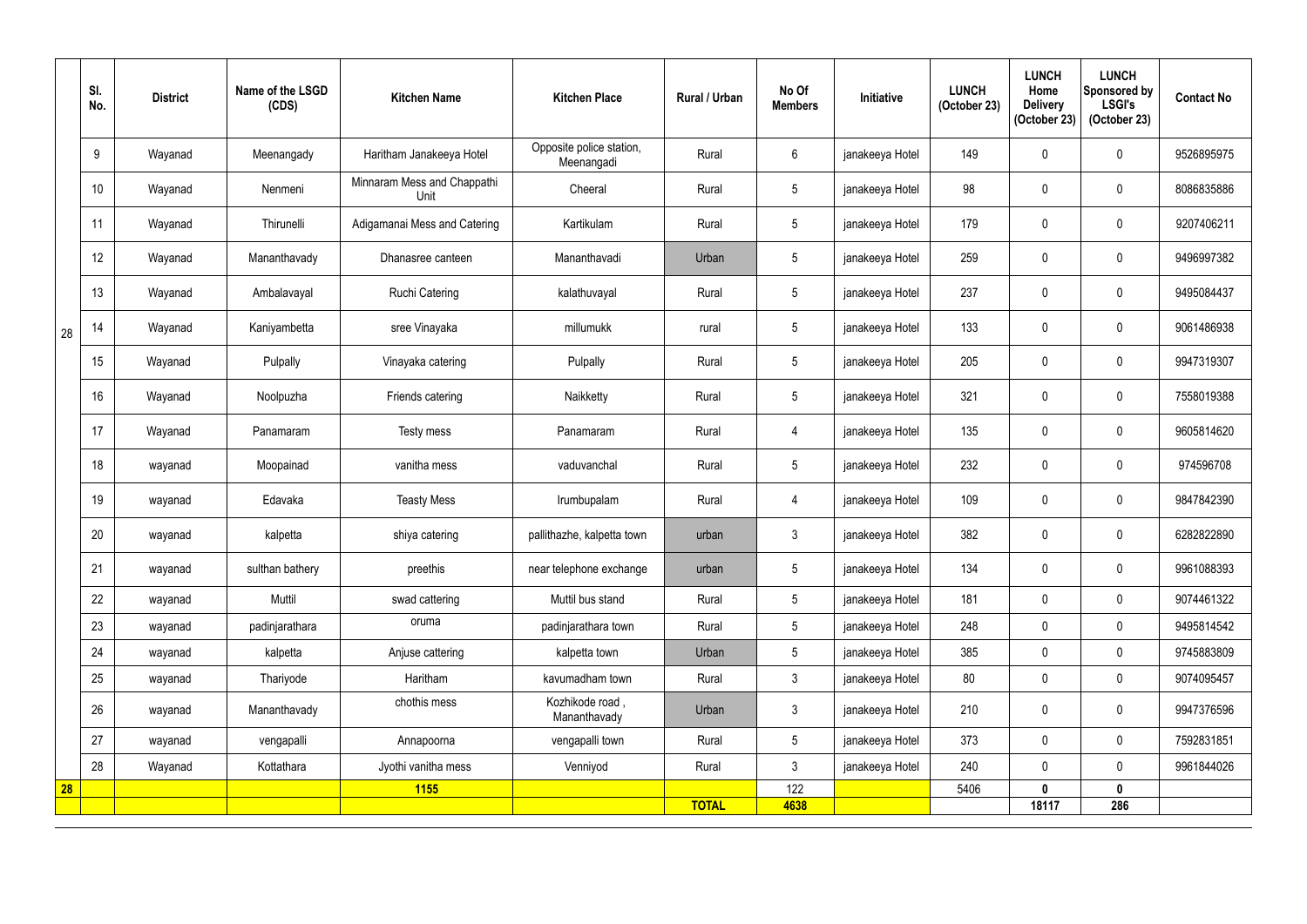| | Sl. No. | District | Name of the LSGD (CDS) | Kitchen Name | Kitchen Place | Rural / Urban | No Of Members | Initiative | LUNCH (October 23) | LUNCH Home Delivery (October 23) | LUNCH Sponsored by LSGI's (October 23) | Contact No |
|---|---|---|---|---|---|---|---|---|---|---|---|---|
| 28 | 9 | Wayanad | Meenangady | Haritham Janakeeya Hotel | Opposite police station, Meenangadi | Rural | 6 | janakeeya Hotel | 149 | 0 | 0 | 9526895975 |
| | 10 | Wayanad | Nenmeni | Minnaram Mess and Chappathi Unit | Cheeral | Rural | 5 | janakeeya Hotel | 98 | 0 | 0 | 8086835886 |
| | 11 | Wayanad | Thirunelli | Adigamanai Mess and Catering | Kartikulam | Rural | 5 | janakeeya Hotel | 179 | 0 | 0 | 9207406211 |
| | 12 | Wayanad | Mananthavady | Dhanasree canteen | Mananthavadi | Urban | 5 | janakeeya Hotel | 259 | 0 | 0 | 9496997382 |
| | 13 | Wayanad | Ambalavayal | Ruchi Catering | kalathuvayal | Rural | 5 | janakeeya Hotel | 237 | 0 | 0 | 9495084437 |
| | 14 | Wayanad | Kaniyambetta | sree Vinayaka | millumukk | rural | 5 | janakeeya Hotel | 133 | 0 | 0 | 9061486938 |
| | 15 | Wayanad | Pulpally | Vinayaka catering | Pulpally | Rural | 5 | janakeeya Hotel | 205 | 0 | 0 | 9947319307 |
| | 16 | Wayanad | Noolpuzha | Friends catering | Naikketty | Rural | 5 | janakeeya Hotel | 321 | 0 | 0 | 7558019388 |
| | 17 | Wayanad | Panamaram | Testy mess | Panamaram | Rural | 4 | janakeeya Hotel | 135 | 0 | 0 | 9605814620 |
| | 18 | wayanad | Moopainad | vanitha mess | vaduvanchal | Rural | 5 | janakeeya Hotel | 232 | 0 | 0 | 974596708 |
| | 19 | wayanad | Edavaka | Teasty Mess | Irumbupalam | Rural | 4 | janakeeya Hotel | 109 | 0 | 0 | 9847842390 |
| | 20 | wayanad | kalpetta | shiya catering | pallithazhe, kalpetta town | urban | 3 | janakeeya Hotel | 382 | 0 | 0 | 6282822890 |
| | 21 | wayanad | sulthan bathery | preethis | near telephone exchange | urban | 5 | janakeeya Hotel | 134 | 0 | 0 | 9961088393 |
| | 22 | wayanad | Muttil | swad cattering | Muttil bus stand | Rural | 5 | janakeeya Hotel | 181 | 0 | 0 | 9074461322 |
| | 23 | wayanad | padinjarathara | oruma | padinjarathara town | Rural | 5 | janakeeya Hotel | 248 | 0 | 0 | 9495814542 |
| | 24 | wayanad | kalpetta | Anjuse cattering | kalpetta town | Urban | 5 | janakeeya Hotel | 385 | 0 | 0 | 9745883809 |
| | 25 | wayanad | Thariyode | Haritham | kavumadham town | Rural | 3 | janakeeya Hotel | 80 | 0 | 0 | 9074095457 |
| | 26 | wayanad | Mananthavady | chothis mess | Kozhikode road , Mananthavady | Urban | 3 | janakeeya Hotel | 210 | 0 | 0 | 9947376596 |
| | 27 | wayanad | vengapalli | Annapoorna | vengapalli town | Rural | 5 | janakeeya Hotel | 373 | 0 | 0 | 7592831851 |
| | 28 | Wayanad | Kottathara | Jyothi vanitha mess | Venniyod | Rural | 3 | janakeeya Hotel | 240 | 0 | 0 | 9961844026 |
| **28** | | | | **1155** | | | 122 | | 5406 | **0** | **0** | |
| | | | | | | **TOTAL** | **4638** | | | **18117** | **286** | |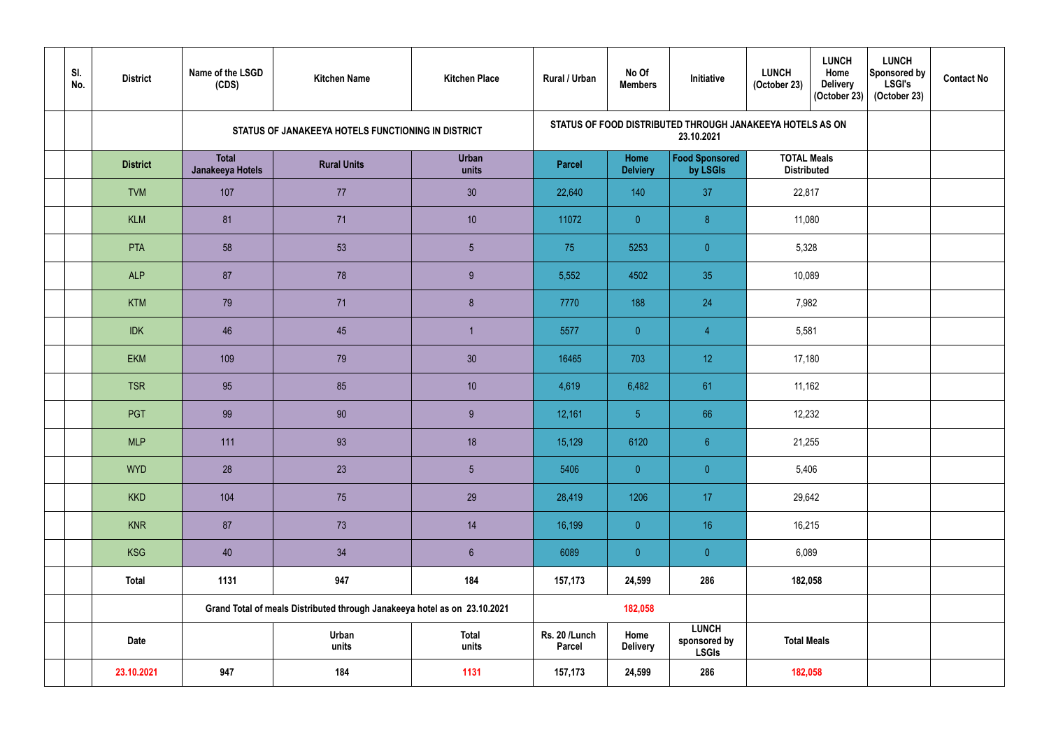| Sl. No. | District | Name of the LSGD (CDS) | Kitchen Name | Kitchen Place | Rural / Urban | No Of Members | Initiative | LUNCH (October 23) | LUNCH Home Delivery (October 23) | LUNCH Sponsored by LSGI's (October 23) | Contact No |
|---|---|---|---|---|---|---|---|---|---|---|---|
| | | STATUS OF JANAKEEYA HOTELS FUNCTIONING IN DISTRICT | | | STATUS OF FOOD DISTRIBUTED THROUGH JANAKEEYA HOTELS AS ON 23.10.2021 | | | | | | |
| | District | Total Janakeeya Hotels | Rural Units | Urban units | Parcel | Home Delviery | Food Sponsored by LSGIs | TOTAL Meals Distributed | | | |
| | TVM | 107 | 77 | 30 | 22,640 | 140 | 37 | 22,817 | | | |
| | KLM | 81 | 71 | 10 | 11072 | 0 | 8 | 11,080 | | | |
| | PTA | 58 | 53 | 5 | 75 | 5253 | 0 | 5,328 | | | |
| | ALP | 87 | 78 | 9 | 5,552 | 4502 | 35 | 10,089 | | | |
| | KTM | 79 | 71 | 8 | 7770 | 188 | 24 | 7,982 | | | |
| | IDK | 46 | 45 | 1 | 5577 | 0 | 4 | 5,581 | | | |
| | EKM | 109 | 79 | 30 | 16465 | 703 | 12 | 17,180 | | | |
| | TSR | 95 | 85 | 10 | 4,619 | 6,482 | 61 | 11,162 | | | |
| | PGT | 99 | 90 | 9 | 12,161 | 5 | 66 | 12,232 | | | |
| | MLP | 111 | 93 | 18 | 15,129 | 6120 | 6 | 21,255 | | | |
| | WYD | 28 | 23 | 5 | 5406 | 0 | 0 | 5,406 | | | |
| | KKD | 104 | 75 | 29 | 28,419 | 1206 | 17 | 29,642 | | | |
| | KNR | 87 | 73 | 14 | 16,199 | 0 | 16 | 16,215 | | | |
| | KSG | 40 | 34 | 6 | 6089 | 0 | 0 | 6,089 | | | |
| | Total | 1131 | 947 | 184 | 157,173 | 24,599 | 286 | 182,058 | | | |
| | | Grand Total of meals Distributed through Janakeeya hotel as on 23.10.2021 | | | | 182,058 | | | | | |
| | Date | | Urban units | Total units | Rs. 20 /Lunch Parcel | Home Delivery | LUNCH sponsored by LSGIs | Total Meals | | | |
| | 23.10.2021 | 947 | 184 | 1131 | 157,173 | 24,599 | 286 | 182,058 | | | |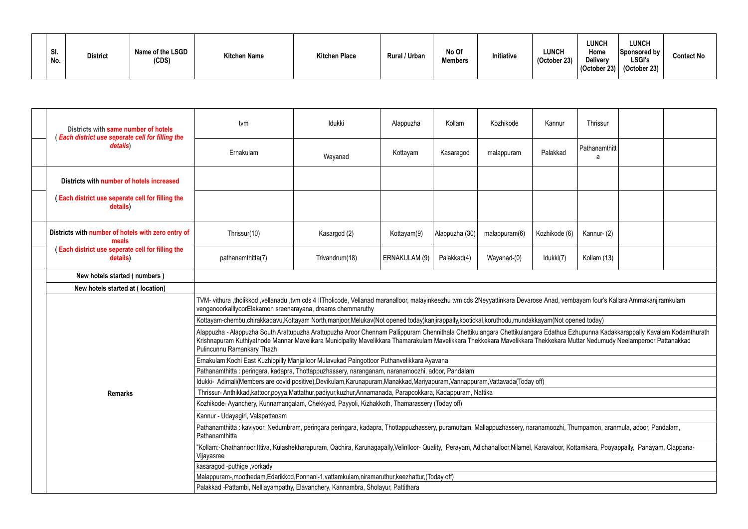| Sl. No. | District | Name of the LSGD (CDS) | Kitchen Name | Kitchen Place | Rural / Urban | No Of Members | Initiative | LUNCH (October 23) | LUNCH Home Delivery (October 23) | LUNCH Sponsored by LSGI's (October 23) | Contact No |
|---|---|---|---|---|---|---|---|---|---|---|---|

| | | | | | | | | | | |
|---|---|---|---|---|---|---|---|---|---|---|
| | Districts with same number of hotels ( *Each district use seperate cell for filling the details*) | tvm | Idukki | Alappuzha | Kollam | Kozhikode | Kannur | Thrissur | | |
| | | Ernakulam | Wayanad | Kottayam | Kasaragod | malappuram | Palakkad | Pathanamthitta | | |
| | Districts with number of hotels increased | | | | | | | | | |
| | ( Each district use seperate cell for filling the details) | | | | | | | | | |
| | Districts with number of hotels with zero entry of meals ( Each district use seperate cell for filling the details) | Thrissur(10) | Kasargod (2) | Kottayam(9) | Alappuzha (30) | malappuram(6) | Kozhikode (6) | Kannur- (2) | | |
| | | pathanamthitta(7) | Trivandrum(18) | ERNAKULAM (9) | Palakkad(4) | Wayanad-(0) | Idukki(7) | Kollam (13) | | |
| | New hotels started ( numbers ) | | | | | | | | | |
| | New hotels started at ( location) | | | | | | | | | |
| | Remarks | TVM- vithura ,tholikkod ,vellanadu ,tvm cds 4 IITholicode, Vellanad maranalloor, malayinkeezhu tvm cds 2Neyyattinkara Devarose Anad, vembayam four's Kallara Ammakanjiramkulam venganoorkalliyoorElakamon sreenarayana, dreams chemmaruthy | | | | | | | | |
| | | Kottayam-chembu,chirakkadavu,Kottayam North,manjoor,Melukav(Not opened today)kanjirappally,kootickal,koruthodu,mundakkayam(Not opened today) | | | | | | | | |
| | | Alappuzha - Alappuzha South Arattupuzha Arattupuzha Aroor Chennam Pallippuram Chennithala Chettikulangara Chettikulangara Edathua Ezhupunna Kadakkarappally Kavalam Kodamthurath Krishnapuram Kuthiyathode Mannar Mavelikara Municipality Mavelikkara Thamarakulam Mavelikkara Thekkekara Mavelikkara Thekkekara Muttar Nedumudy Neelamperoor Pattanakkad Pulincunnu Ramankary Thazh | | | | | | | | |
| | | Ernakulam:Kochi East Kuzhippilly Manjalloor Mulavukad Paingottoor Puthanvelikkara Ayavana | | | | | | | | |
| | | Pathanamthitta : peringara, kadapra, Thottappuzhassery, naranganam, naranamoozhi, adoor, Pandalam | | | | | | | | |
| | | Idukki- Adimali(Members are covid positive),Devikulam,Karunapuram,Manakkad,Mariyapuram,Vannappuram,Vattavada(Today off) | | | | | | | | |
| | | Thrissur- Anthikkad,kattoor,poyya,Mattathur,padiyur,kuzhur,Annamanada, Parapookkara, Kadappuram, Nattika | | | | | | | | |
| | | Kozhikode- Ayanchery, Kunnamangalam, Chekkyad, Payyoli, Kizhakkoth, Thamarassery (Today off) | | | | | | | | |
| | | Kannur - Udayagiri, Valapattanam | | | | | | | | |
| | | Pathanamthitta : kaviyoor, Nedumbram, peringara peringara, kadapra, Thottappuzhassery, puramuttam, Mallappuzhassery, naranamoozhi, Thumpamon, aranmula, adoor, Pandalam, Pathanamthitta | | | | | | | | |
| | | "Kollam:-Chathannoor,Ittiva, Kulashekharapuram, Oachira, Karunagapally,Velinlloor- Quality, Perayam, Adichanalloor,Nilamel, Karavaloor, Kottamkara, Pooyappally, Panayam, Clappana-Vijayasree | | | | | | | | |
| | | kasaragod -puthige ,vorkady | | | | | | | | |
| | | Malappuram-,moothedam,Edarikkod,Ponnani-1,vattamkulam,niramaruthur,keezhattur,(Today off) | | | | | | | | |
| | | Palakkad -Pattambi, Nelliayampathy, Elavanchery, Kannambra, Sholayur, Pattithara | | | | | | | | |